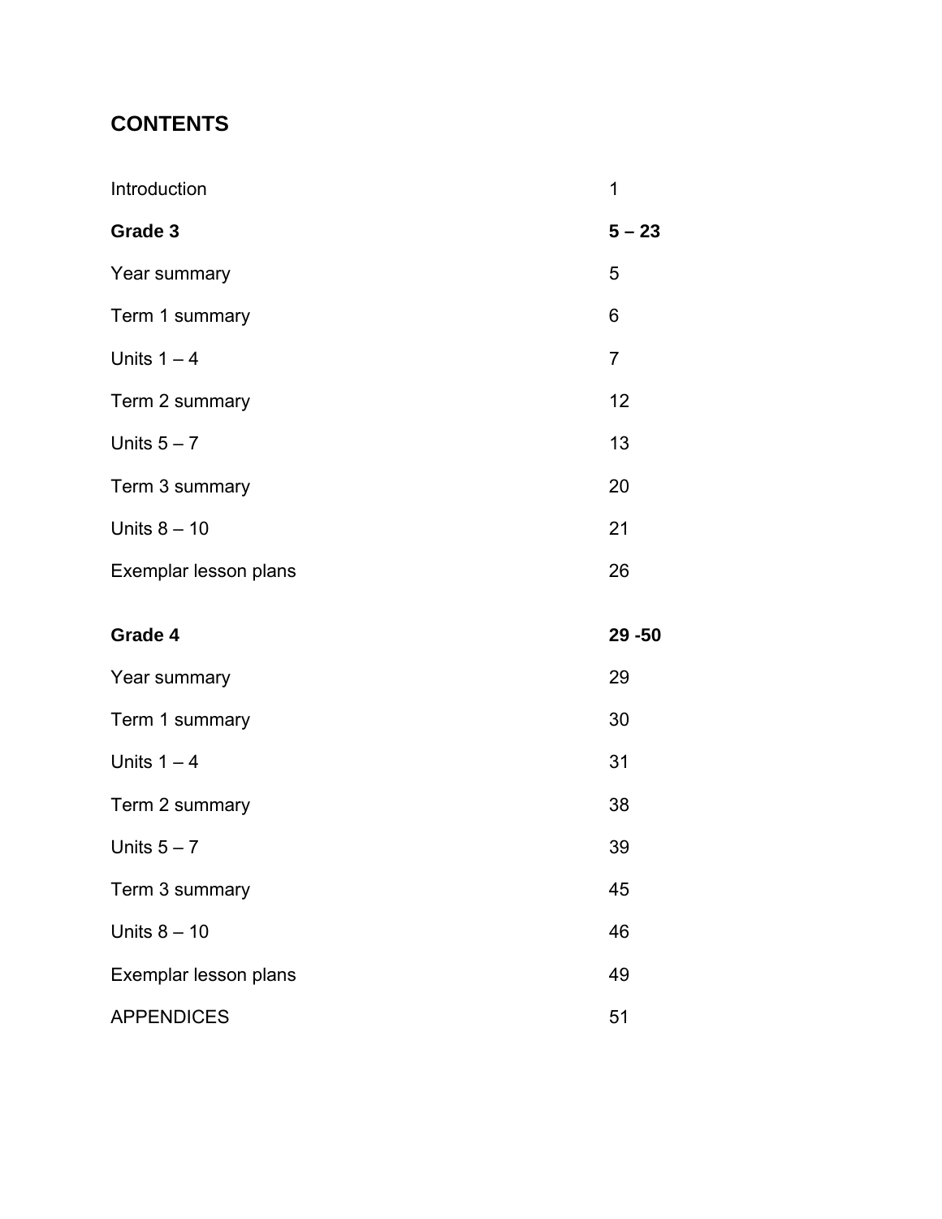# CONTENTS

| | |
|---|---|
| Introduction | 1 |
| **Grade 3** | **5 – 23** |
| Year summary | 5 |
| Term 1 summary | 6 |
| Units 1 – 4 | 7 |
| Term 2 summary | 12 |
| Units 5 – 7 | 13 |
| Term 3 summary | 20 |
| Units 8 – 10 | 21 |
| Exemplar lesson plans | 26 |
| **Grade 4** | **29 -50** |
| Year summary | 29 |
| Term 1 summary | 30 |
| Units 1 – 4 | 31 |
| Term 2 summary | 38 |
| Units 5 – 7 | 39 |
| Term 3 summary | 45 |
| Units 8 – 10 | 46 |
| Exemplar lesson plans | 49 |
| APPENDICES | 51 |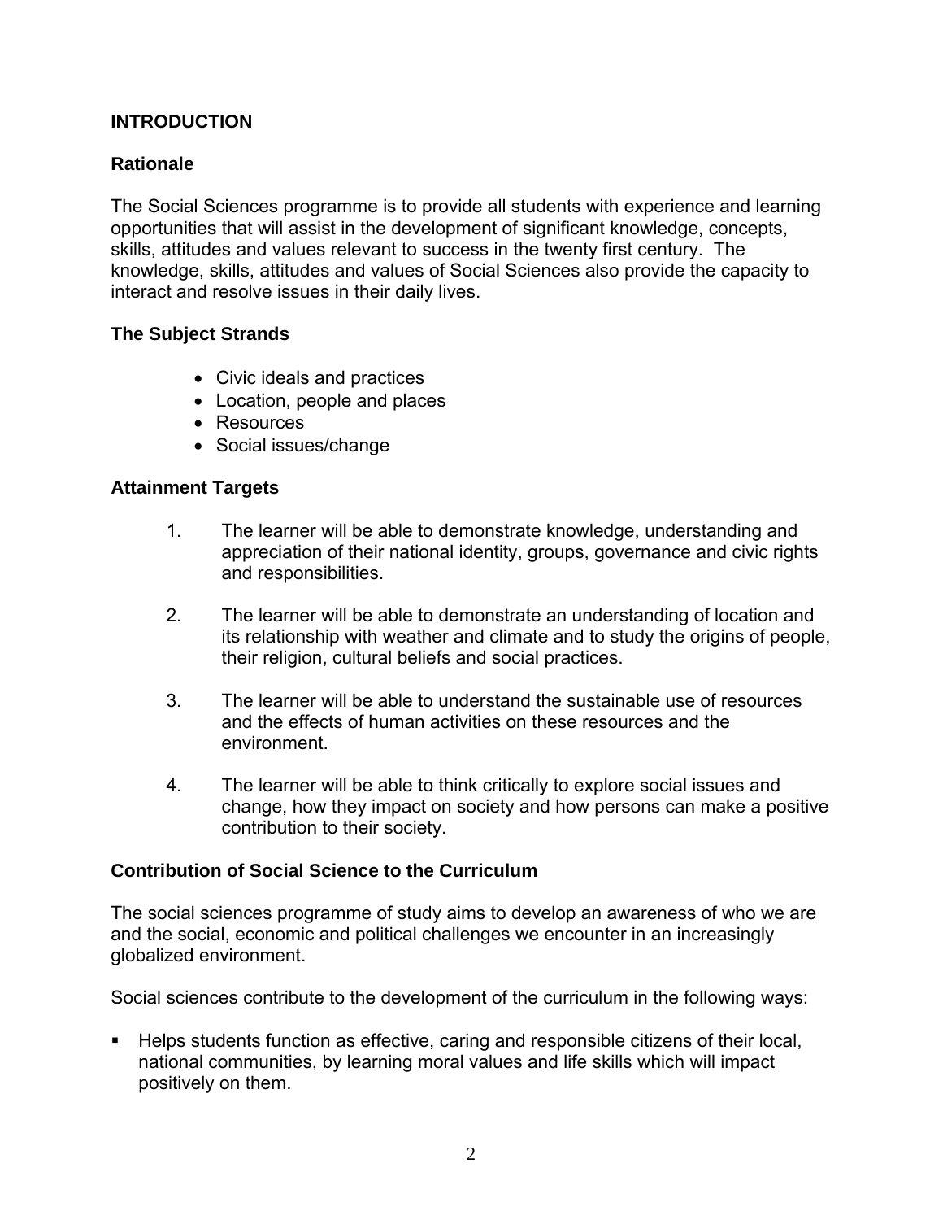# INTRODUCTION

## Rationale

The Social Sciences programme is to provide all students with experience and learning opportunities that will assist in the development of significant knowledge, concepts, skills, attitudes and values relevant to success in the twenty first century. The knowledge, skills, attitudes and values of Social Sciences also provide the capacity to interact and resolve issues in their daily lives.

## The Subject Strands

- Civic ideals and practices
- Location, people and places
- Resources
- Social issues/change

## Attainment Targets

1. The learner will be able to demonstrate knowledge, understanding and appreciation of their national identity, groups, governance and civic rights and responsibilities.

2. The learner will be able to demonstrate an understanding of location and its relationship with weather and climate and to study the origins of people, their religion, cultural beliefs and social practices.

3. The learner will be able to understand the sustainable use of resources and the effects of human activities on these resources and the environment.

4. The learner will be able to think critically to explore social issues and change, how they impact on society and how persons can make a positive contribution to their society.

## Contribution of Social Science to the Curriculum

The social sciences programme of study aims to develop an awareness of who we are and the social, economic and political challenges we encounter in an increasingly globalized environment.

Social sciences contribute to the development of the curriculum in the following ways:

- Helps students function as effective, caring and responsible citizens of their local, national communities, by learning moral values and life skills which will impact positively on them.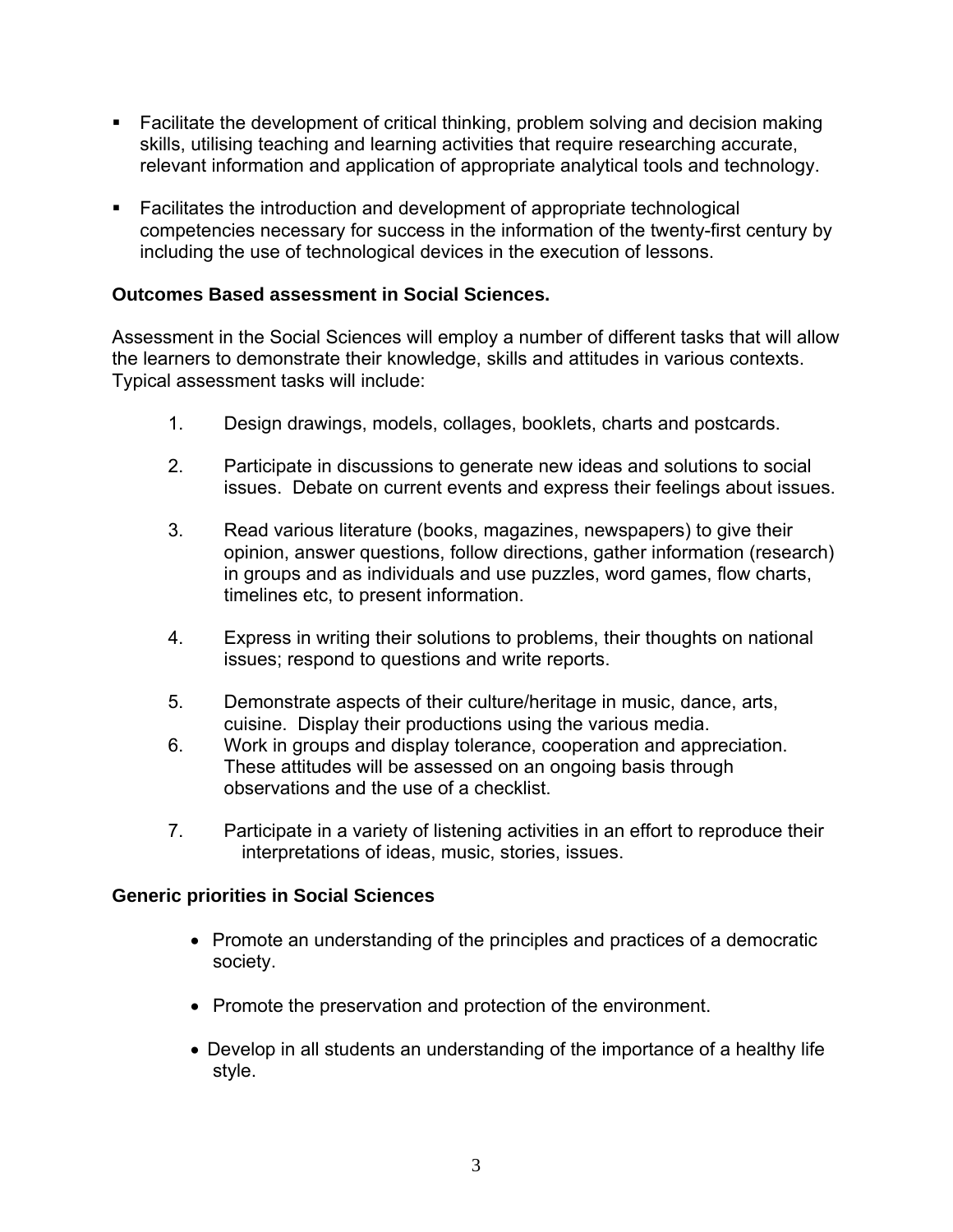- Facilitate the development of critical thinking, problem solving and decision making skills, utilising teaching and learning activities that require researching accurate, relevant information and application of appropriate analytical tools and technology.

- Facilitates the introduction and development of appropriate technological competencies necessary for success in the information of the twenty-first century by including the use of technological devices in the execution of lessons.

**Outcomes Based assessment in Social Sciences.**

Assessment in the Social Sciences will employ a number of different tasks that will allow the learners to demonstrate their knowledge, skills and attitudes in various contexts. Typical assessment tasks will include:

1. Design drawings, models, collages, booklets, charts and postcards.

2. Participate in discussions to generate new ideas and solutions to social issues. Debate on current events and express their feelings about issues.

3. Read various literature (books, magazines, newspapers) to give their opinion, answer questions, follow directions, gather information (research) in groups and as individuals and use puzzles, word games, flow charts, timelines etc, to present information.

4. Express in writing their solutions to problems, their thoughts on national issues; respond to questions and write reports.

5. Demonstrate aspects of their culture/heritage in music, dance, arts, cuisine. Display their productions using the various media.
6. Work in groups and display tolerance, cooperation and appreciation. These attitudes will be assessed on an ongoing basis through observations and the use of a checklist.

7. Participate in a variety of listening activities in an effort to reproduce their interpretations of ideas, music, stories, issues.

**Generic priorities in Social Sciences**

- Promote an understanding of the principles and practices of a democratic society.

- Promote the preservation and protection of the environment.

- Develop in all students an understanding of the importance of a healthy life style.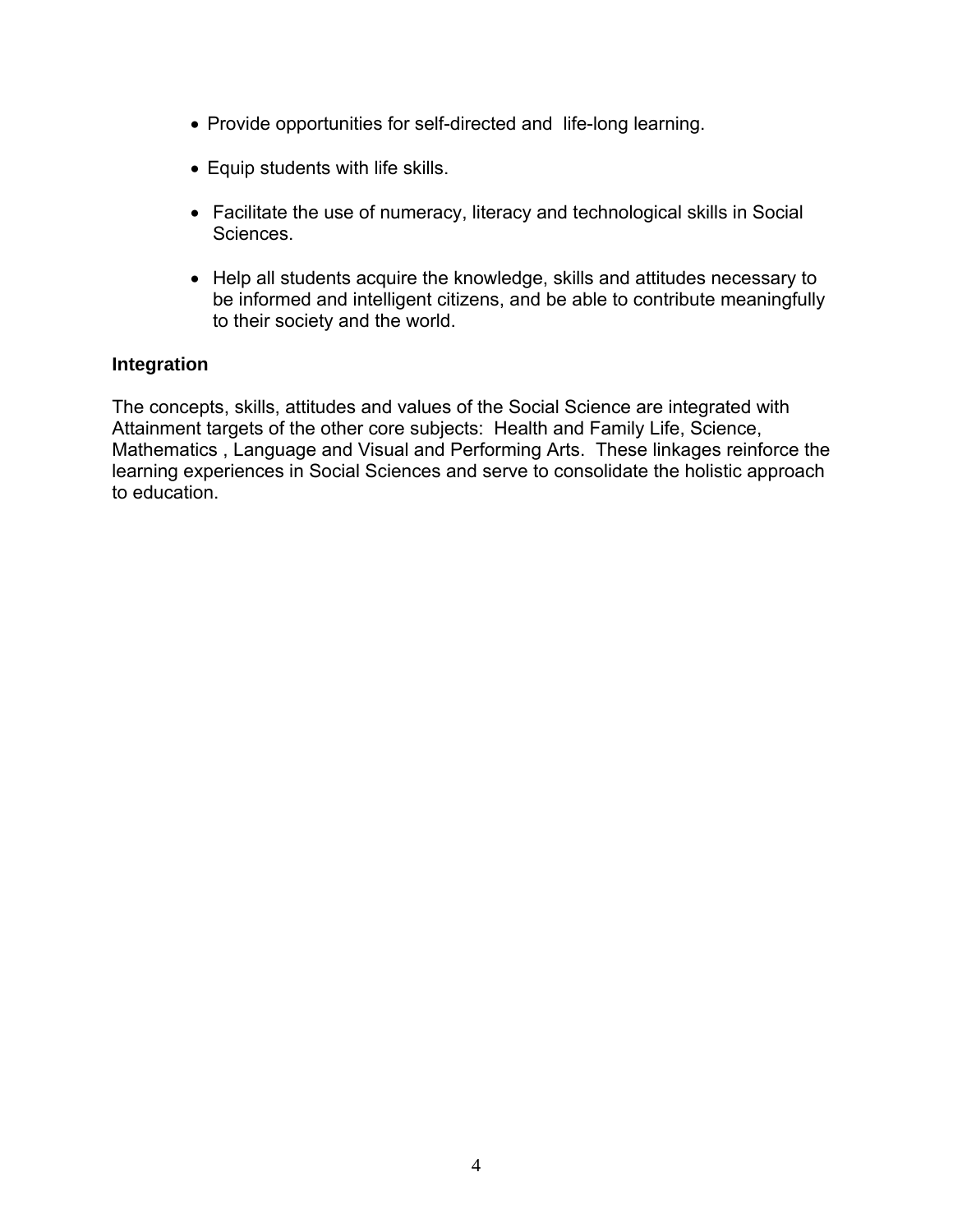- Provide opportunities for self-directed and life-long learning.
- Equip students with life skills.
- Facilitate the use of numeracy, literacy and technological skills in Social Sciences.
- Help all students acquire the knowledge, skills and attitudes necessary to be informed and intelligent citizens, and be able to contribute meaningfully to their society and the world.

**Integration**

The concepts, skills, attitudes and values of the Social Science are integrated with Attainment targets of the other core subjects: Health and Family Life, Science, Mathematics , Language and Visual and Performing Arts. These linkages reinforce the learning experiences in Social Sciences and serve to consolidate the holistic approach to education.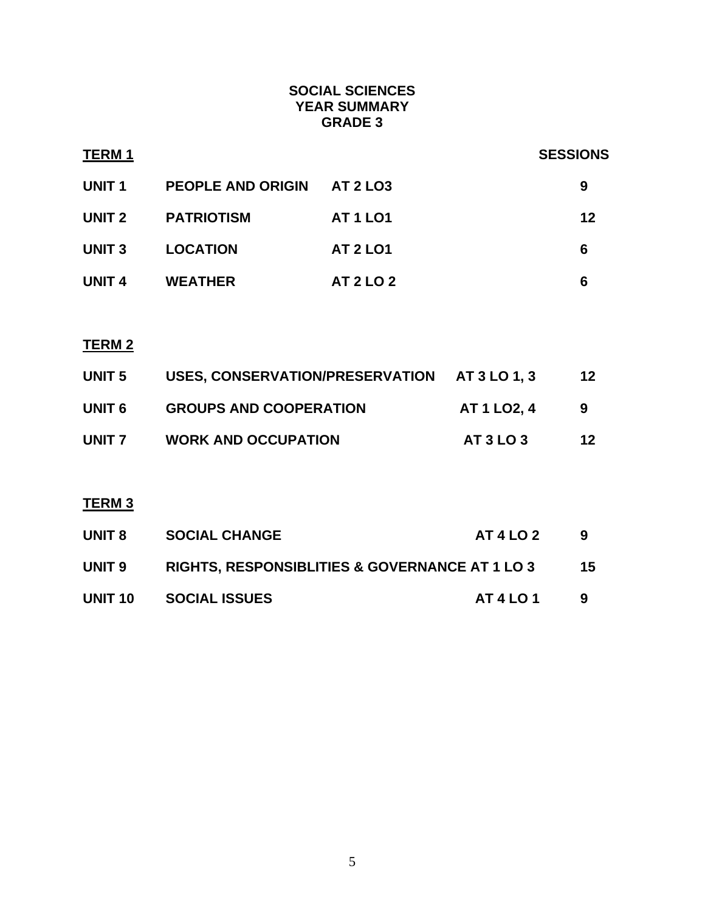# SOCIAL SCIENCES
## YEAR SUMMARY
## GRADE 3

| TERM 1 | | | SESSIONS |
|---|---|---|---|
| UNIT 1 | PEOPLE AND ORIGIN | AT 2 LO3 | 9 |
| UNIT 2 | PATRIOTISM | AT 1 LO1 | 12 |
| UNIT 3 | LOCATION | AT 2 LO1 | 6 |
| UNIT 4 | WEATHER | AT 2 LO 2 | 6 |
| **TERM 2** | | | |
| UNIT 5 | USES, CONSERVATION/PRESERVATION | AT 3 LO 1, 3 | 12 |
| UNIT 6 | GROUPS AND COOPERATION | AT 1 LO2, 4 | 9 |
| UNIT 7 | WORK AND OCCUPATION | AT 3 LO 3 | 12 |
| **TERM 3** | | | |
| UNIT 8 | SOCIAL CHANGE | AT 4 LO 2 | 9 |
| UNIT 9 | RIGHTS, RESPONSIBLITIES & GOVERNANCE | AT 1 LO 3 | 15 |
| UNIT 10 | SOCIAL ISSUES | AT 4 LO 1 | 9 |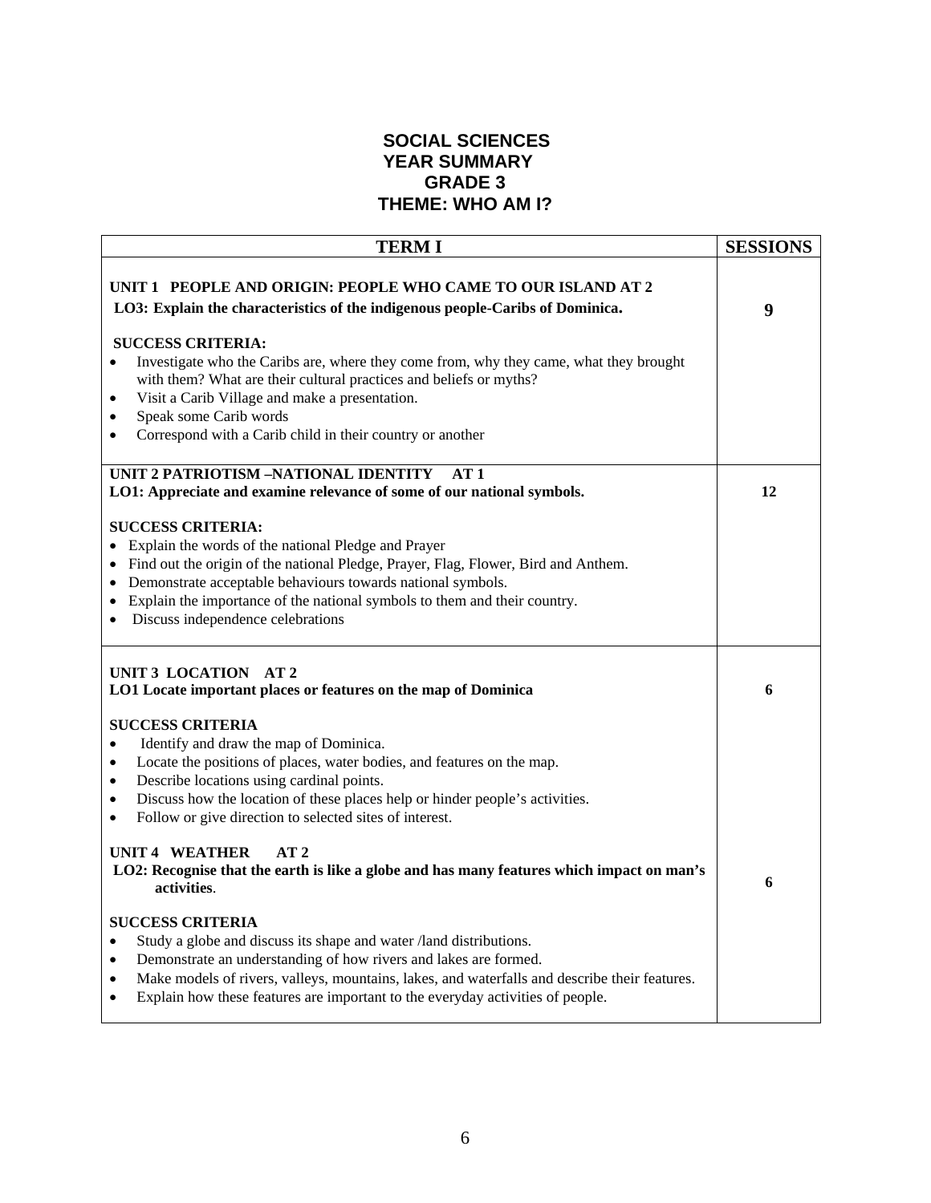# SOCIAL SCIENCES
## YEAR SUMMARY
## GRADE 3
## THEME: WHO AM I?

| TERM I | SESSIONS |
|---|---|
| **UNIT 1 PEOPLE AND ORIGIN: PEOPLE WHO CAME TO OUR ISLAND AT 2**<br>**LO3: Explain the characteristics of the indigenous people-Caribs of Dominica.**<br><br>**SUCCESS CRITERIA:**<br>• Investigate who the Caribs are, where they come from, why they came, what they brought with them? What are their cultural practices and beliefs or myths?<br>• Visit a Carib Village and make a presentation.<br>• Speak some Carib words<br>• Correspond with a Carib child in their country or another | **9** |
| **UNIT 2 PATRIOTISM –NATIONAL IDENTITY AT 1**<br>**LO1: Appreciate and examine relevance of some of our national symbols.**<br><br>**SUCCESS CRITERIA:**<br>• Explain the words of the national Pledge and Prayer<br>• Find out the origin of the national Pledge, Prayer, Flag, Flower, Bird and Anthem.<br>• Demonstrate acceptable behaviours towards national symbols.<br>• Explain the importance of the national symbols to them and their country.<br>• Discuss independence celebrations | **12** |
| **UNIT 3 LOCATION AT 2**<br>**LO1 Locate important places or features on the map of Dominica**<br><br>**SUCCESS CRITERIA**<br>• Identify and draw the map of Dominica.<br>• Locate the positions of places, water bodies, and features on the map.<br>• Describe locations using cardinal points.<br>• Discuss how the location of these places help or hinder people's activities.<br>• Follow or give direction to selected sites of interest. | **6** |
| **UNIT 4 WEATHER AT 2**<br>**LO2: Recognise that the earth is like a globe and has many features which impact on man's activities**.<br><br>**SUCCESS CRITERIA**<br>• Study a globe and discuss its shape and water /land distributions.<br>• Demonstrate an understanding of how rivers and lakes are formed.<br>• Make models of rivers, valleys, mountains, lakes, and waterfalls and describe their features.<br>• Explain how these features are important to the everyday activities of people. | **6** |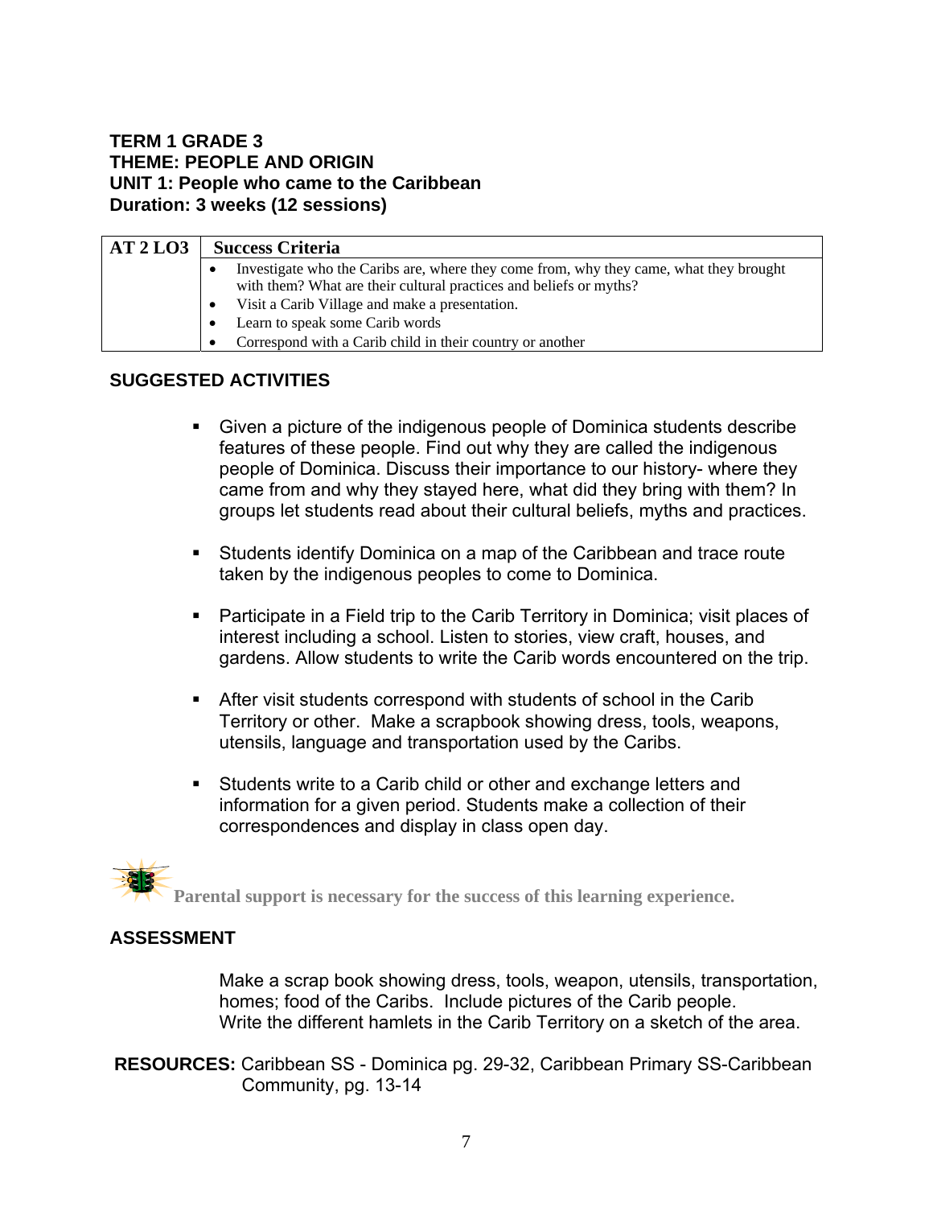**TERM 1 GRADE 3**
**THEME: PEOPLE AND ORIGIN**
**UNIT 1: People who came to the Caribbean**
**Duration: 3 weeks (12 sessions)**

| AT 2 LO3 | Success Criteria |
|---|---|
| | • Investigate who the Caribs are, where they come from, why they came, what they brought with them? What are their cultural practices and beliefs or myths?<br>• Visit a Carib Village and make a presentation.<br>• Learn to speak some Carib words<br>• Correspond with a Carib child in their country or another |

## SUGGESTED ACTIVITIES

- Given a picture of the indigenous people of Dominica students describe features of these people. Find out why they are called the indigenous people of Dominica. Discuss their importance to our history- where they came from and why they stayed here, what did they bring with them? In groups let students read about their cultural beliefs, myths and practices.

- Students identify Dominica on a map of the Caribbean and trace route taken by the indigenous peoples to come to Dominica.

- Participate in a Field trip to the Carib Territory in Dominica; visit places of interest including a school. Listen to stories, view craft, houses, and gardens. Allow students to write the Carib words encountered on the trip.

- After visit students correspond with students of school in the Carib Territory or other. Make a scrapbook showing dress, tools, weapons, utensils, language and transportation used by the Caribs.

- Students write to a Carib child or other and exchange letters and information for a given period. Students make a collection of their correspondences and display in class open day.

**Parental support is necessary for the success of this learning experience.**

## ASSESSMENT

Make a scrap book showing dress, tools, weapon, utensils, transportation, homes; food of the Caribs. Include pictures of the Carib people.
Write the different hamlets in the Carib Territory on a sketch of the area.

**RESOURCES:** Caribbean SS - Dominica pg. 29-32, Caribbean Primary SS-Caribbean Community, pg. 13-14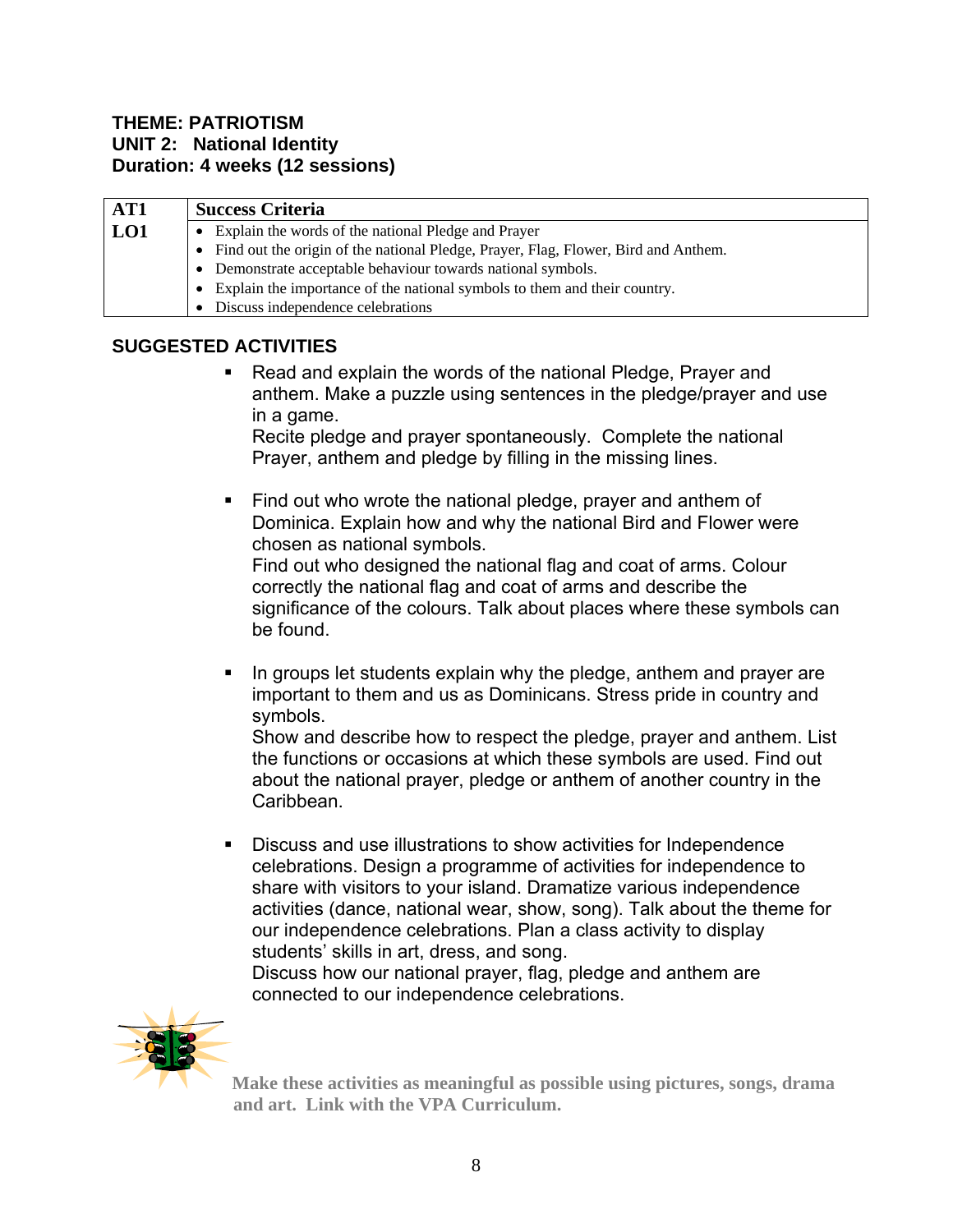**THEME: PATRIOTISM**
**UNIT 2: National Identity**
**Duration: 4 weeks (12 sessions)**

| AT1 | Success Criteria |
|---|---|
| LO1 | • Explain the words of the national Pledge and Prayer<br>• Find out the origin of the national Pledge, Prayer, Flag, Flower, Bird and Anthem.<br>• Demonstrate acceptable behaviour towards national symbols.<br>• Explain the importance of the national symbols to them and their country.<br>• Discuss independence celebrations |

## SUGGESTED ACTIVITIES

- Read and explain the words of the national Pledge, Prayer and anthem. Make a puzzle using sentences in the pledge/prayer and use in a game.
  Recite pledge and prayer spontaneously. Complete the national Prayer, anthem and pledge by filling in the missing lines.

- Find out who wrote the national pledge, prayer and anthem of Dominica. Explain how and why the national Bird and Flower were chosen as national symbols.
  Find out who designed the national flag and coat of arms. Colour correctly the national flag and coat of arms and describe the significance of the colours. Talk about places where these symbols can be found.

- In groups let students explain why the pledge, anthem and prayer are important to them and us as Dominicans. Stress pride in country and symbols.
  Show and describe how to respect the pledge, prayer and anthem. List the functions or occasions at which these symbols are used. Find out about the national prayer, pledge or anthem of another country in the Caribbean.

- Discuss and use illustrations to show activities for Independence celebrations. Design a programme of activities for independence to share with visitors to your island. Dramatize various independence activities (dance, national wear, show, song). Talk about the theme for our independence celebrations. Plan a class activity to display students' skills in art, dress, and song.
  Discuss how our national prayer, flag, pledge and anthem are connected to our independence celebrations.

**Make these activities as meaningful as possible using pictures, songs, drama and art. Link with the VPA Curriculum.**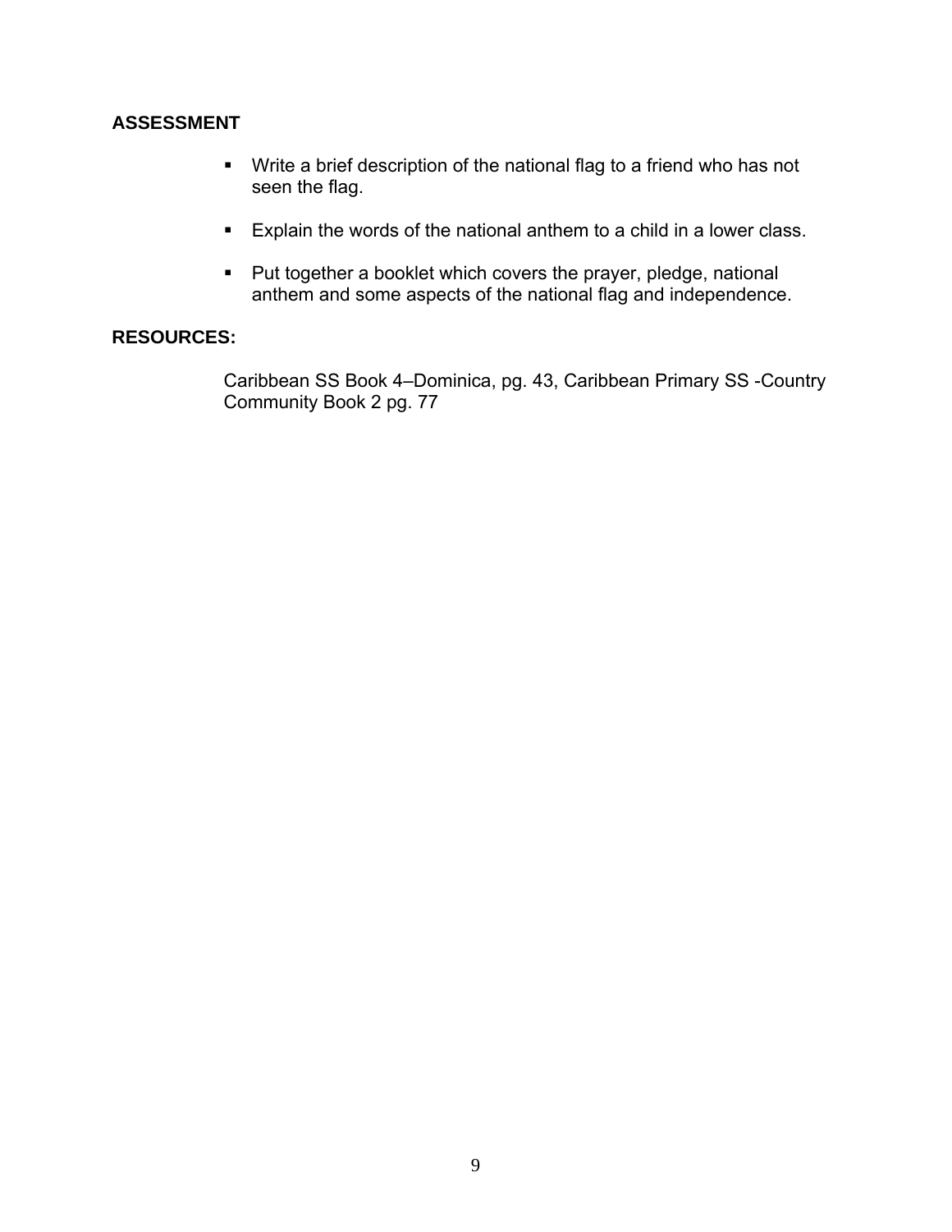**ASSESSMENT**

- Write a brief description of the national flag to a friend who has not seen the flag.
- Explain the words of the national anthem to a child in a lower class.
- Put together a booklet which covers the prayer, pledge, national anthem and some aspects of the national flag and independence.

**RESOURCES:**

Caribbean SS Book 4–Dominica, pg. 43, Caribbean Primary SS -Country Community Book 2 pg. 77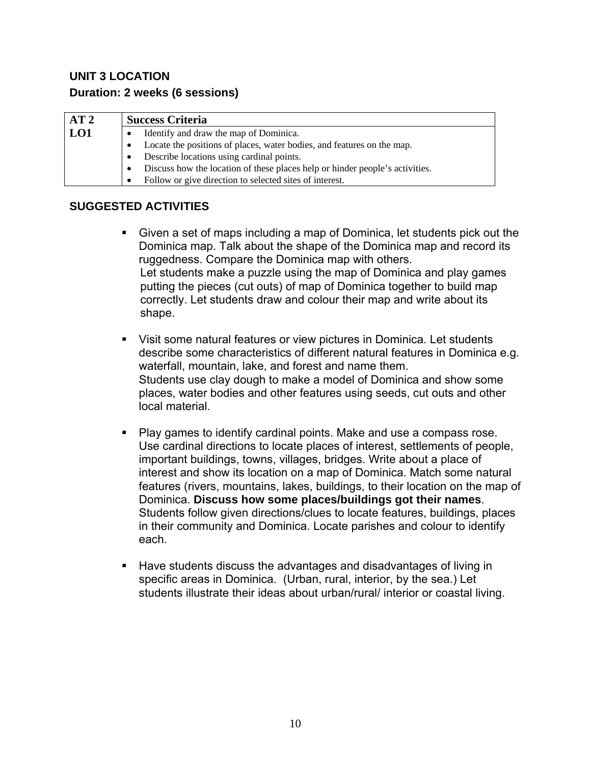**UNIT 3 LOCATION**

**Duration: 2 weeks (6 sessions)**

| AT 2 | Success Criteria |
|---|---|
| LO1 | • Identify and draw the map of Dominica.<br>• Locate the positions of places, water bodies, and features on the map.<br>• Describe locations using cardinal points.<br>• Discuss how the location of these places help or hinder people's activities.<br>• Follow or give direction to selected sites of interest. |

**SUGGESTED ACTIVITIES**

- Given a set of maps including a map of Dominica, let students pick out the Dominica map. Talk about the shape of the Dominica map and record its ruggedness. Compare the Dominica map with others.
  Let students make a puzzle using the map of Dominica and play games putting the pieces (cut outs) of map of Dominica together to build map correctly. Let students draw and colour their map and write about its shape.

- Visit some natural features or view pictures in Dominica. Let students describe some characteristics of different natural features in Dominica e.g. waterfall, mountain, lake, and forest and name them.
  Students use clay dough to make a model of Dominica and show some places, water bodies and other features using seeds, cut outs and other local material.

- Play games to identify cardinal points. Make and use a compass rose. Use cardinal directions to locate places of interest, settlements of people, important buildings, towns, villages, bridges. Write about a place of interest and show its location on a map of Dominica. Match some natural features (rivers, mountains, lakes, buildings, to their location on the map of Dominica. **Discuss how some places/buildings got their names**. Students follow given directions/clues to locate features, buildings, places in their community and Dominica. Locate parishes and colour to identify each.

- Have students discuss the advantages and disadvantages of living in specific areas in Dominica. (Urban, rural, interior, by the sea.) Let students illustrate their ideas about urban/rural/ interior or coastal living.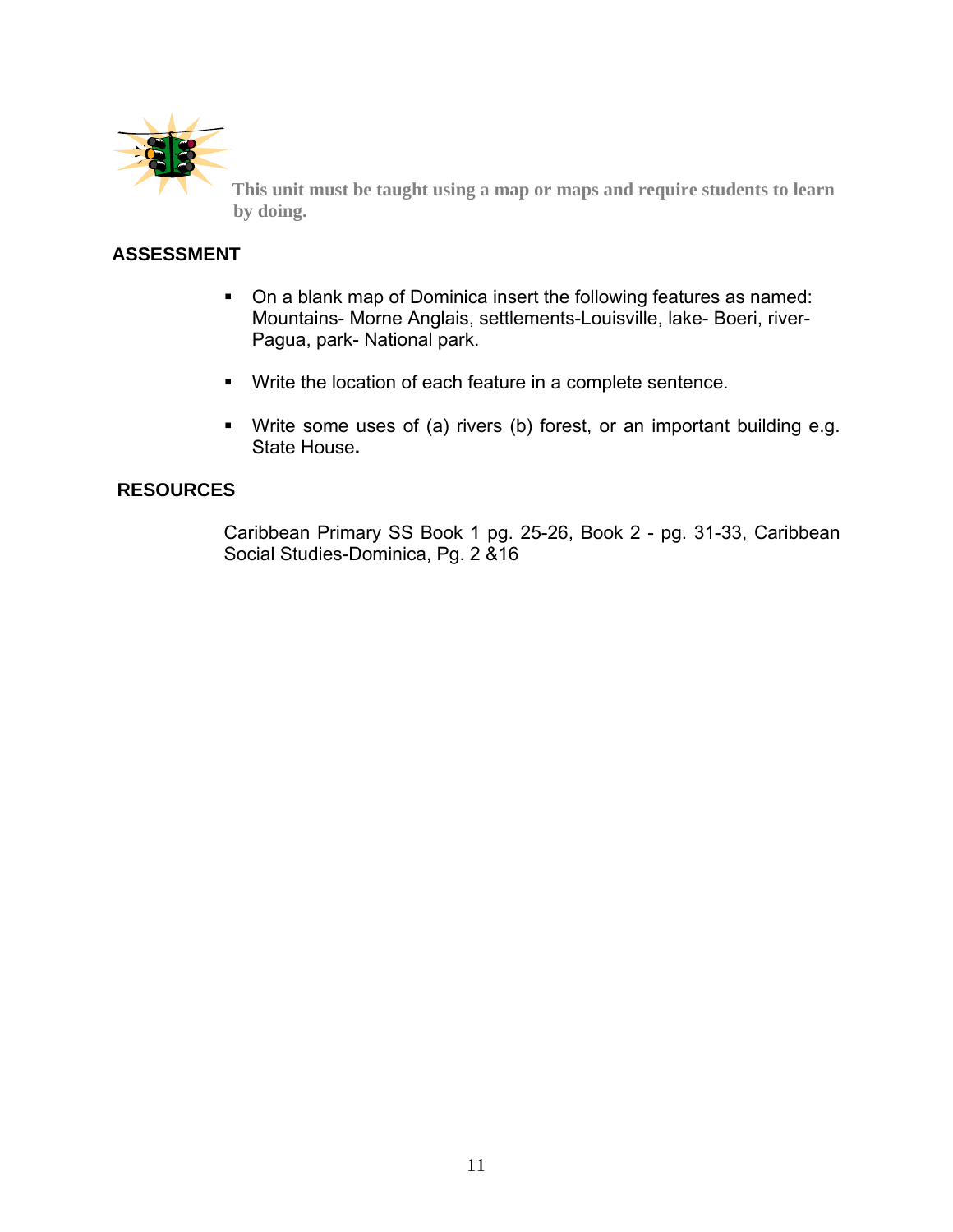**This unit must be taught using a map or maps and require students to learn by doing.**

## ASSESSMENT

- On a blank map of Dominica insert the following features as named: Mountains- Morne Anglais, settlements-Louisville, lake- Boeri, river-Pagua, park- National park.

- Write the location of each feature in a complete sentence.

- Write some uses of (a) rivers (b) forest, or an important building e.g. State House**.**

## RESOURCES

Caribbean Primary SS Book 1 pg. 25-26, Book 2 - pg. 31-33, Caribbean Social Studies-Dominica, Pg. 2 &16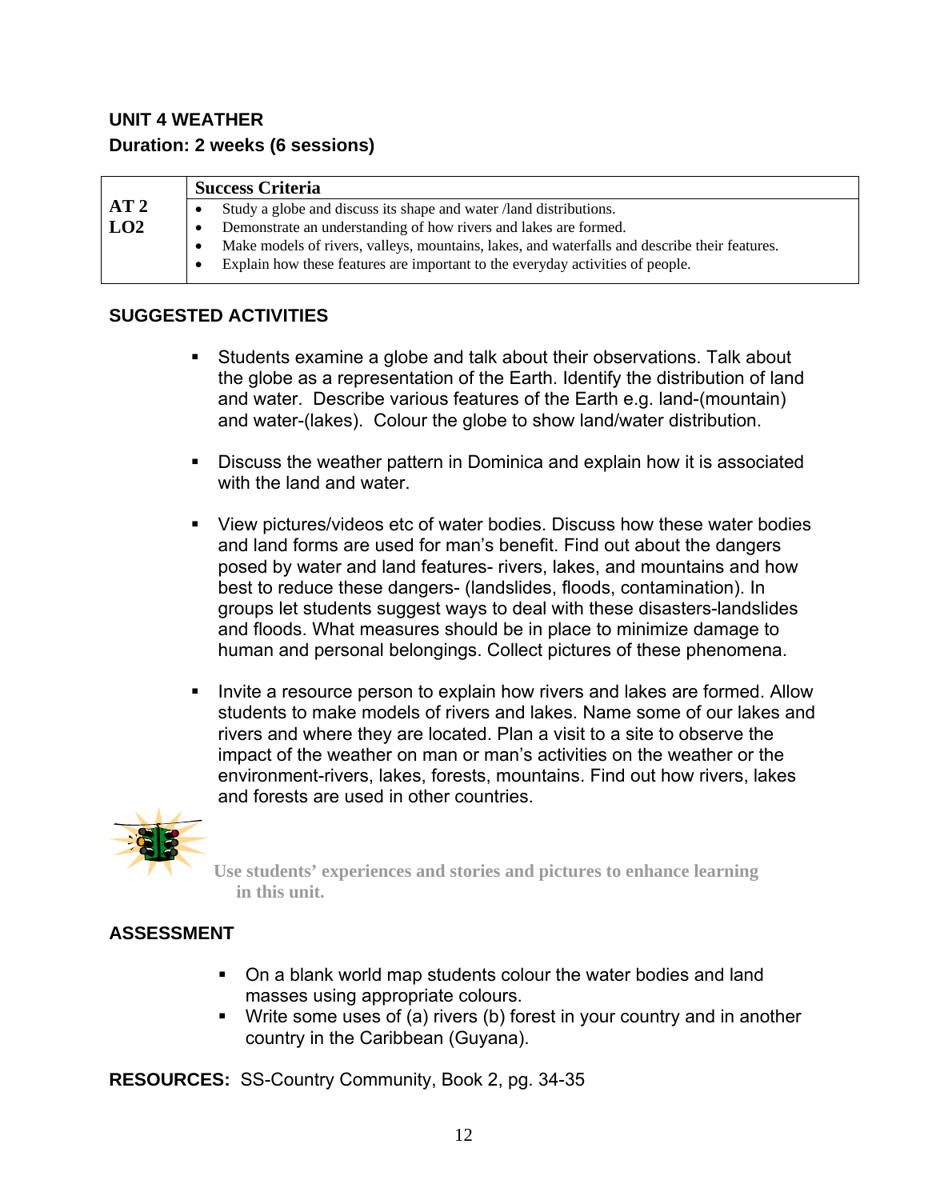## UNIT 4 WEATHER

**Duration: 2 weeks (6 sessions)**

| | **Success Criteria** |
|---|---|
| **AT 2**<br>**LO2** | • Study a globe and discuss its shape and water /land distributions.<br>• Demonstrate an understanding of how rivers and lakes are formed.<br>• Make models of rivers, valleys, mountains, lakes, and waterfalls and describe their features.<br>• Explain how these features are important to the everyday activities of people. |

### SUGGESTED ACTIVITIES

- Students examine a globe and talk about their observations. Talk about the globe as a representation of the Earth. Identify the distribution of land and water. Describe various features of the Earth e.g. land-(mountain) and water-(lakes). Colour the globe to show land/water distribution.

- Discuss the weather pattern in Dominica and explain how it is associated with the land and water.

- View pictures/videos etc of water bodies. Discuss how these water bodies and land forms are used for man's benefit. Find out about the dangers posed by water and land features- rivers, lakes, and mountains and how best to reduce these dangers- (landslides, floods, contamination). In groups let students suggest ways to deal with these disasters-landslides and floods. What measures should be in place to minimize damage to human and personal belongings. Collect pictures of these phenomena.

- Invite a resource person to explain how rivers and lakes are formed. Allow students to make models of rivers and lakes. Name some of our lakes and rivers and where they are located. Plan a visit to a site to observe the impact of the weather on man or man's activities on the weather or the environment-rivers, lakes, forests, mountains. Find out how rivers, lakes and forests are used in other countries.

**Use students' experiences and stories and pictures to enhance learning in this unit.**

### ASSESSMENT

- On a blank world map students colour the water bodies and land masses using appropriate colours.
- Write some uses of (a) rivers (b) forest in your country and in another country in the Caribbean (Guyana).

**RESOURCES:** SS-Country Community, Book 2, pg. 34-35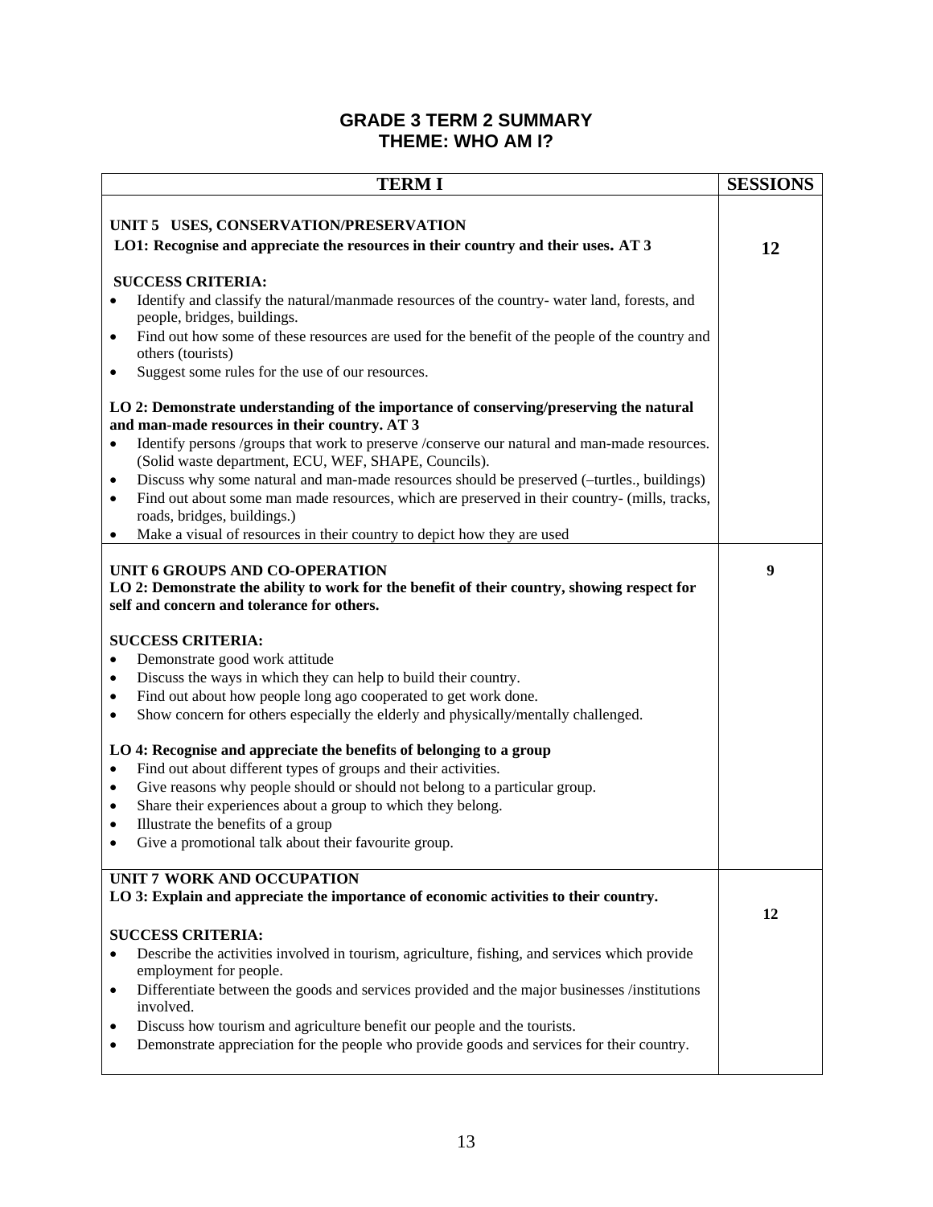# GRADE 3 TERM 2 SUMMARY
## THEME: WHO AM I?

| TERM I | SESSIONS |
| --- | --- |
| **UNIT 5 USES, CONSERVATION/PRESERVATION**<br>**LO1: Recognise and appreciate the resources in their country and their uses. AT 3**<br><br>**SUCCESS CRITERIA:**<br>• Identify and classify the natural/manmade resources of the country- water land, forests, and people, bridges, buildings.<br>• Find out how some of these resources are used for the benefit of the people of the country and others (tourists)<br>• Suggest some rules for the use of our resources.<br><br>**LO 2: Demonstrate understanding of the importance of conserving/preserving the natural and man-made resources in their country. AT 3**<br>• Identify persons /groups that work to preserve /conserve our natural and man-made resources. (Solid waste department, ECU, WEF, SHAPE, Councils).<br>• Discuss why some natural and man-made resources should be preserved (–turtles., buildings)<br>• Find out about some man made resources, which are preserved in their country- (mills, tracks, roads, bridges, buildings.)<br>• Make a visual of resources in their country to depict how they are used | **12** |
| **UNIT 6 GROUPS AND CO-OPERATION**<br>**LO 2: Demonstrate the ability to work for the benefit of their country, showing respect for self and concern and tolerance for others.**<br><br>**SUCCESS CRITERIA:**<br>• Demonstrate good work attitude<br>• Discuss the ways in which they can help to build their country.<br>• Find out about how people long ago cooperated to get work done.<br>• Show concern for others especially the elderly and physically/mentally challenged.<br><br>**LO 4: Recognise and appreciate the benefits of belonging to a group**<br>• Find out about different types of groups and their activities.<br>• Give reasons why people should or should not belong to a particular group.<br>• Share their experiences about a group to which they belong.<br>• Illustrate the benefits of a group<br>• Give a promotional talk about their favourite group. | **9** |
| **UNIT 7 WORK AND OCCUPATION**<br>**LO 3: Explain and appreciate the importance of economic activities to their country.**<br><br>**SUCCESS CRITERIA:**<br>• Describe the activities involved in tourism, agriculture, fishing, and services which provide employment for people.<br>• Differentiate between the goods and services provided and the major businesses /institutions involved.<br>• Discuss how tourism and agriculture benefit our people and the tourists.<br>• Demonstrate appreciation for the people who provide goods and services for their country. | **12** |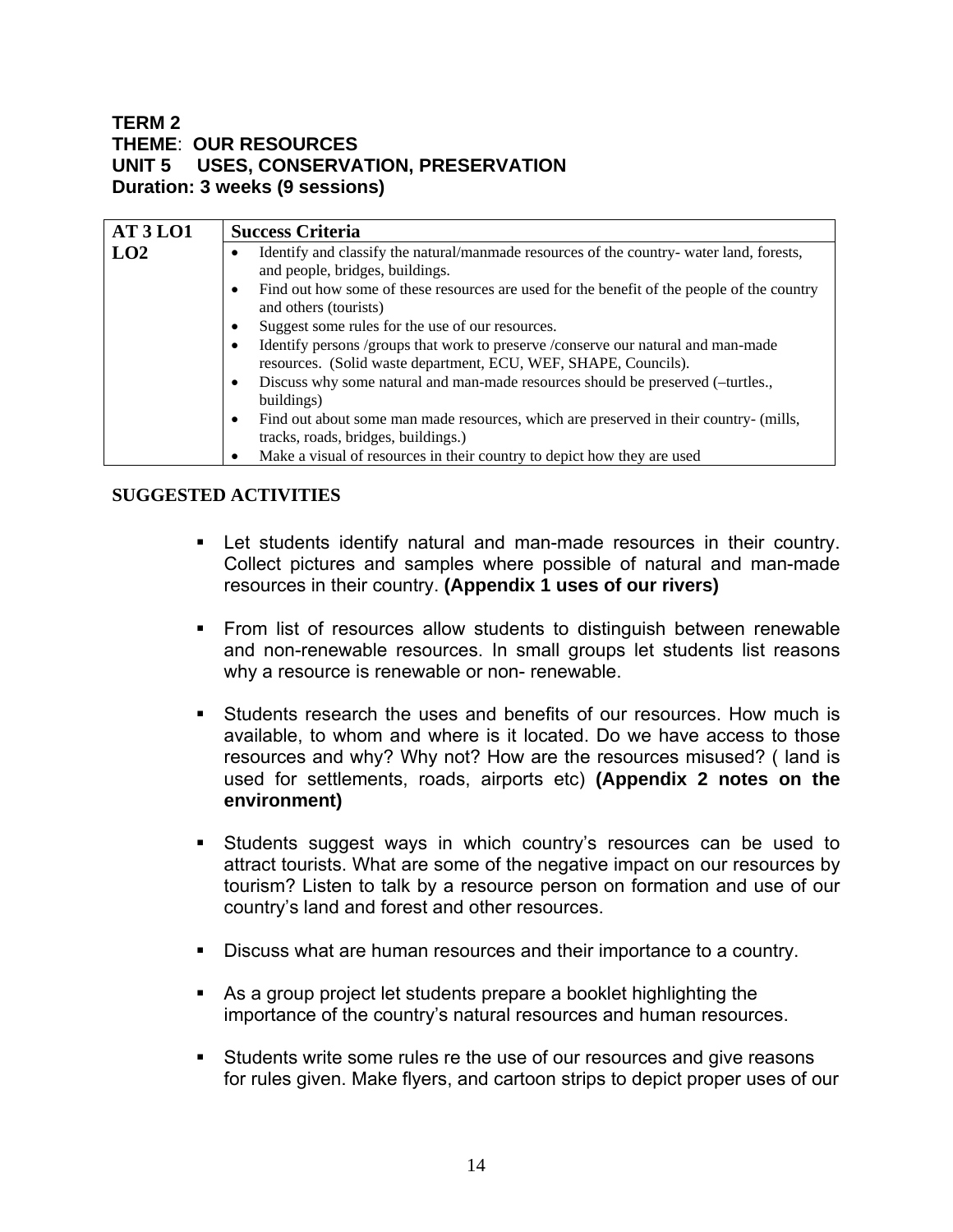**TERM 2**
**THEME**: **OUR RESOURCES**
**UNIT 5 USES, CONSERVATION, PRESERVATION**
**Duration: 3 weeks (9 sessions)**

| AT 3 LO1 | Success Criteria |
|---|---|
| LO2 | • Identify and classify the natural/manmade resources of the country- water land, forests, and people, bridges, buildings.<br>• Find out how some of these resources are used for the benefit of the people of the country and others (tourists)<br>• Suggest some rules for the use of our resources.<br>• Identify persons /groups that work to preserve /conserve our natural and man-made resources. (Solid waste department, ECU, WEF, SHAPE, Councils).<br>• Discuss why some natural and man-made resources should be preserved (–turtles., buildings)<br>• Find out about some man made resources, which are preserved in their country- (mills, tracks, roads, bridges, buildings.)<br>• Make a visual of resources in their country to depict how they are used |

**SUGGESTED ACTIVITIES**

- Let students identify natural and man-made resources in their country. Collect pictures and samples where possible of natural and man-made resources in their country. **(Appendix 1 uses of our rivers)**

- From list of resources allow students to distinguish between renewable and non-renewable resources. In small groups let students list reasons why a resource is renewable or non- renewable.

- Students research the uses and benefits of our resources. How much is available, to whom and where is it located. Do we have access to those resources and why? Why not? How are the resources misused? ( land is used for settlements, roads, airports etc) **(Appendix 2 notes on the environment)**

- Students suggest ways in which country's resources can be used to attract tourists. What are some of the negative impact on our resources by tourism? Listen to talk by a resource person on formation and use of our country's land and forest and other resources.

- Discuss what are human resources and their importance to a country.

- As a group project let students prepare a booklet highlighting the importance of the country's natural resources and human resources.

- Students write some rules re the use of our resources and give reasons for rules given. Make flyers, and cartoon strips to depict proper uses of our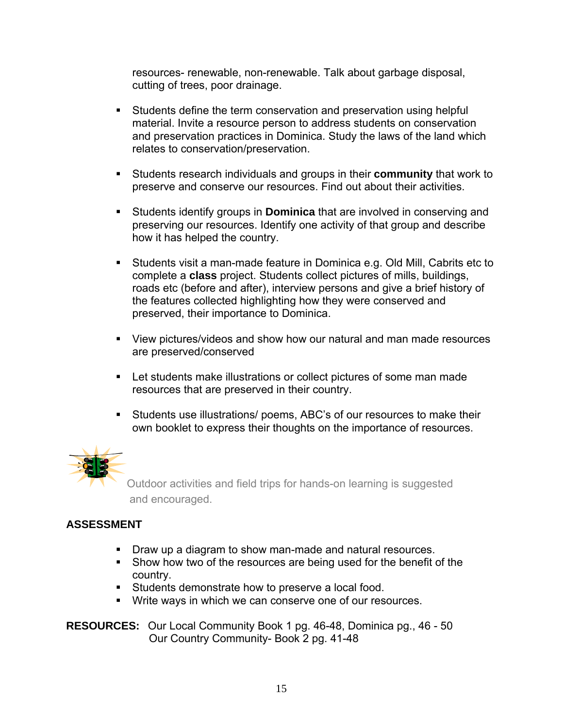resources- renewable, non-renewable. Talk about garbage disposal, cutting of trees, poor drainage.

- Students define the term conservation and preservation using helpful material. Invite a resource person to address students on conservation and preservation practices in Dominica. Study the laws of the land which relates to conservation/preservation.

- Students research individuals and groups in their **community** that work to preserve and conserve our resources. Find out about their activities.

- Students identify groups in **Dominica** that are involved in conserving and preserving our resources. Identify one activity of that group and describe how it has helped the country.

- Students visit a man-made feature in Dominica e.g. Old Mill, Cabrits etc to complete a **class** project. Students collect pictures of mills, buildings, roads etc (before and after), interview persons and give a brief history of the features collected highlighting how they were conserved and preserved, their importance to Dominica.

- View pictures/videos and show how our natural and man made resources are preserved/conserved

- Let students make illustrations or collect pictures of some man made resources that are preserved in their country.

- Students use illustrations/ poems, ABC's of our resources to make their own booklet to express their thoughts on the importance of resources.

Outdoor activities and field trips for hands-on learning is suggested and encouraged.

**ASSESSMENT**

- Draw up a diagram to show man-made and natural resources.
- Show how two of the resources are being used for the benefit of the country.
- Students demonstrate how to preserve a local food.
- Write ways in which we can conserve one of our resources.

**RESOURCES:** Our Local Community Book 1 pg. 46-48, Dominica pg., 46 - 50
Our Country Community- Book 2 pg. 41-48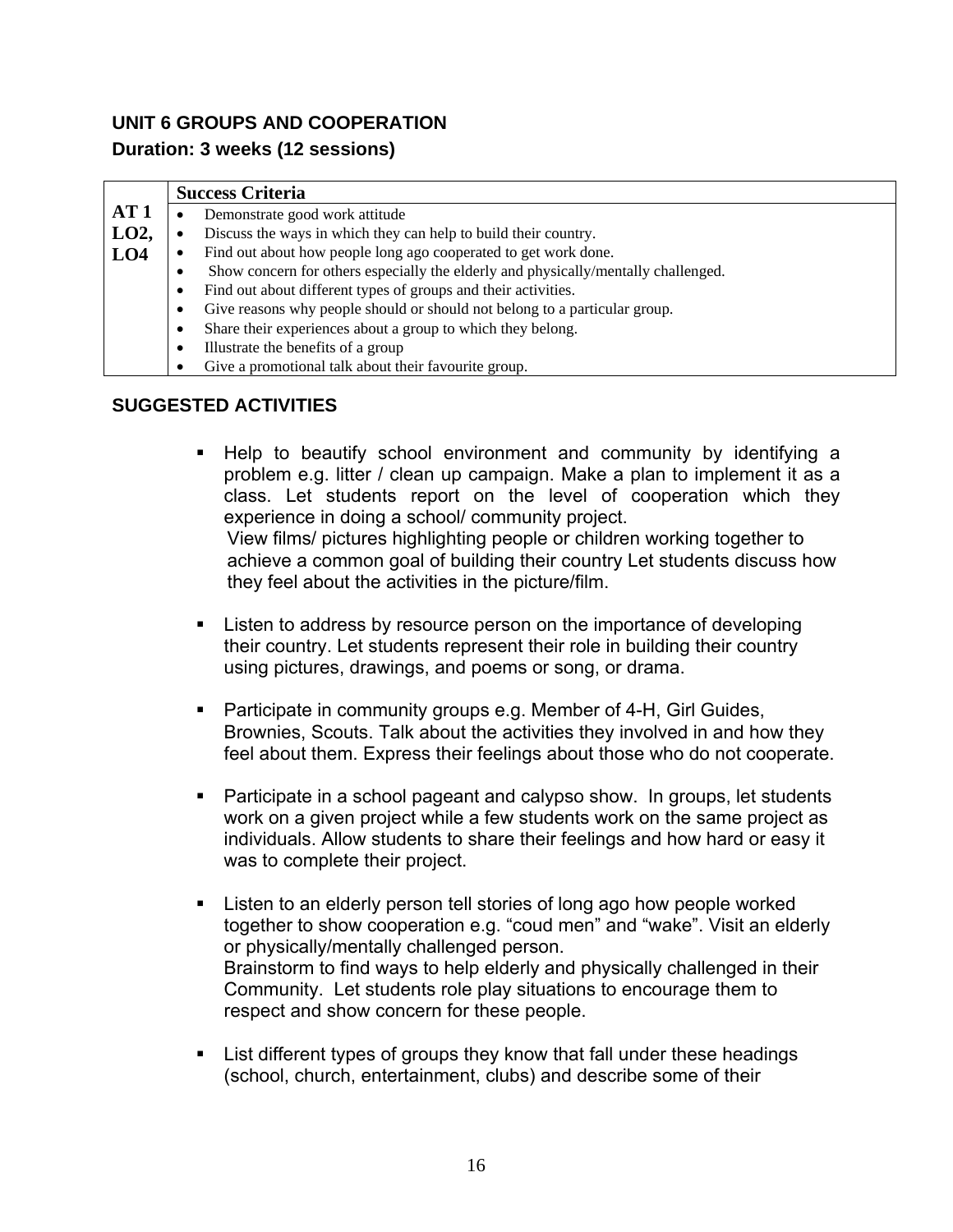**UNIT 6 GROUPS AND COOPERATION**

**Duration: 3 weeks (12 sessions)**

| | **Success Criteria** |
|---|---|
| **AT 1 LO2, LO4** | • Demonstrate good work attitude<br>• Discuss the ways in which they can help to build their country.<br>• Find out about how people long ago cooperated to get work done.<br>• Show concern for others especially the elderly and physically/mentally challenged.<br>• Find out about different types of groups and their activities.<br>• Give reasons why people should or should not belong to a particular group.<br>• Share their experiences about a group to which they belong.<br>• Illustrate the benefits of a group<br>• Give a promotional talk about their favourite group. |

**SUGGESTED ACTIVITIES**

- Help to beautify school environment and community by identifying a problem e.g. litter / clean up campaign. Make a plan to implement it as a class. Let students report on the level of cooperation which they experience in doing a school/ community project.
  View films/ pictures highlighting people or children working together to achieve a common goal of building their country Let students discuss how they feel about the activities in the picture/film.

- Listen to address by resource person on the importance of developing their country. Let students represent their role in building their country using pictures, drawings, and poems or song, or drama.

- Participate in community groups e.g. Member of 4-H, Girl Guides, Brownies, Scouts. Talk about the activities they involved in and how they feel about them. Express their feelings about those who do not cooperate.

- Participate in a school pageant and calypso show. In groups, let students work on a given project while a few students work on the same project as individuals. Allow students to share their feelings and how hard or easy it was to complete their project.

- Listen to an elderly person tell stories of long ago how people worked together to show cooperation e.g. “coud men” and “wake”. Visit an elderly or physically/mentally challenged person.
  Brainstorm to find ways to help elderly and physically challenged in their Community. Let students role play situations to encourage them to respect and show concern for these people.

- List different types of groups they know that fall under these headings (school, church, entertainment, clubs) and describe some of their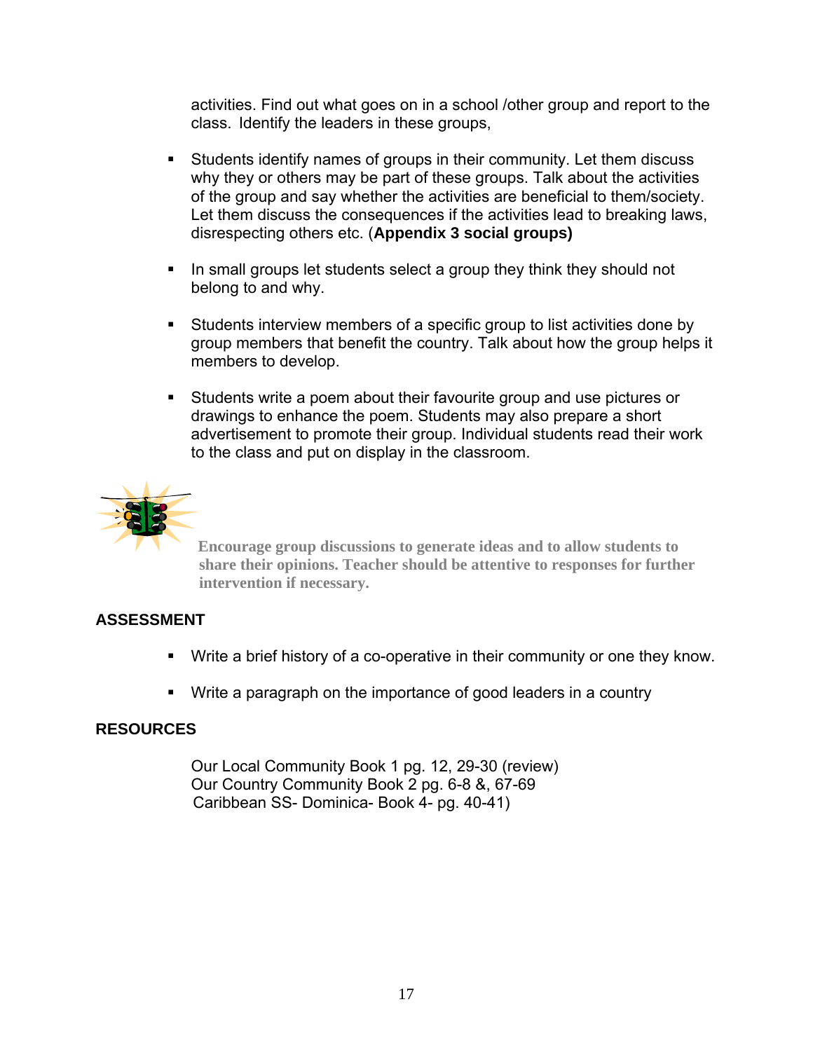activities. Find out what goes on in a school /other group and report to the class. Identify the leaders in these groups,

- Students identify names of groups in their community. Let them discuss why they or others may be part of these groups. Talk about the activities of the group and say whether the activities are beneficial to them/society. Let them discuss the consequences if the activities lead to breaking laws, disrespecting others etc. (**Appendix 3 social groups)**

- In small groups let students select a group they think they should not belong to and why.

- Students interview members of a specific group to list activities done by group members that benefit the country. Talk about how the group helps it members to develop.

- Students write a poem about their favourite group and use pictures or drawings to enhance the poem. Students may also prepare a short advertisement to promote their group. Individual students read their work to the class and put on display in the classroom.

**Encourage group discussions to generate ideas and to allow students to share their opinions. Teacher should be attentive to responses for further intervention if necessary.**

## ASSESSMENT

- Write a brief history of a co-operative in their community or one they know.

- Write a paragraph on the importance of good leaders in a country

## RESOURCES

Our Local Community Book 1 pg. 12, 29-30 (review)
Our Country Community Book 2 pg. 6-8 &, 67-69
Caribbean SS- Dominica- Book 4- pg. 40-41)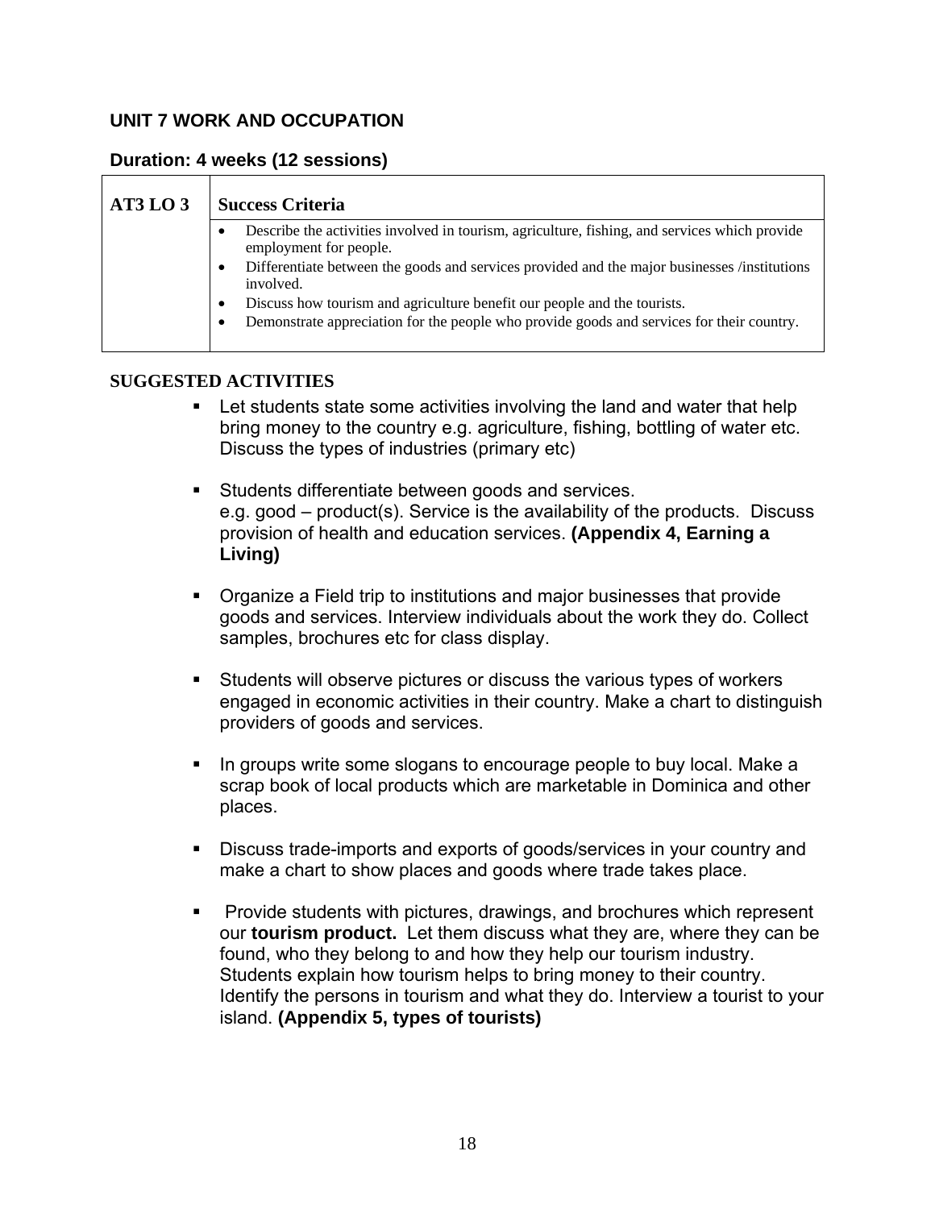## UNIT 7 WORK AND OCCUPATION

### Duration: 4 weeks (12 sessions)

| AT3 LO 3 | Success Criteria |
|---|---|
| | • Describe the activities involved in tourism, agriculture, fishing, and services which provide employment for people.<br>• Differentiate between the goods and services provided and the major businesses /institutions involved.<br>• Discuss how tourism and agriculture benefit our people and the tourists.<br>• Demonstrate appreciation for the people who provide goods and services for their country. |

**SUGGESTED ACTIVITIES**

- Let students state some activities involving the land and water that help bring money to the country e.g. agriculture, fishing, bottling of water etc. Discuss the types of industries (primary etc)

- Students differentiate between goods and services.
  e.g. good – product(s). Service is the availability of the products. Discuss provision of health and education services. **(Appendix 4, Earning a Living)**

- Organize a Field trip to institutions and major businesses that provide goods and services. Interview individuals about the work they do. Collect samples, brochures etc for class display.

- Students will observe pictures or discuss the various types of workers engaged in economic activities in their country. Make a chart to distinguish providers of goods and services.

- In groups write some slogans to encourage people to buy local. Make a scrap book of local products which are marketable in Dominica and other places.

- Discuss trade-imports and exports of goods/services in your country and make a chart to show places and goods where trade takes place.

- Provide students with pictures, drawings, and brochures which represent our **tourism product.** Let them discuss what they are, where they can be found, who they belong to and how they help our tourism industry. Students explain how tourism helps to bring money to their country. Identify the persons in tourism and what they do. Interview a tourist to your island. **(Appendix 5, types of tourists)**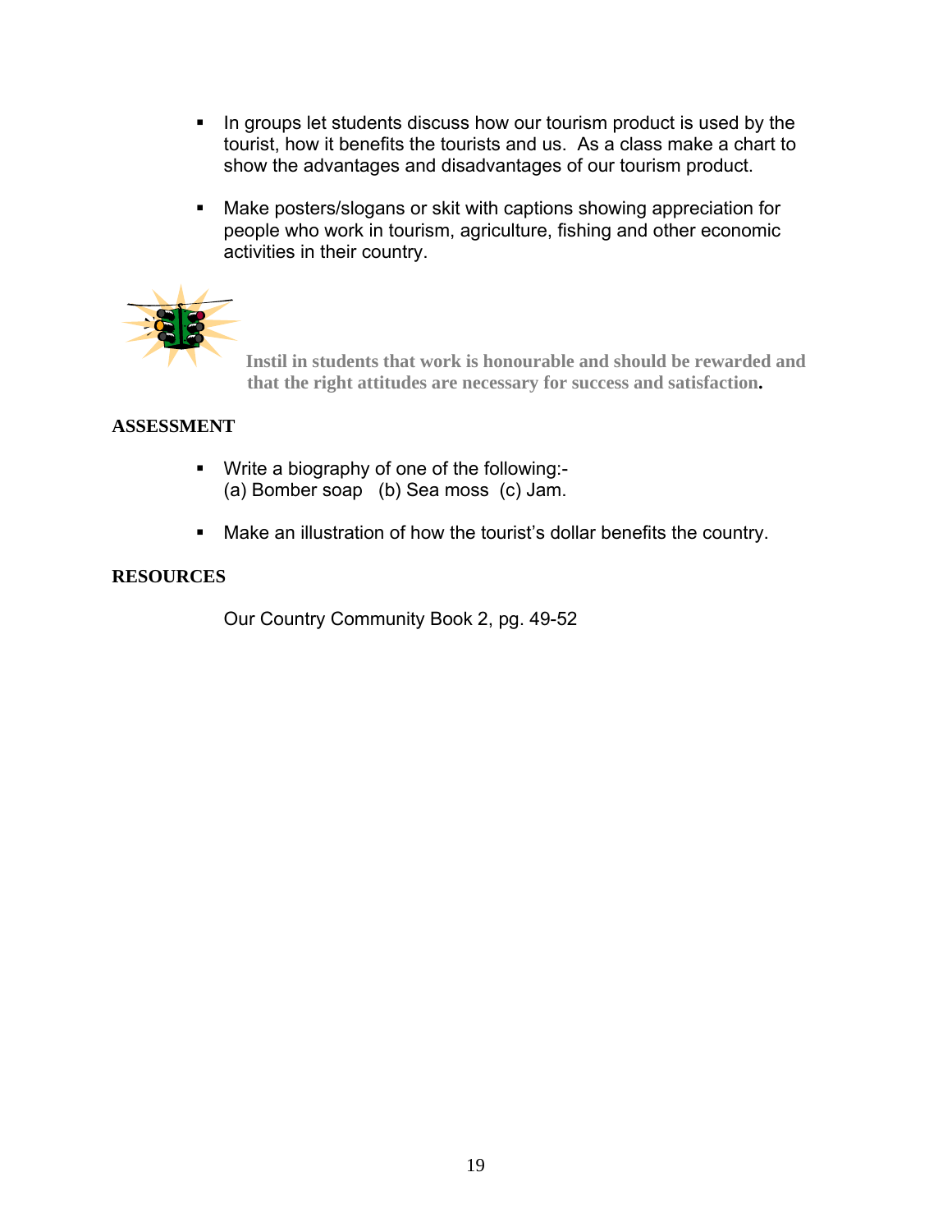- In groups let students discuss how our tourism product is used by the tourist, how it benefits the tourists and us. As a class make a chart to show the advantages and disadvantages of our tourism product.

- Make posters/slogans or skit with captions showing appreciation for people who work in tourism, agriculture, fishing and other economic activities in their country.

**Instil in students that work is honourable and should be rewarded and that the right attitudes are necessary for success and satisfaction.**

**ASSESSMENT**

- Write a biography of one of the following:-
  (a) Bomber soap (b) Sea moss (c) Jam.

- Make an illustration of how the tourist's dollar benefits the country.

**RESOURCES**

Our Country Community Book 2, pg. 49-52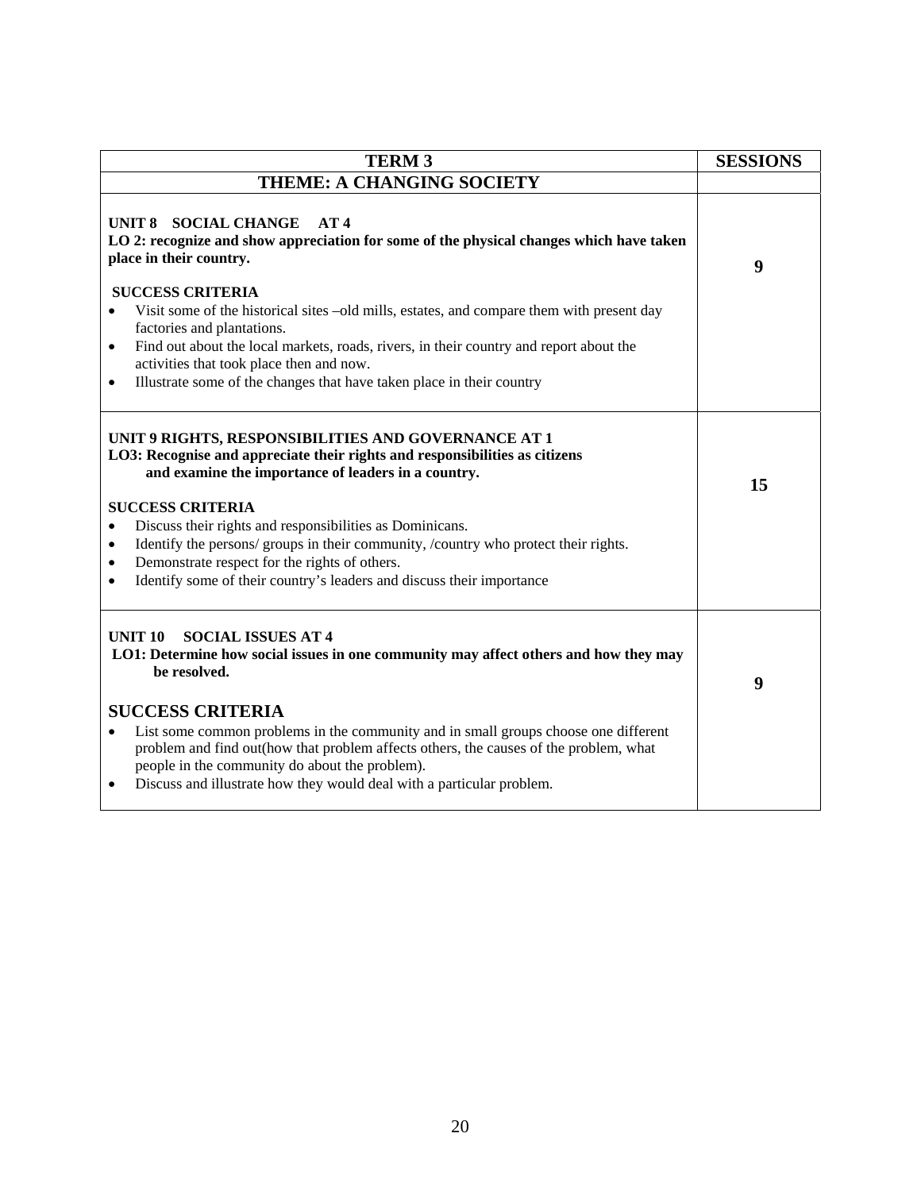| TERM 3 | SESSIONS |
|---|---|
| **THEME: A CHANGING SOCIETY** | |
| **UNIT 8 SOCIAL CHANGE AT 4**<br>**LO 2: recognize and show appreciation for some of the physical changes which have taken place in their country.**<br><br>**SUCCESS CRITERIA**<br>• Visit some of the historical sites –old mills, estates, and compare them with present day factories and plantations.<br>• Find out about the local markets, roads, rivers, in their country and report about the activities that took place then and now.<br>• Illustrate some of the changes that have taken place in their country | **9** |
| **UNIT 9 RIGHTS, RESPONSIBILITIES AND GOVERNANCE AT 1**<br>**LO3: Recognise and appreciate their rights and responsibilities as citizens and examine the importance of leaders in a country.**<br><br>**SUCCESS CRITERIA**<br>• Discuss their rights and responsibilities as Dominicans.<br>• Identify the persons/ groups in their community, /country who protect their rights.<br>• Demonstrate respect for the rights of others.<br>• Identify some of their country's leaders and discuss their importance | **15** |
| **UNIT 10 SOCIAL ISSUES AT 4**<br>**LO1: Determine how social issues in one community may affect others and how they may be resolved.**<br><br>**SUCCESS CRITERIA**<br>• List some common problems in the community and in small groups choose one different problem and find out(how that problem affects others, the causes of the problem, what people in the community do about the problem).<br>• Discuss and illustrate how they would deal with a particular problem. | **9** |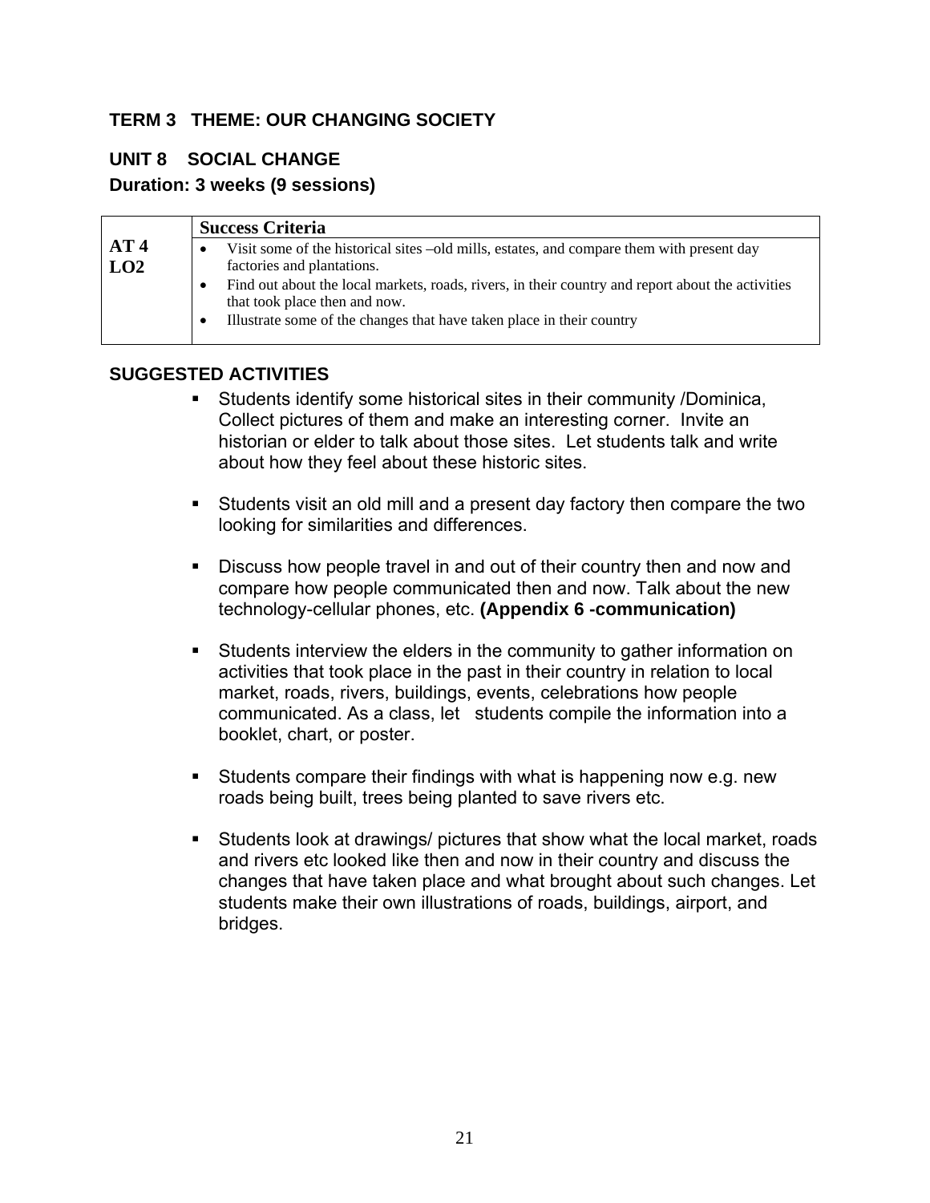**TERM 3 THEME: OUR CHANGING SOCIETY**

## UNIT 8 SOCIAL CHANGE

**Duration: 3 weeks (9 sessions)**

| | **Success Criteria** |
|---|---|
| **AT 4 LO2** | • Visit some of the historical sites –old mills, estates, and compare them with present day factories and plantations.<br>• Find out about the local markets, roads, rivers, in their country and report about the activities that took place then and now.<br>• Illustrate some of the changes that have taken place in their country |

**SUGGESTED ACTIVITIES**

- Students identify some historical sites in their community /Dominica, Collect pictures of them and make an interesting corner. Invite an historian or elder to talk about those sites. Let students talk and write about how they feel about these historic sites.

- Students visit an old mill and a present day factory then compare the two looking for similarities and differences.

- Discuss how people travel in and out of their country then and now and compare how people communicated then and now. Talk about the new technology-cellular phones, etc. **(Appendix 6 -communication)**

- Students interview the elders in the community to gather information on activities that took place in the past in their country in relation to local market, roads, rivers, buildings, events, celebrations how people communicated. As a class, let students compile the information into a booklet, chart, or poster.

- Students compare their findings with what is happening now e.g. new roads being built, trees being planted to save rivers etc.

- Students look at drawings/ pictures that show what the local market, roads and rivers etc looked like then and now in their country and discuss the changes that have taken place and what brought about such changes. Let students make their own illustrations of roads, buildings, airport, and bridges.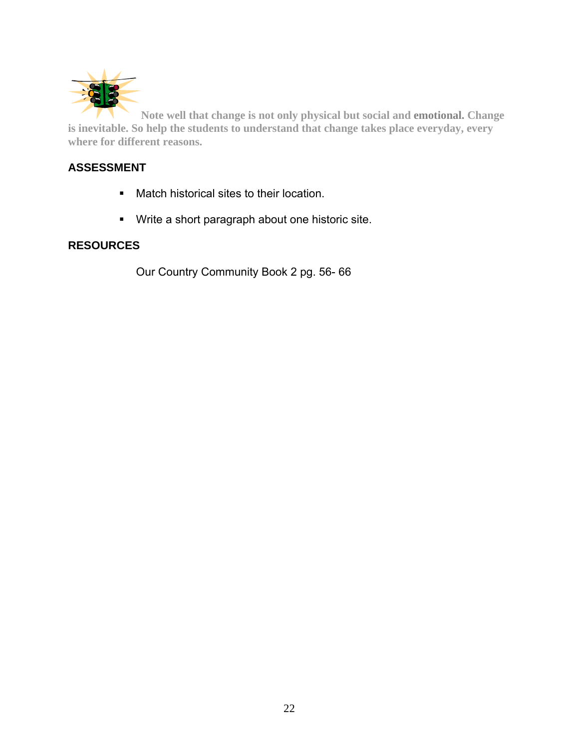**Note well that change is not only physical but social and emotional. Change is inevitable. So help the students to understand that change takes place everyday, every where for different reasons.**

## ASSESSMENT

- Match historical sites to their location.
- Write a short paragraph about one historic site.

## RESOURCES

Our Country Community Book 2 pg. 56- 66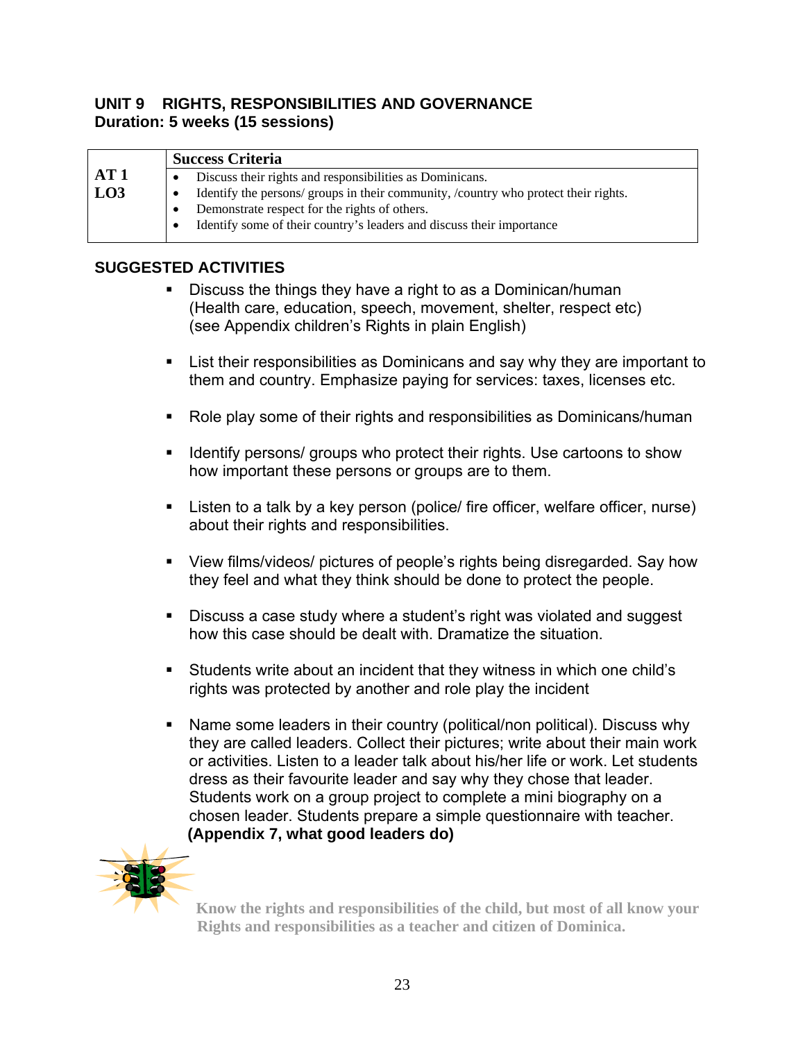## UNIT 9 RIGHTS, RESPONSIBILITIES AND GOVERNANCE
**Duration: 5 weeks (15 sessions)**

| | Success Criteria |
|---|---|
| **AT 1 LO3** | • Discuss their rights and responsibilities as Dominicans.<br>• Identify the persons/ groups in their community, /country who protect their rights.<br>• Demonstrate respect for the rights of others.<br>• Identify some of their country's leaders and discuss their importance |

### SUGGESTED ACTIVITIES

- Discuss the things they have a right to as a Dominican/human (Health care, education, speech, movement, shelter, respect etc) (see Appendix children's Rights in plain English)

- List their responsibilities as Dominicans and say why they are important to them and country. Emphasize paying for services: taxes, licenses etc.

- Role play some of their rights and responsibilities as Dominicans/human

- Identify persons/ groups who protect their rights. Use cartoons to show how important these persons or groups are to them.

- Listen to a talk by a key person (police/ fire officer, welfare officer, nurse) about their rights and responsibilities.

- View films/videos/ pictures of people's rights being disregarded. Say how they feel and what they think should be done to protect the people.

- Discuss a case study where a student's right was violated and suggest how this case should be dealt with. Dramatize the situation.

- Students write about an incident that they witness in which one child's rights was protected by another and role play the incident

- Name some leaders in their country (political/non political). Discuss why they are called leaders. Collect their pictures; write about their main work or activities. Listen to a leader talk about his/her life or work. Let students dress as their favourite leader and say why they chose that leader. Students work on a group project to complete a mini biography on a chosen leader. Students prepare a simple questionnaire with teacher. **(Appendix 7, what good leaders do)**

**Know the rights and responsibilities of the child, but most of all know your Rights and responsibilities as a teacher and citizen of Dominica.**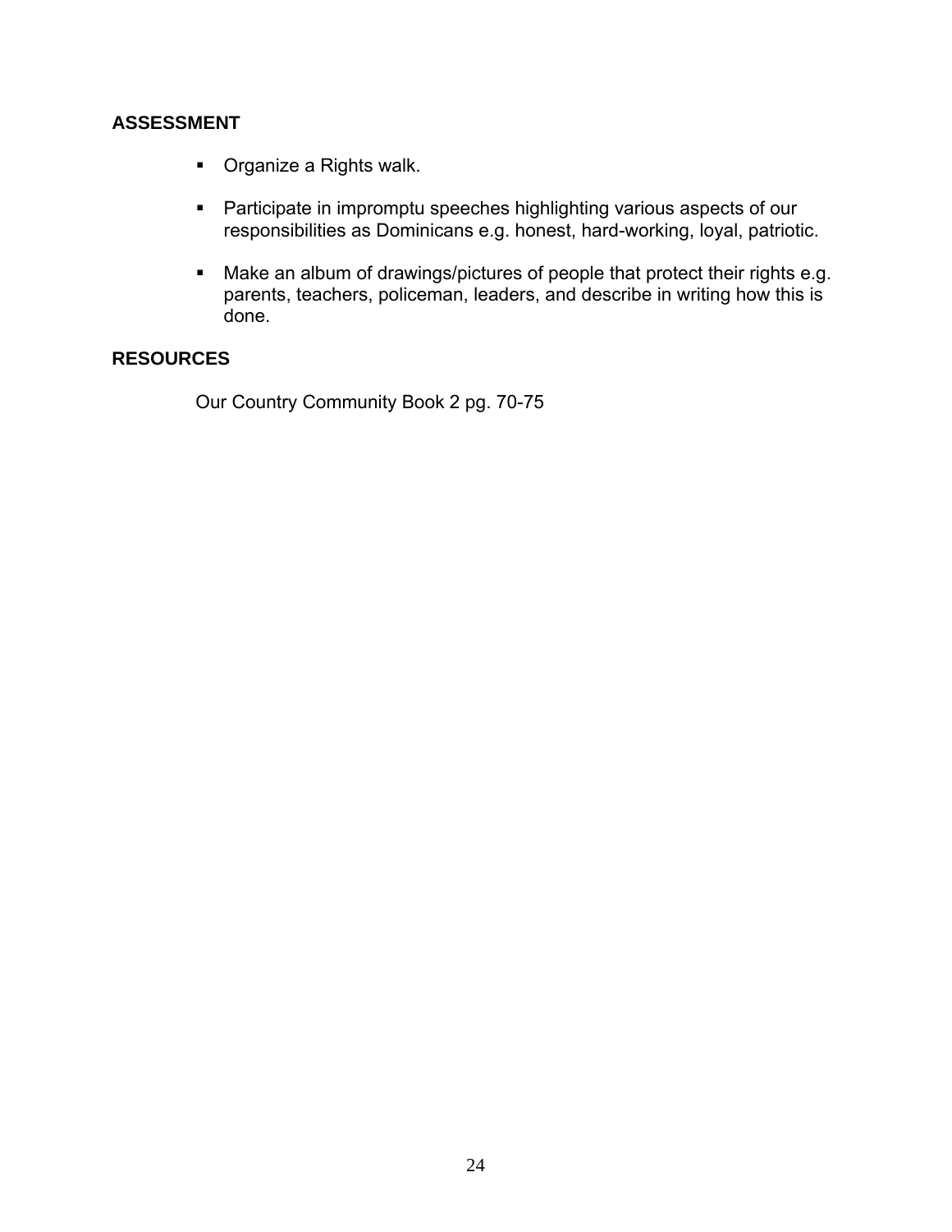**ASSESSMENT**

- Organize a Rights walk.
- Participate in impromptu speeches highlighting various aspects of our responsibilities as Dominicans e.g. honest, hard-working, loyal, patriotic.
- Make an album of drawings/pictures of people that protect their rights e.g. parents, teachers, policeman, leaders, and describe in writing how this is done.

**RESOURCES**

Our Country Community Book 2 pg. 70-75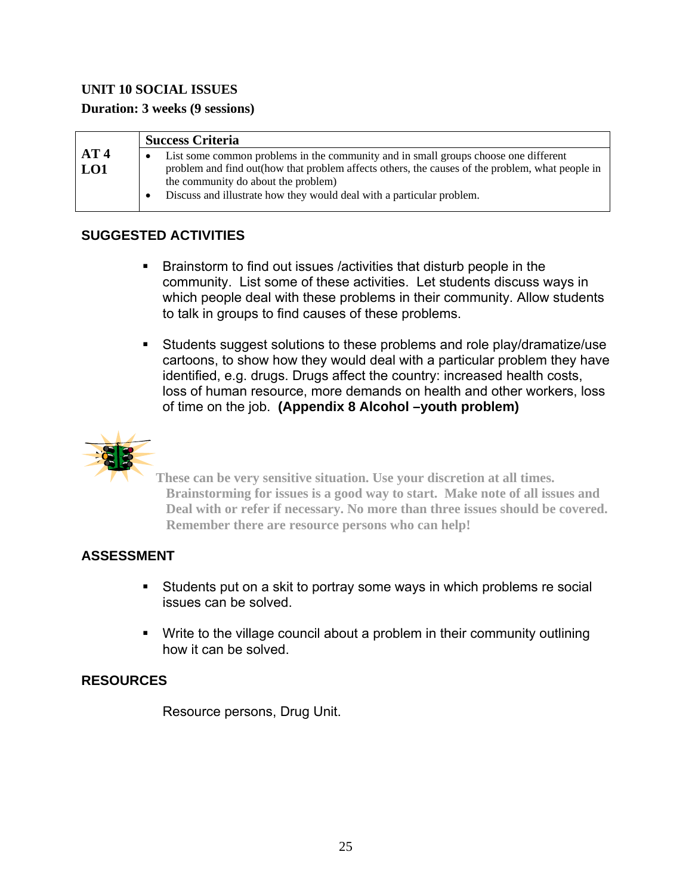**UNIT 10 SOCIAL ISSUES**

**Duration: 3 weeks (9 sessions)**

| | **Success Criteria** |
|---|---|
| **AT 4 LO1** | • List some common problems in the community and in small groups choose one different problem and find out(how that problem affects others, the causes of the problem, what people in the community do about the problem)<br>• Discuss and illustrate how they would deal with a particular problem. |

## SUGGESTED ACTIVITIES

- Brainstorm to find out issues /activities that disturb people in the community. List some of these activities. Let students discuss ways in which people deal with these problems in their community. Allow students to talk in groups to find causes of these problems.

- Students suggest solutions to these problems and role play/dramatize/use cartoons, to show how they would deal with a particular problem they have identified, e.g. drugs. Drugs affect the country: increased health costs, loss of human resource, more demands on health and other workers, loss of time on the job. **(Appendix 8 Alcohol –youth problem)**

**These can be very sensitive situation. Use your discretion at all times. Brainstorming for issues is a good way to start. Make note of all issues and Deal with or refer if necessary. No more than three issues should be covered. Remember there are resource persons who can help!**

## ASSESSMENT

- Students put on a skit to portray some ways in which problems re social issues can be solved.

- Write to the village council about a problem in their community outlining how it can be solved.

## RESOURCES

Resource persons, Drug Unit.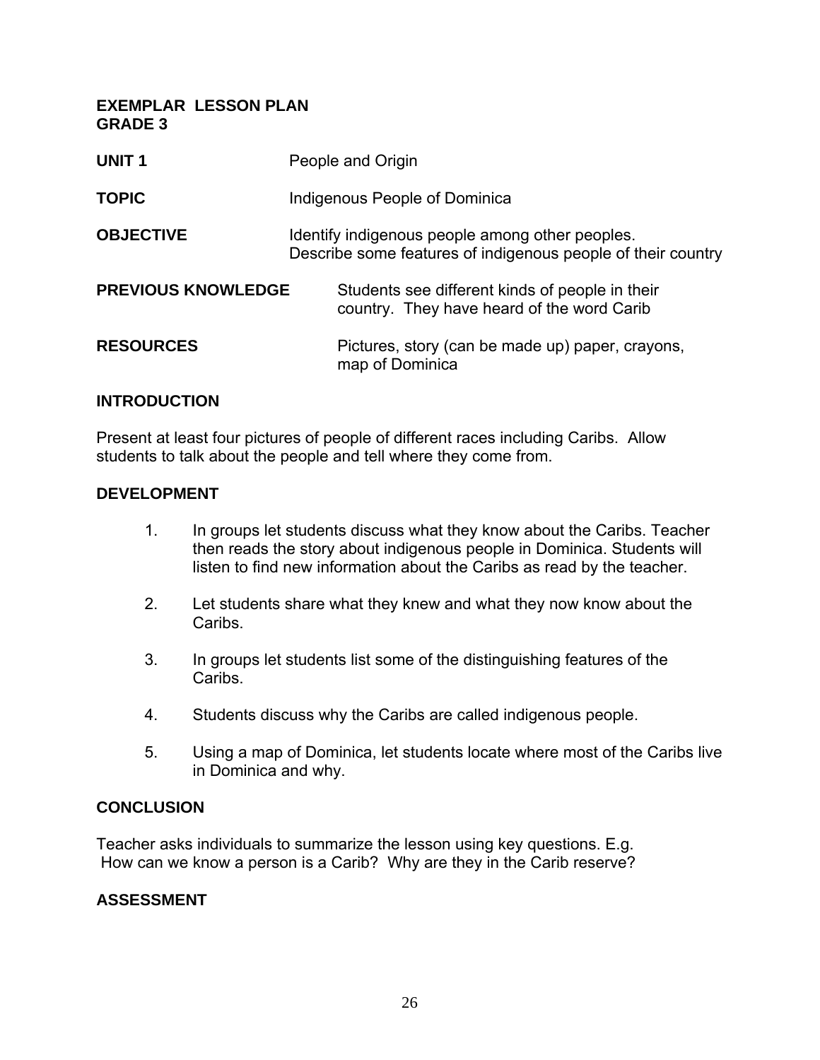**EXEMPLAR LESSON PLAN**
**GRADE 3**

**UNIT 1** People and Origin

**TOPIC** Indigenous People of Dominica

**OBJECTIVE** Identify indigenous people among other peoples.
Describe some features of indigenous people of their country

**PREVIOUS KNOWLEDGE** Students see different kinds of people in their country. They have heard of the word Carib

**RESOURCES** Pictures, story (can be made up) paper, crayons, map of Dominica

**INTRODUCTION**

Present at least four pictures of people of different races including Caribs. Allow students to talk about the people and tell where they come from.

**DEVELOPMENT**

1. In groups let students discuss what they know about the Caribs. Teacher then reads the story about indigenous people in Dominica. Students will listen to find new information about the Caribs as read by the teacher.

2. Let students share what they knew and what they now know about the Caribs.

3. In groups let students list some of the distinguishing features of the Caribs.

4. Students discuss why the Caribs are called indigenous people.

5. Using a map of Dominica, let students locate where most of the Caribs live in Dominica and why.

**CONCLUSION**

Teacher asks individuals to summarize the lesson using key questions. E.g.
How can we know a person is a Carib? Why are they in the Carib reserve?

**ASSESSMENT**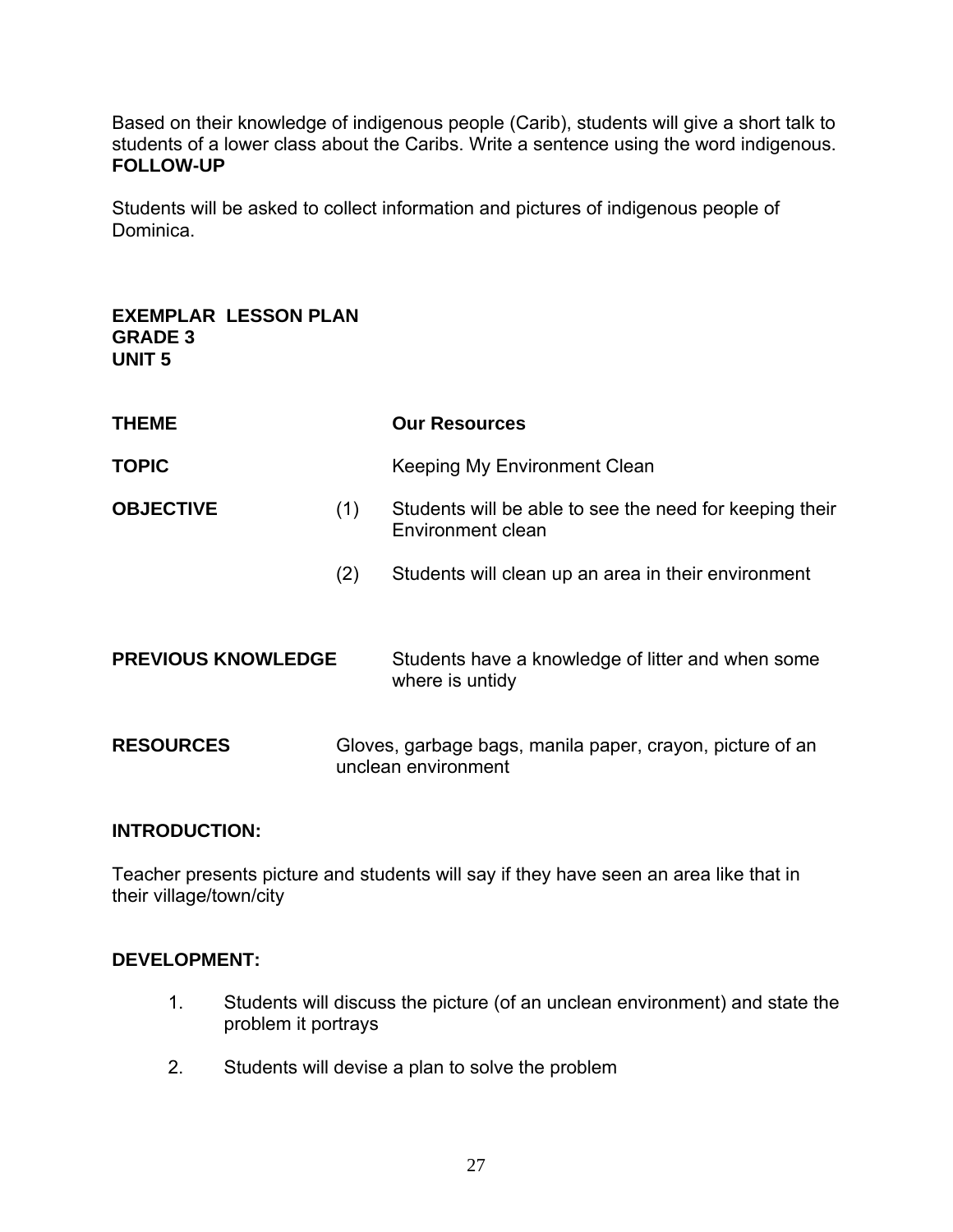Based on their knowledge of indigenous people (Carib), students will give a short talk to students of a lower class about the Caribs. Write a sentence using the word indigenous.

**FOLLOW-UP**

Students will be asked to collect information and pictures of indigenous people of Dominica.

**EXEMPLAR LESSON PLAN**
**GRADE 3**
**UNIT 5**

**THEME** **Our Resources**

**TOPIC** Keeping My Environment Clean

**OBJECTIVE**

(1) Students will be able to see the need for keeping their Environment clean

(2) Students will clean up an area in their environment

**PREVIOUS KNOWLEDGE** Students have a knowledge of litter and when some where is untidy

**RESOURCES** Gloves, garbage bags, manila paper, crayon, picture of an unclean environment

**INTRODUCTION:**

Teacher presents picture and students will say if they have seen an area like that in their village/town/city

**DEVELOPMENT:**

1. Students will discuss the picture (of an unclean environment) and state the problem it portrays

2. Students will devise a plan to solve the problem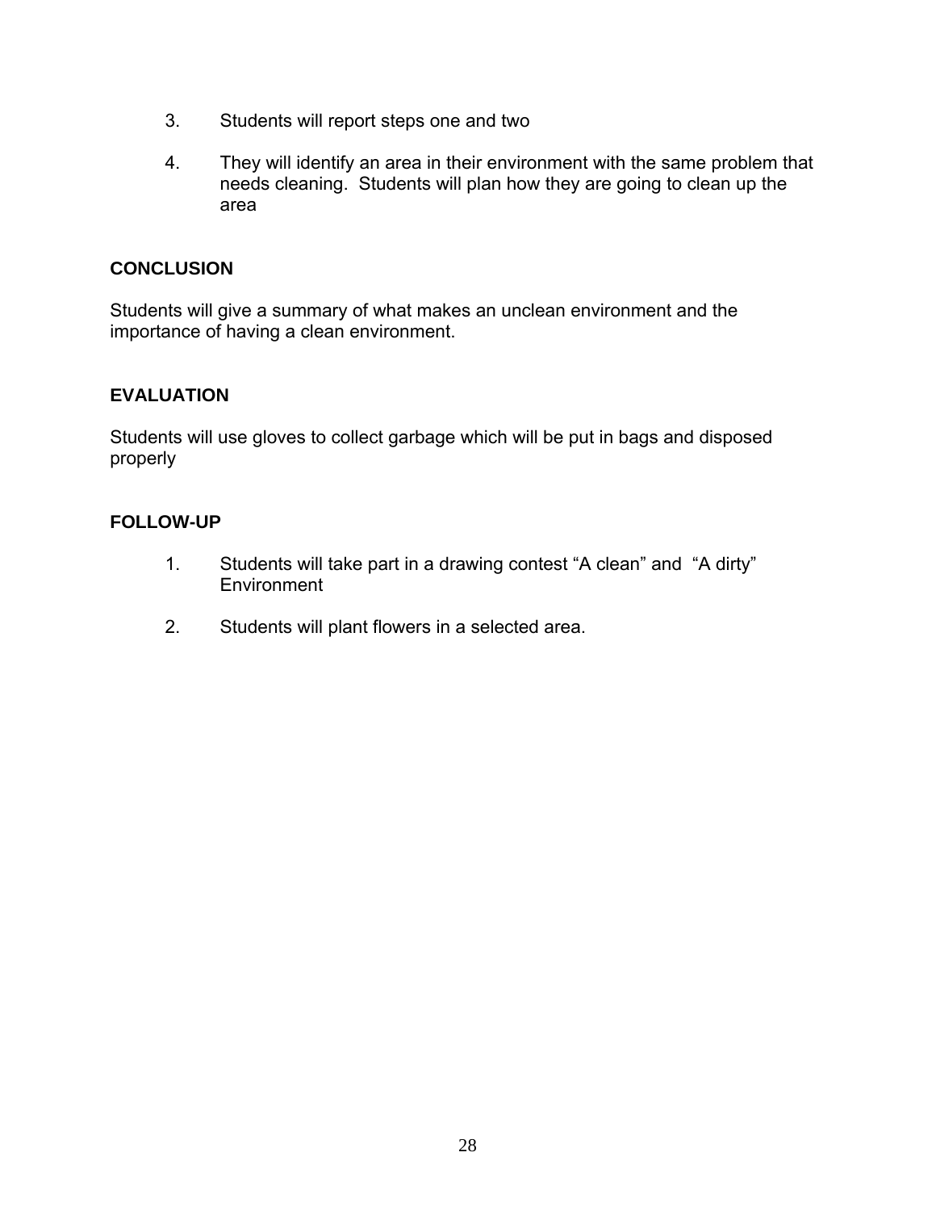3. Students will report steps one and two

4. They will identify an area in their environment with the same problem that needs cleaning. Students will plan how they are going to clean up the area

**CONCLUSION**

Students will give a summary of what makes an unclean environment and the importance of having a clean environment.

**EVALUATION**

Students will use gloves to collect garbage which will be put in bags and disposed properly

**FOLLOW-UP**

1. Students will take part in a drawing contest "A clean" and "A dirty" Environment

2. Students will plant flowers in a selected area.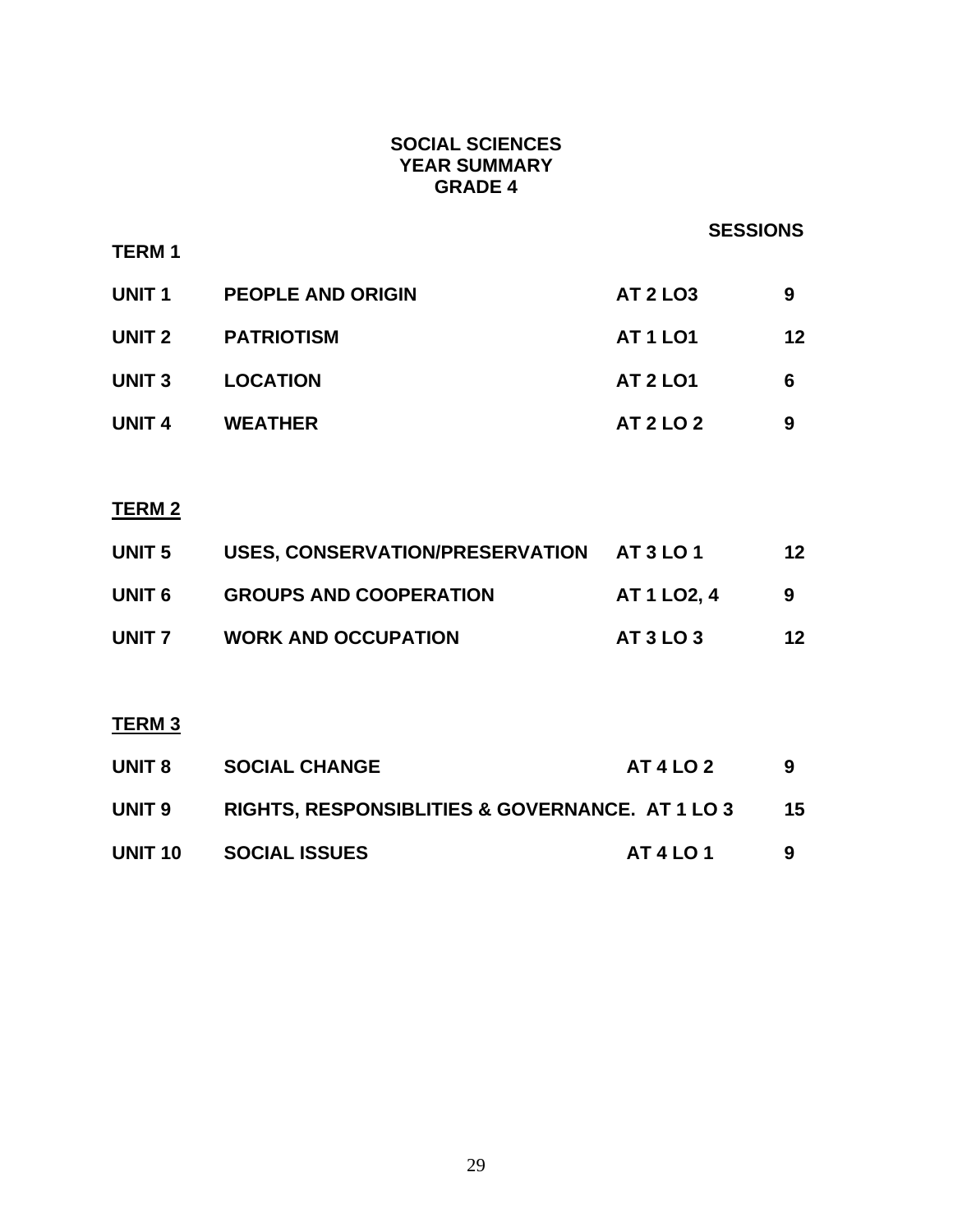# SOCIAL SCIENCES
## YEAR SUMMARY
## GRADE 4

| | | | SESSIONS |
|---|---|---|---|
| **TERM 1** | | | |
| **UNIT 1** | **PEOPLE AND ORIGIN** | **AT 2 LO3** | **9** |
| **UNIT 2** | **PATRIOTISM** | **AT 1 LO1** | **12** |
| **UNIT 3** | **LOCATION** | **AT 2 LO1** | **6** |
| **UNIT 4** | **WEATHER** | **AT 2 LO 2** | **9** |
| **TERM 2** | | | |
| **UNIT 5** | **USES, CONSERVATION/PRESERVATION** | **AT 3 LO 1** | **12** |
| **UNIT 6** | **GROUPS AND COOPERATION** | **AT 1 LO2, 4** | **9** |
| **UNIT 7** | **WORK AND OCCUPATION** | **AT 3 LO 3** | **12** |
| **TERM 3** | | | |
| **UNIT 8** | **SOCIAL CHANGE** | **AT 4 LO 2** | **9** |
| **UNIT 9** | **RIGHTS, RESPONSIBLITIES & GOVERNANCE.** | **AT 1 LO 3** | **15** |
| **UNIT 10** | **SOCIAL ISSUES** | **AT 4 LO 1** | **9** |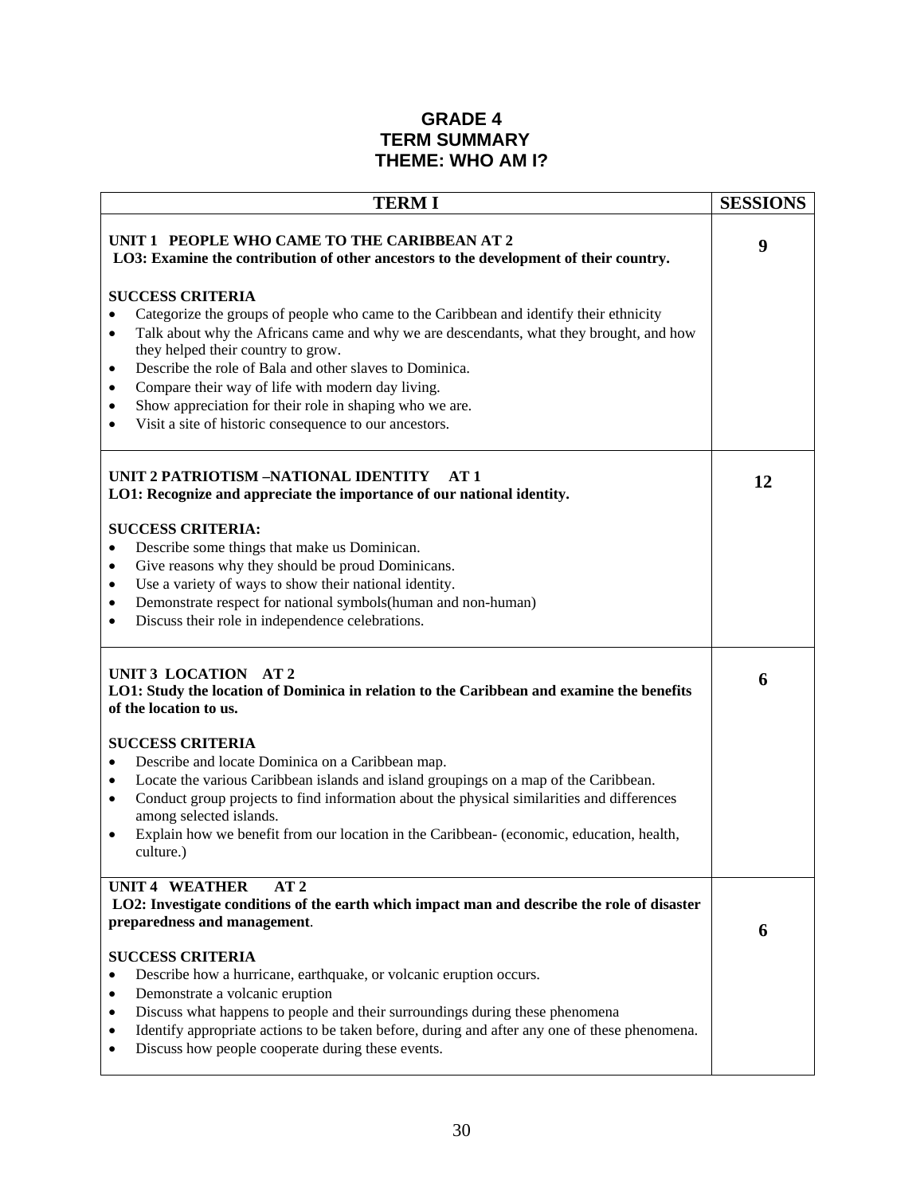# GRADE 4
## TERM SUMMARY
## THEME: WHO AM I?

| TERM I | SESSIONS |
|---|---|
| **UNIT 1 PEOPLE WHO CAME TO THE CARIBBEAN AT 2**<br>**LO3: Examine the contribution of other ancestors to the development of their country.**<br><br>**SUCCESS CRITERIA**<br>• Categorize the groups of people who came to the Caribbean and identify their ethnicity<br>• Talk about why the Africans came and why we are descendants, what they brought, and how they helped their country to grow.<br>• Describe the role of Bala and other slaves to Dominica.<br>• Compare their way of life with modern day living.<br>• Show appreciation for their role in shaping who we are.<br>• Visit a site of historic consequence to our ancestors. | **9** |
| **UNIT 2 PATRIOTISM –NATIONAL IDENTITY AT 1**<br>**LO1: Recognize and appreciate the importance of our national identity.**<br><br>**SUCCESS CRITERIA:**<br>• Describe some things that make us Dominican.<br>• Give reasons why they should be proud Dominicans.<br>• Use a variety of ways to show their national identity.<br>• Demonstrate respect for national symbols(human and non-human)<br>• Discuss their role in independence celebrations. | **12** |
| **UNIT 3 LOCATION AT 2**<br>**LO1: Study the location of Dominica in relation to the Caribbean and examine the benefits of the location to us.**<br><br>**SUCCESS CRITERIA**<br>• Describe and locate Dominica on a Caribbean map.<br>• Locate the various Caribbean islands and island groupings on a map of the Caribbean.<br>• Conduct group projects to find information about the physical similarities and differences among selected islands.<br>• Explain how we benefit from our location in the Caribbean- (economic, education, health, culture.) | **6** |
| **UNIT 4 WEATHER AT 2**<br>**LO2: Investigate conditions of the earth which impact man and describe the role of disaster preparedness and management**.<br><br>**SUCCESS CRITERIA**<br>• Describe how a hurricane, earthquake, or volcanic eruption occurs.<br>• Demonstrate a volcanic eruption<br>• Discuss what happens to people and their surroundings during these phenomena<br>• Identify appropriate actions to be taken before, during and after any one of these phenomena.<br>• Discuss how people cooperate during these events. | **6** |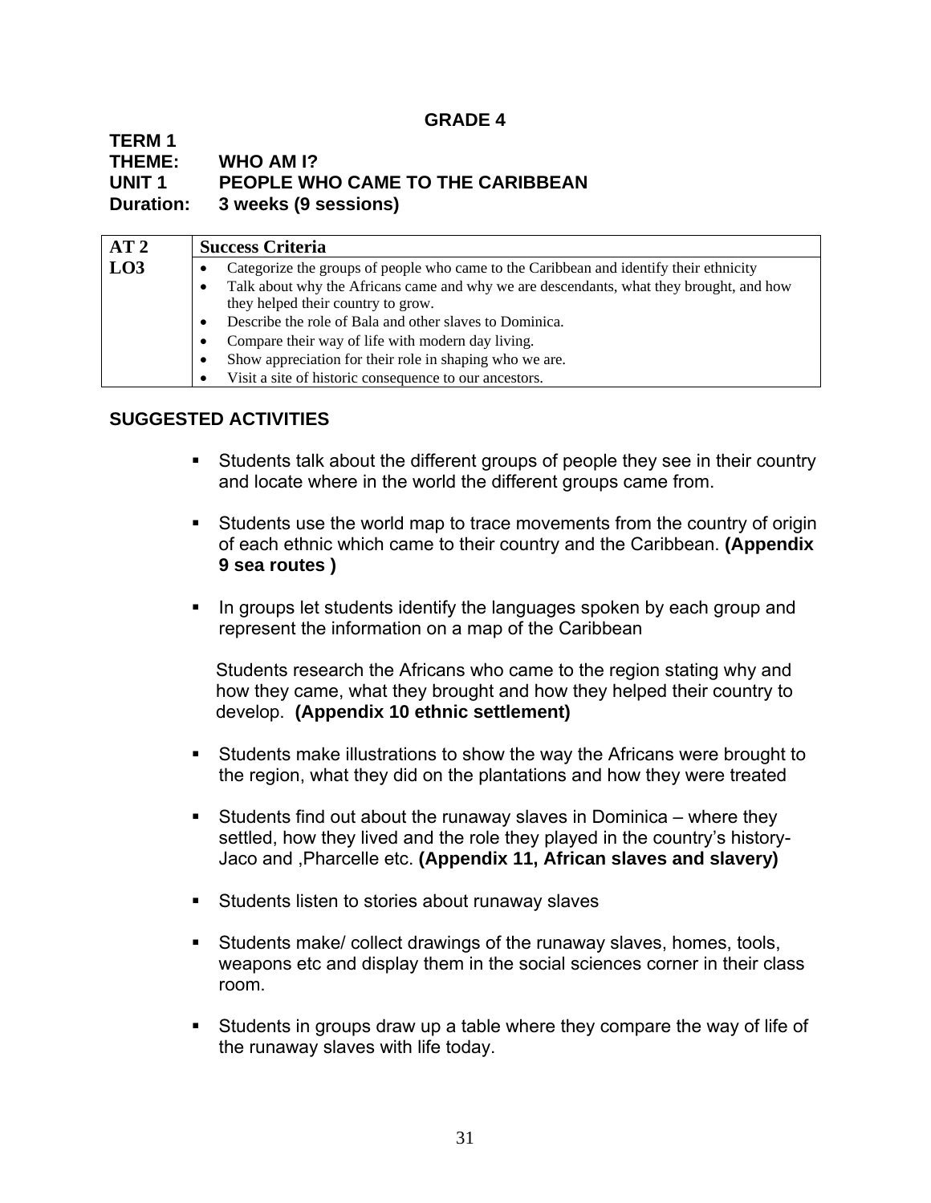## GRADE 4

**TERM 1**
**THEME: WHO AM I?**
**UNIT 1 PEOPLE WHO CAME TO THE CARIBBEAN**
**Duration: 3 weeks (9 sessions)**

| AT 2 | Success Criteria |
|---|---|
| LO3 | • Categorize the groups of people who came to the Caribbean and identify their ethnicity<br>• Talk about why the Africans came and why we are descendants, what they brought, and how they helped their country to grow.<br>• Describe the role of Bala and other slaves to Dominica.<br>• Compare their way of life with modern day living.<br>• Show appreciation for their role in shaping who we are.<br>• Visit a site of historic consequence to our ancestors. |

### SUGGESTED ACTIVITIES

- Students talk about the different groups of people they see in their country and locate where in the world the different groups came from.

- Students use the world map to trace movements from the country of origin of each ethnic which came to their country and the Caribbean. **(Appendix 9 sea routes )**

- In groups let students identify the languages spoken by each group and represent the information on a map of the Caribbean

  Students research the Africans who came to the region stating why and how they came, what they brought and how they helped their country to develop. **(Appendix 10 ethnic settlement)**

- Students make illustrations to show the way the Africans were brought to the region, what they did on the plantations and how they were treated

- Students find out about the runaway slaves in Dominica – where they settled, how they lived and the role they played in the country's history- Jaco and ,Pharcelle etc. **(Appendix 11, African slaves and slavery)**

- Students listen to stories about runaway slaves

- Students make/ collect drawings of the runaway slaves, homes, tools, weapons etc and display them in the social sciences corner in their class room.

- Students in groups draw up a table where they compare the way of life of the runaway slaves with life today.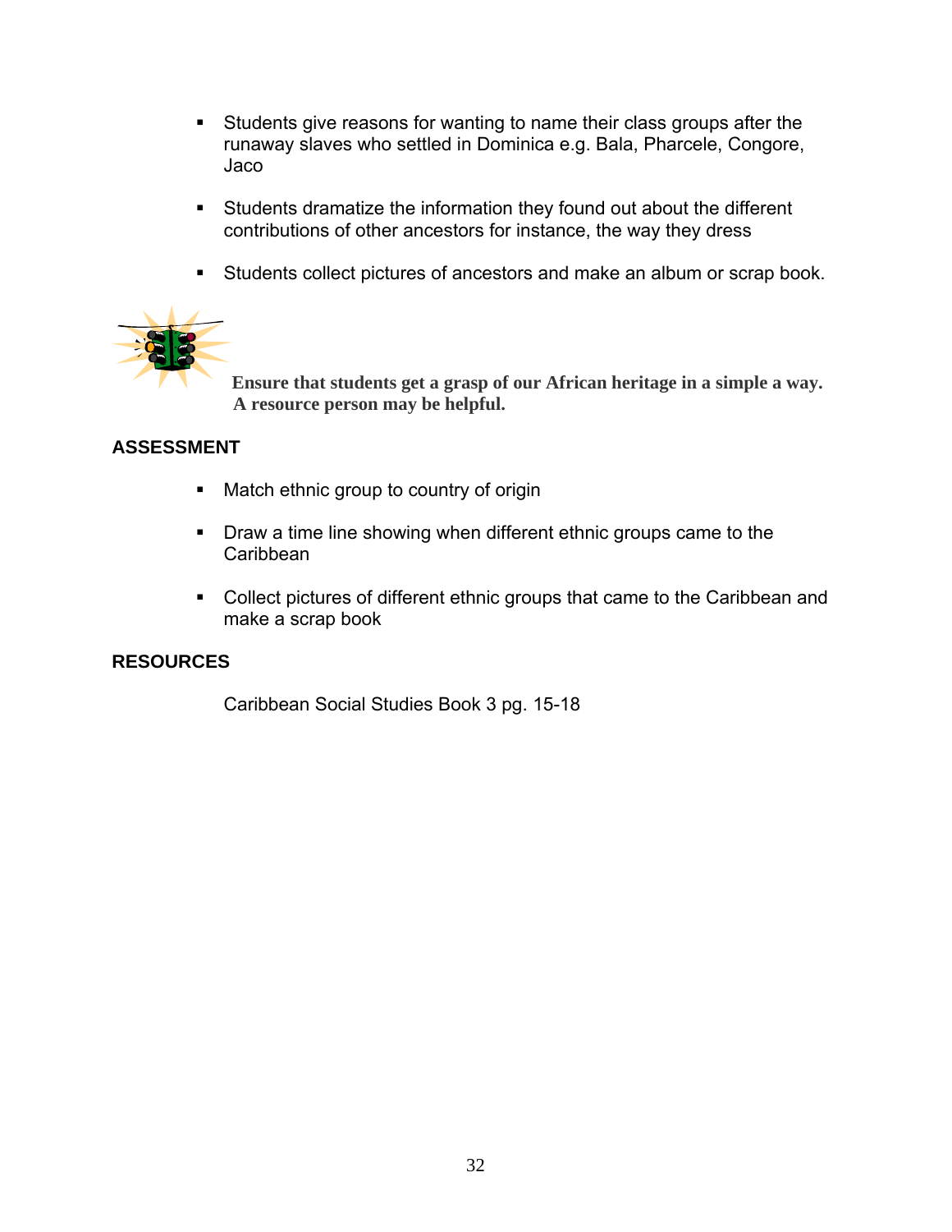- Students give reasons for wanting to name their class groups after the runaway slaves who settled in Dominica e.g. Bala, Pharcele, Congore, Jaco

- Students dramatize the information they found out about the different contributions of other ancestors for instance, the way they dress

- Students collect pictures of ancestors and make an album or scrap book.

**Ensure that students get a grasp of our African heritage in a simple a way. A resource person may be helpful.**

## ASSESSMENT

- Match ethnic group to country of origin

- Draw a time line showing when different ethnic groups came to the Caribbean

- Collect pictures of different ethnic groups that came to the Caribbean and make a scrap book

## RESOURCES

Caribbean Social Studies Book 3 pg. 15-18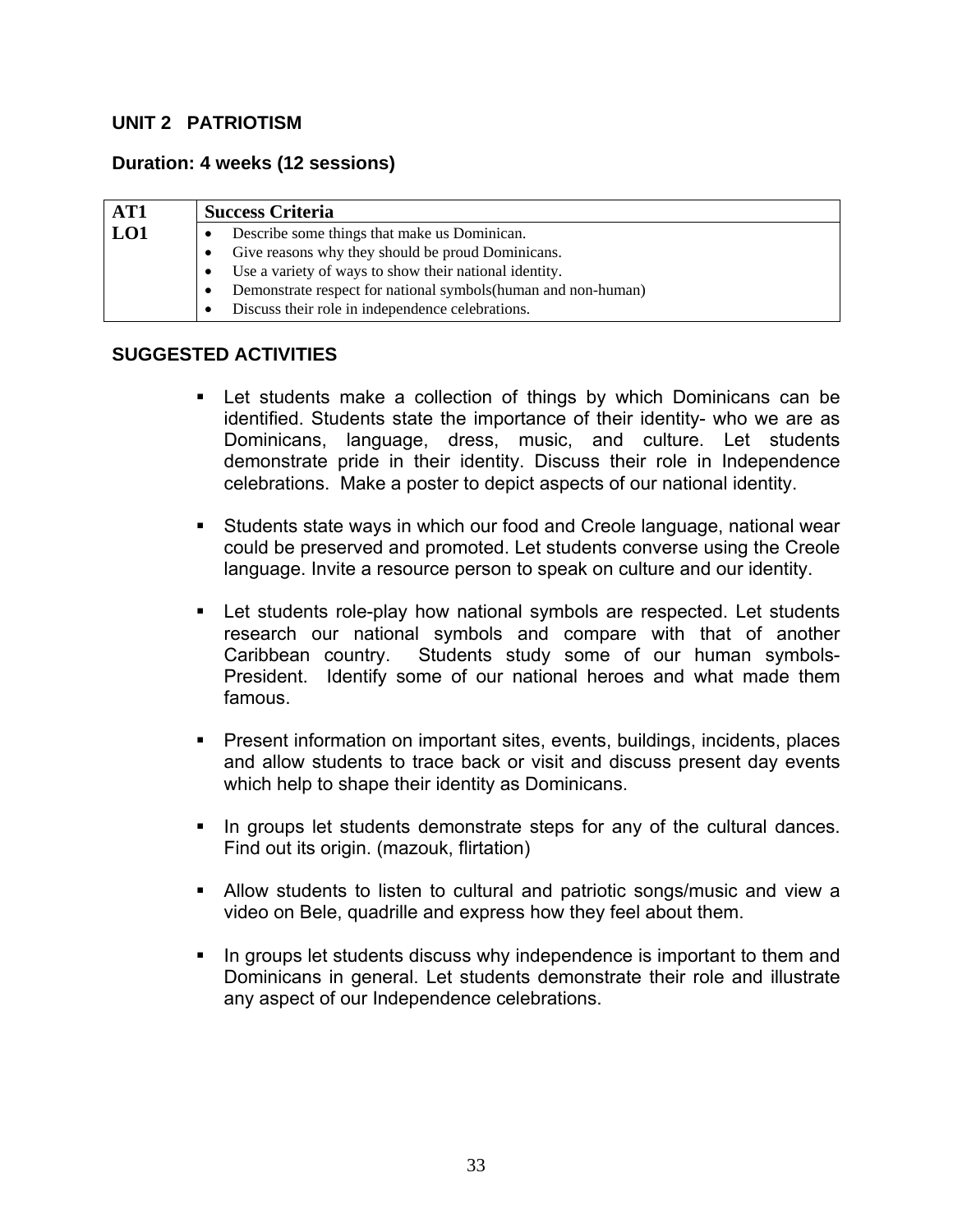## UNIT 2 PATRIOTISM

**Duration: 4 weeks (12 sessions)**

| AT1 | Success Criteria |
|---|---|
| LO1 | • Describe some things that make us Dominican.<br>• Give reasons why they should be proud Dominicans.<br>• Use a variety of ways to show their national identity.<br>• Demonstrate respect for national symbols(human and non-human)<br>• Discuss their role in independence celebrations. |

### SUGGESTED ACTIVITIES

- Let students make a collection of things by which Dominicans can be identified. Students state the importance of their identity- who we are as Dominicans, language, dress, music, and culture. Let students demonstrate pride in their identity. Discuss their role in Independence celebrations. Make a poster to depict aspects of our national identity.

- Students state ways in which our food and Creole language, national wear could be preserved and promoted. Let students converse using the Creole language. Invite a resource person to speak on culture and our identity.

- Let students role-play how national symbols are respected. Let students research our national symbols and compare with that of another Caribbean country. Students study some of our human symbols- President. Identify some of our national heroes and what made them famous.

- Present information on important sites, events, buildings, incidents, places and allow students to trace back or visit and discuss present day events which help to shape their identity as Dominicans.

- In groups let students demonstrate steps for any of the cultural dances. Find out its origin. (mazouk, flirtation)

- Allow students to listen to cultural and patriotic songs/music and view a video on Bele, quadrille and express how they feel about them.

- In groups let students discuss why independence is important to them and Dominicans in general. Let students demonstrate their role and illustrate any aspect of our Independence celebrations.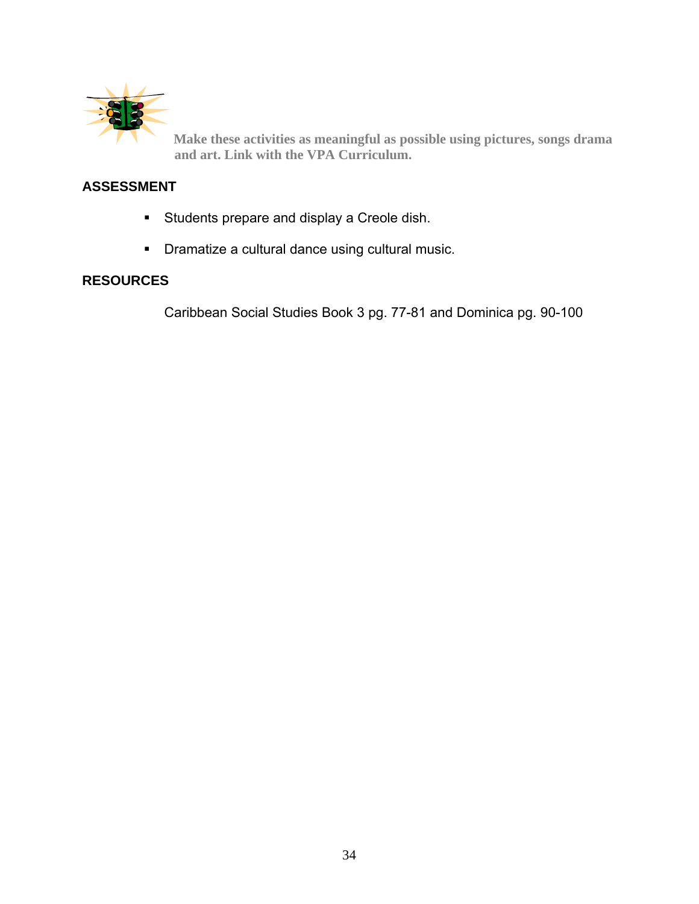**Make these activities as meaningful as possible using pictures, songs drama and art. Link with the VPA Curriculum.**

## ASSESSMENT

- Students prepare and display a Creole dish.
- Dramatize a cultural dance using cultural music.

## RESOURCES

Caribbean Social Studies Book 3 pg. 77-81 and Dominica pg. 90-100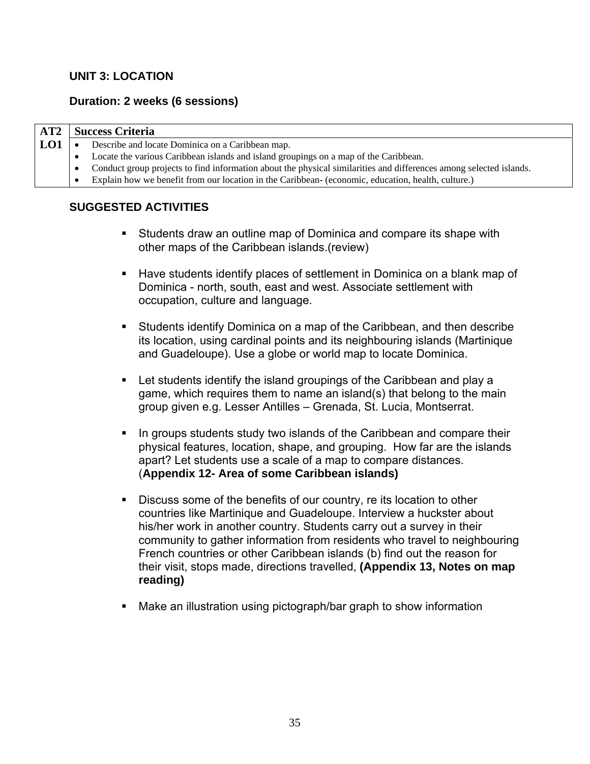## UNIT 3: LOCATION

### Duration: 2 weeks (6 sessions)

| AT2 | Success Criteria |
|---|---|
| LO1 | • Describe and locate Dominica on a Caribbean map.<br>• Locate the various Caribbean islands and island groupings on a map of the Caribbean.<br>• Conduct group projects to find information about the physical similarities and differences among selected islands.<br>• Explain how we benefit from our location in the Caribbean- (economic, education, health, culture.) |

### SUGGESTED ACTIVITIES

- Students draw an outline map of Dominica and compare its shape with other maps of the Caribbean islands.(review)
- Have students identify places of settlement in Dominica on a blank map of Dominica - north, south, east and west. Associate settlement with occupation, culture and language.
- Students identify Dominica on a map of the Caribbean, and then describe its location, using cardinal points and its neighbouring islands (Martinique and Guadeloupe). Use a globe or world map to locate Dominica.
- Let students identify the island groupings of the Caribbean and play a game, which requires them to name an island(s) that belong to the main group given e.g. Lesser Antilles – Grenada, St. Lucia, Montserrat.
- In groups students study two islands of the Caribbean and compare their physical features, location, shape, and grouping. How far are the islands apart? Let students use a scale of a map to compare distances. (**Appendix 12- Area of some Caribbean islands)**
- Discuss some of the benefits of our country, re its location to other countries like Martinique and Guadeloupe. Interview a huckster about his/her work in another country. Students carry out a survey in their community to gather information from residents who travel to neighbouring French countries or other Caribbean islands (b) find out the reason for their visit, stops made, directions travelled, **(Appendix 13, Notes on map reading)**
- Make an illustration using pictograph/bar graph to show information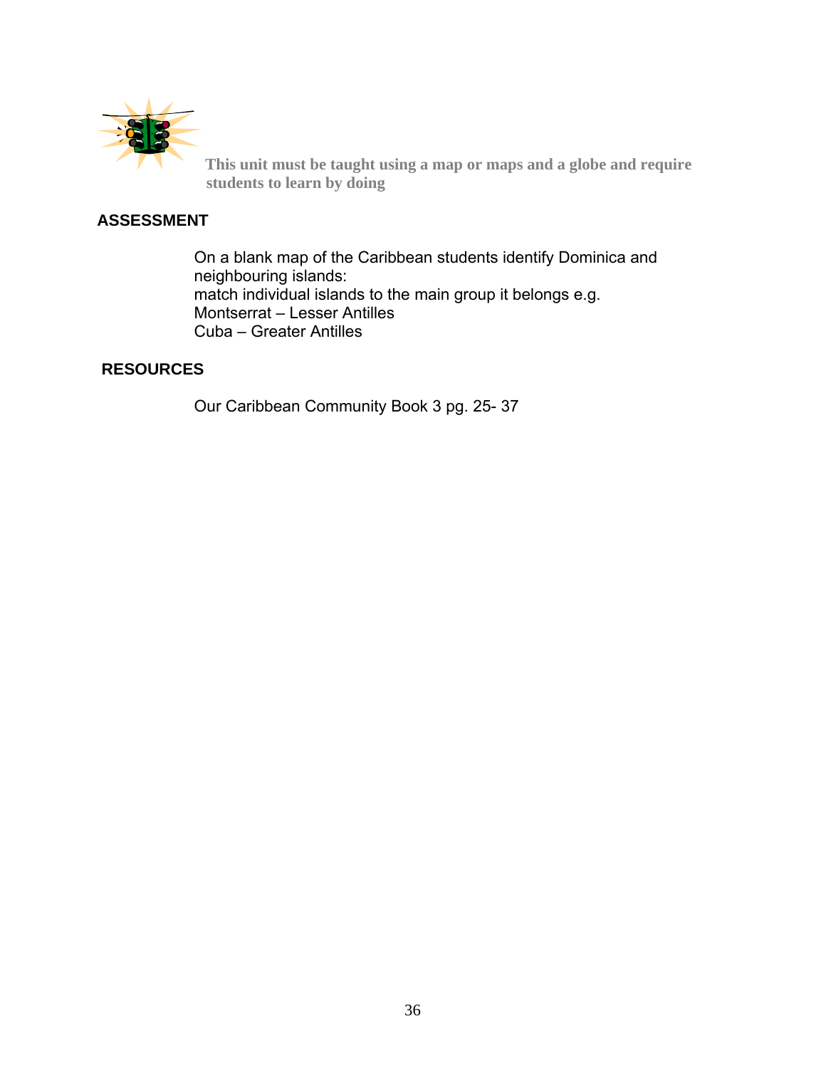**This unit must be taught using a map or maps and a globe and require students to learn by doing**

## ASSESSMENT

On a blank map of the Caribbean students identify Dominica and neighbouring islands:
match individual islands to the main group it belongs e.g.
Montserrat – Lesser Antilles
Cuba – Greater Antilles

## RESOURCES

Our Caribbean Community Book 3 pg. 25- 37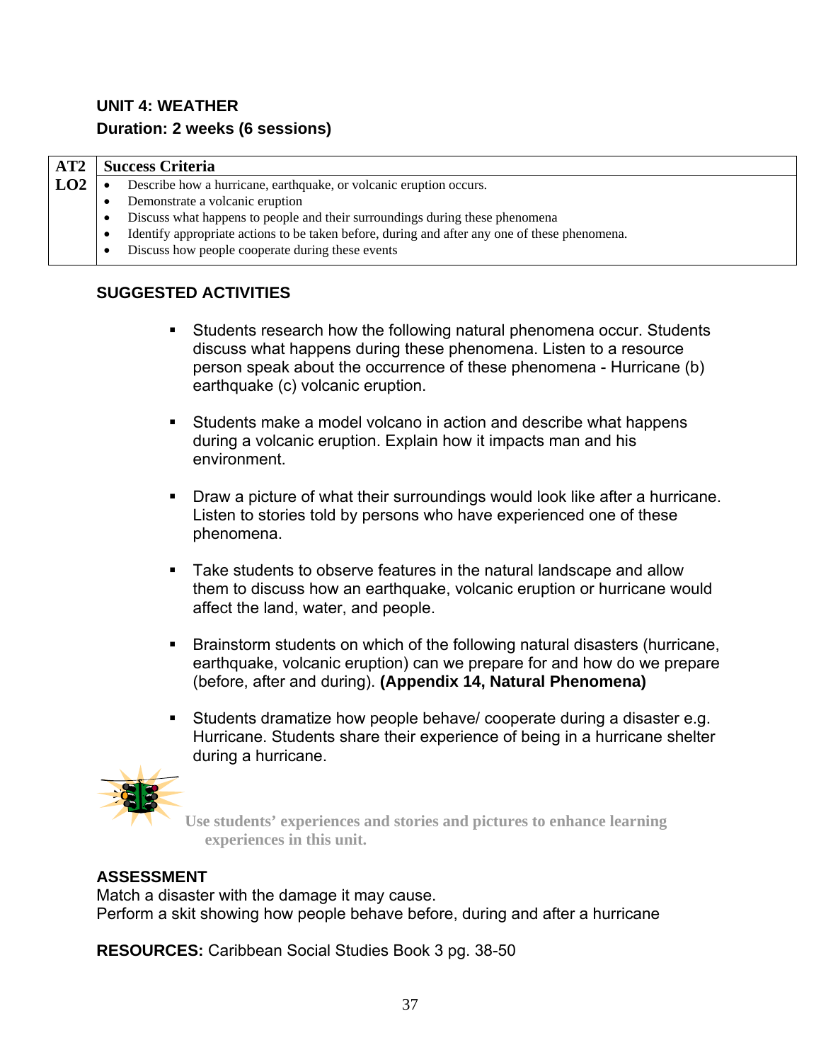## UNIT 4: WEATHER

**Duration: 2 weeks (6 sessions)**

| AT2 | Success Criteria |
| --- | --- |
| LO2 | • Describe how a hurricane, earthquake, or volcanic eruption occurs.<br>• Demonstrate a volcanic eruption<br>• Discuss what happens to people and their surroundings during these phenomena<br>• Identify appropriate actions to be taken before, during and after any one of these phenomena.<br>• Discuss how people cooperate during these events |

### SUGGESTED ACTIVITIES

- Students research how the following natural phenomena occur. Students discuss what happens during these phenomena. Listen to a resource person speak about the occurrence of these phenomena - Hurricane (b) earthquake (c) volcanic eruption.

- Students make a model volcano in action and describe what happens during a volcanic eruption. Explain how it impacts man and his environment.

- Draw a picture of what their surroundings would look like after a hurricane. Listen to stories told by persons who have experienced one of these phenomena.

- Take students to observe features in the natural landscape and allow them to discuss how an earthquake, volcanic eruption or hurricane would affect the land, water, and people.

- Brainstorm students on which of the following natural disasters (hurricane, earthquake, volcanic eruption) can we prepare for and how do we prepare (before, after and during). **(Appendix 14, Natural Phenomena)**

- Students dramatize how people behave/ cooperate during a disaster e.g. Hurricane. Students share their experience of being in a hurricane shelter during a hurricane.

**Use students' experiences and stories and pictures to enhance learning experiences in this unit.**

### ASSESSMENT

Match a disaster with the damage it may cause.
Perform a skit showing how people behave before, during and after a hurricane

**RESOURCES:** Caribbean Social Studies Book 3 pg. 38-50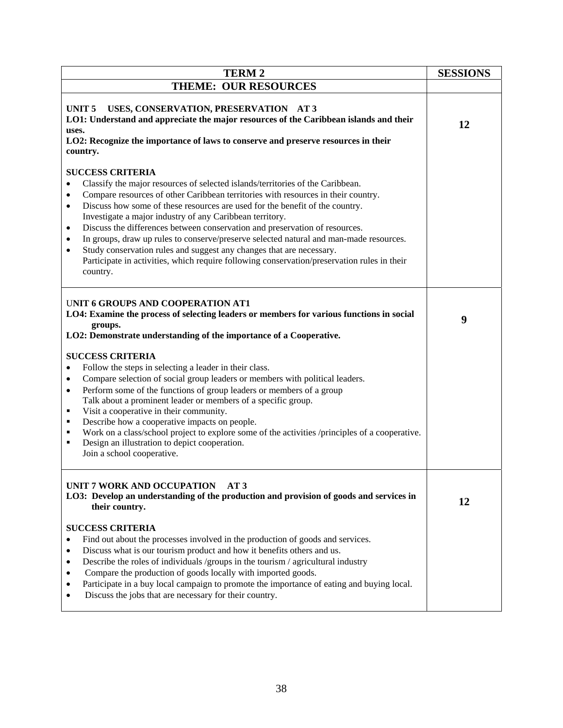| TERM 2 | SESSIONS |
|---|---|
| **THEME: OUR RESOURCES** | |
| **UNIT 5 USES, CONSERVATION, PRESERVATION AT 3**<br>**LO1: Understand and appreciate the major resources of the Caribbean islands and their uses.**<br>**LO2: Recognize the importance of laws to conserve and preserve resources in their country.**<br><br>**SUCCESS CRITERIA**<br>• Classify the major resources of selected islands/territories of the Caribbean.<br>• Compare resources of other Caribbean territories with resources in their country.<br>• Discuss how some of these resources are used for the benefit of the country. Investigate a major industry of any Caribbean territory.<br>• Discuss the differences between conservation and preservation of resources.<br>• In groups, draw up rules to conserve/preserve selected natural and man-made resources.<br>• Study conservation rules and suggest any changes that are necessary. Participate in activities, which require following conservation/preservation rules in their country. | **12** |
| **UNIT 6 GROUPS AND COOPERATION AT1**<br>**LO4: Examine the process of selecting leaders or members for various functions in social groups.**<br>**LO2: Demonstrate understanding of the importance of a Cooperative.**<br><br>**SUCCESS CRITERIA**<br>• Follow the steps in selecting a leader in their class.<br>• Compare selection of social group leaders or members with political leaders.<br>• Perform some of the functions of group leaders or members of a group Talk about a prominent leader or members of a specific group.<br>▪ Visit a cooperative in their community.<br>▪ Describe how a cooperative impacts on people.<br>▪ Work on a class/school project to explore some of the activities /principles of a cooperative.<br>▪ Design an illustration to depict cooperation. Join a school cooperative. | **9** |
| **UNIT 7 WORK AND OCCUPATION AT 3**<br>**LO3: Develop an understanding of the production and provision of goods and services in their country.**<br><br>**SUCCESS CRITERIA**<br>• Find out about the processes involved in the production of goods and services.<br>• Discuss what is our tourism product and how it benefits others and us.<br>• Describe the roles of individuals /groups in the tourism / agricultural industry<br>• Compare the production of goods locally with imported goods.<br>• Participate in a buy local campaign to promote the importance of eating and buying local.<br>• Discuss the jobs that are necessary for their country. | **12** |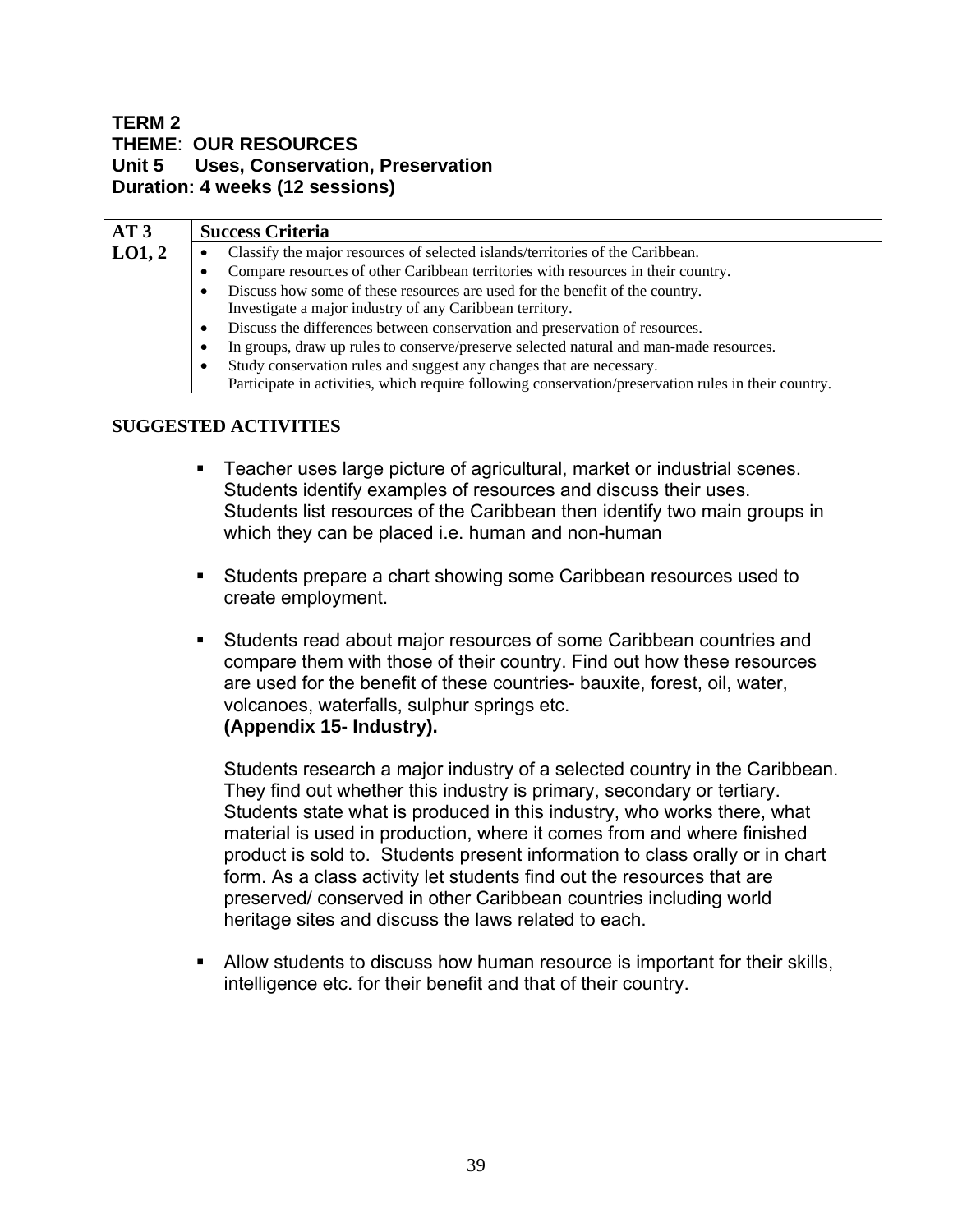**TERM 2**
**THEME**: **OUR RESOURCES**
**Unit 5 Uses, Conservation, Preservation**
**Duration: 4 weeks (12 sessions)**

| AT 3 | Success Criteria |
|---|---|
| LO1, 2 | • Classify the major resources of selected islands/territories of the Caribbean.<br>• Compare resources of other Caribbean territories with resources in their country.<br>• Discuss how some of these resources are used for the benefit of the country.<br>Investigate a major industry of any Caribbean territory.<br>• Discuss the differences between conservation and preservation of resources.<br>• In groups, draw up rules to conserve/preserve selected natural and man-made resources.<br>• Study conservation rules and suggest any changes that are necessary.<br>Participate in activities, which require following conservation/preservation rules in their country. |

**SUGGESTED ACTIVITIES**

- Teacher uses large picture of agricultural, market or industrial scenes. Students identify examples of resources and discuss their uses. Students list resources of the Caribbean then identify two main groups in which they can be placed i.e. human and non-human

- Students prepare a chart showing some Caribbean resources used to create employment.

- Students read about major resources of some Caribbean countries and compare them with those of their country. Find out how these resources are used for the benefit of these countries- bauxite, forest, oil, water, volcanoes, waterfalls, sulphur springs etc.
  **(Appendix 15- Industry).**

  Students research a major industry of a selected country in the Caribbean. They find out whether this industry is primary, secondary or tertiary. Students state what is produced in this industry, who works there, what material is used in production, where it comes from and where finished product is sold to. Students present information to class orally or in chart form. As a class activity let students find out the resources that are preserved/ conserved in other Caribbean countries including world heritage sites and discuss the laws related to each.

- Allow students to discuss how human resource is important for their skills, intelligence etc. for their benefit and that of their country.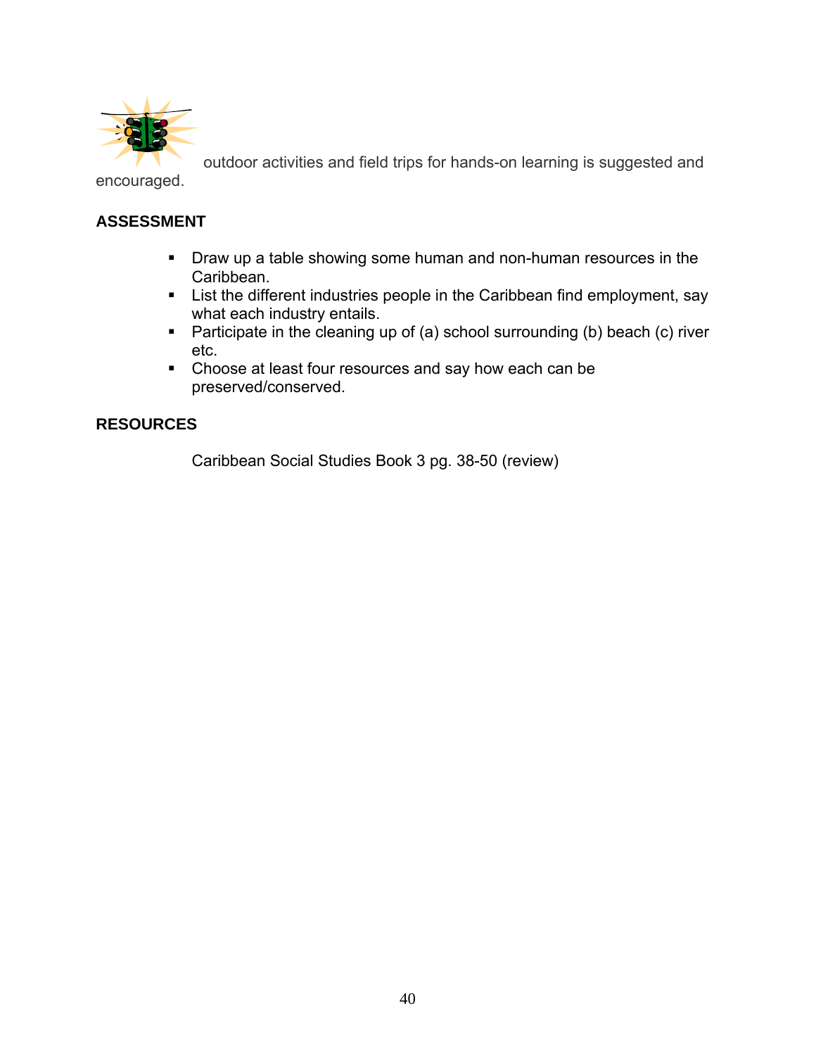outdoor activities and field trips for hands-on learning is suggested and encouraged.

**ASSESSMENT**

- Draw up a table showing some human and non-human resources in the Caribbean.
- List the different industries people in the Caribbean find employment, say what each industry entails.
- Participate in the cleaning up of (a) school surrounding (b) beach (c) river etc.
- Choose at least four resources and say how each can be preserved/conserved.

**RESOURCES**

Caribbean Social Studies Book 3 pg. 38-50 (review)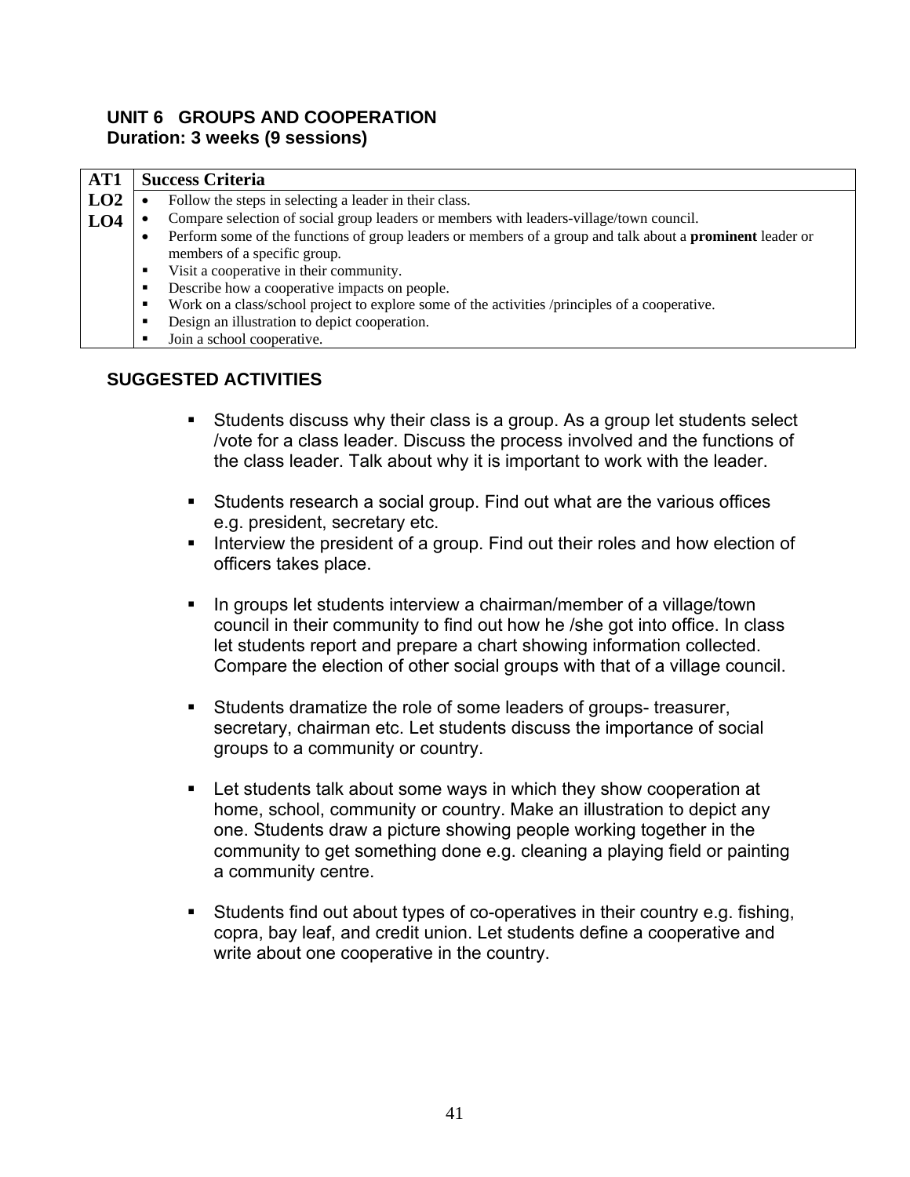## UNIT 6 GROUPS AND COOPERATION

**Duration: 3 weeks (9 sessions)**

| AT1 | Success Criteria |
|---|---|
| LO2<br>LO4 | • Follow the steps in selecting a leader in their class.<br>• Compare selection of social group leaders or members with leaders-village/town council.<br>• Perform some of the functions of group leaders or members of a group and talk about a **prominent** leader or members of a specific group.<br>▪ Visit a cooperative in their community.<br>▪ Describe how a cooperative impacts on people.<br>▪ Work on a class/school project to explore some of the activities /principles of a cooperative.<br>▪ Design an illustration to depict cooperation.<br>▪ Join a school cooperative. |

### SUGGESTED ACTIVITIES

- Students discuss why their class is a group. As a group let students select /vote for a class leader. Discuss the process involved and the functions of the class leader. Talk about why it is important to work with the leader.

- Students research a social group. Find out what are the various offices e.g. president, secretary etc.
- Interview the president of a group. Find out their roles and how election of officers takes place.

- In groups let students interview a chairman/member of a village/town council in their community to find out how he /she got into office. In class let students report and prepare a chart showing information collected. Compare the election of other social groups with that of a village council.

- Students dramatize the role of some leaders of groups- treasurer, secretary, chairman etc. Let students discuss the importance of social groups to a community or country.

- Let students talk about some ways in which they show cooperation at home, school, community or country. Make an illustration to depict any one. Students draw a picture showing people working together in the community to get something done e.g. cleaning a playing field or painting a community centre.

- Students find out about types of co-operatives in their country e.g. fishing, copra, bay leaf, and credit union. Let students define a cooperative and write about one cooperative in the country.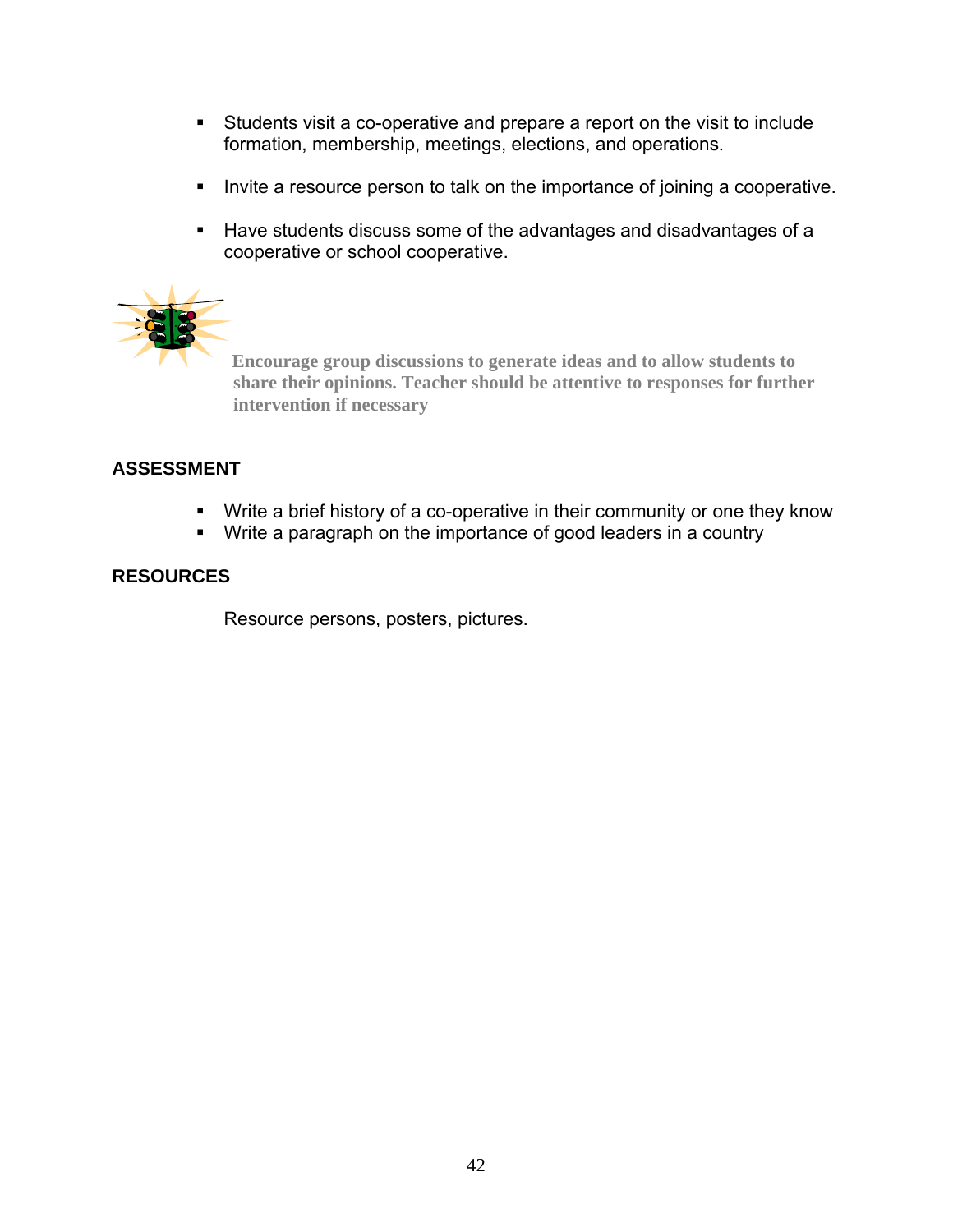- Students visit a co-operative and prepare a report on the visit to include formation, membership, meetings, elections, and operations.

- Invite a resource person to talk on the importance of joining a cooperative.

- Have students discuss some of the advantages and disadvantages of a cooperative or school cooperative.

**Encourage group discussions to generate ideas and to allow students to share their opinions. Teacher should be attentive to responses for further intervention if necessary**

## ASSESSMENT

- Write a brief history of a co-operative in their community or one they know
- Write a paragraph on the importance of good leaders in a country

## RESOURCES

Resource persons, posters, pictures.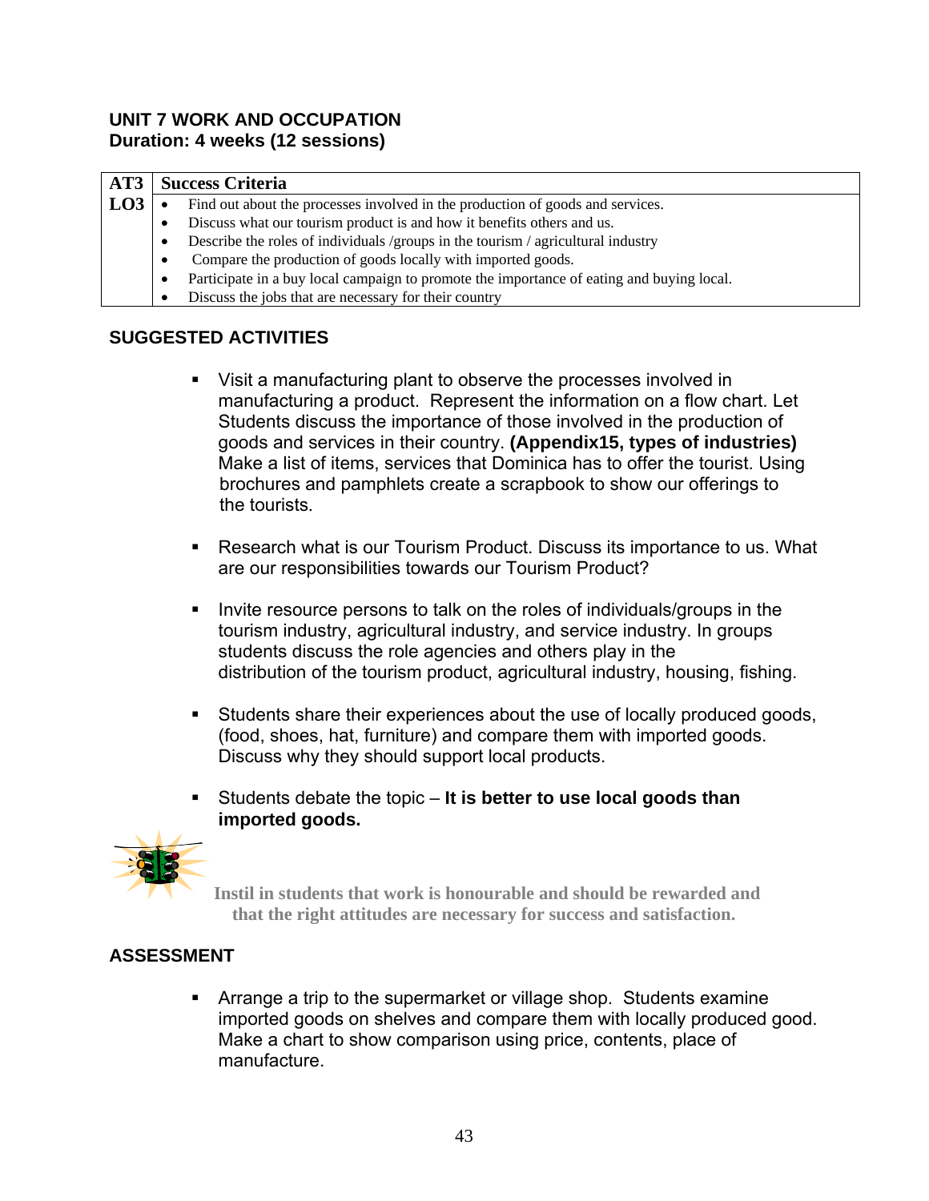**UNIT 7 WORK AND OCCUPATION**
**Duration: 4 weeks (12 sessions)**

| AT3 | Success Criteria |
|---|---|
| LO3 | • Find out about the processes involved in the production of goods and services.<br>• Discuss what our tourism product is and how it benefits others and us.<br>• Describe the roles of individuals /groups in the tourism / agricultural industry<br>• Compare the production of goods locally with imported goods.<br>• Participate in a buy local campaign to promote the importance of eating and buying local.<br>• Discuss the jobs that are necessary for their country |

## SUGGESTED ACTIVITIES

- Visit a manufacturing plant to observe the processes involved in manufacturing a product. Represent the information on a flow chart. Let Students discuss the importance of those involved in the production of goods and services in their country. **(Appendix15, types of industries)** Make a list of items, services that Dominica has to offer the tourist. Using brochures and pamphlets create a scrapbook to show our offerings to the tourists.

- Research what is our Tourism Product. Discuss its importance to us. What are our responsibilities towards our Tourism Product?

- Invite resource persons to talk on the roles of individuals/groups in the tourism industry, agricultural industry, and service industry. In groups students discuss the role agencies and others play in the distribution of the tourism product, agricultural industry, housing, fishing.

- Students share their experiences about the use of locally produced goods, (food, shoes, hat, furniture) and compare them with imported goods. Discuss why they should support local products.

- Students debate the topic – **It is better to use local goods than imported goods.**

**Instil in students that work is honourable and should be rewarded and that the right attitudes are necessary for success and satisfaction.**

## ASSESSMENT

- Arrange a trip to the supermarket or village shop. Students examine imported goods on shelves and compare them with locally produced good. Make a chart to show comparison using price, contents, place of manufacture.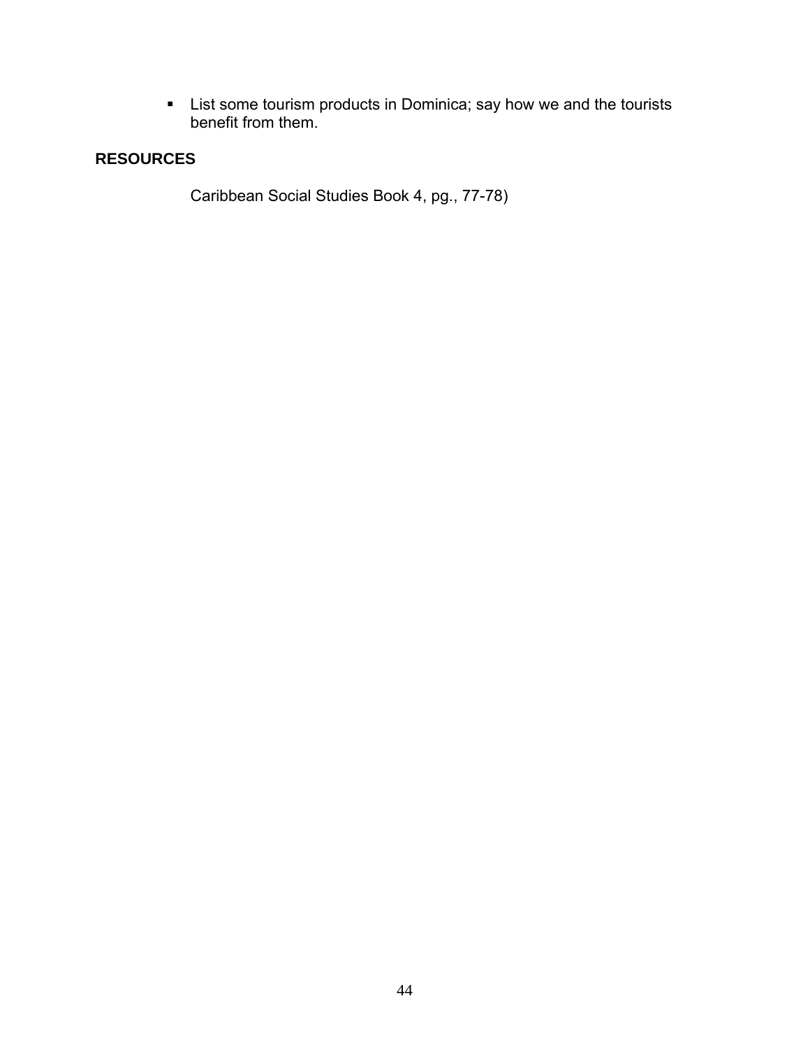- List some tourism products in Dominica; say how we and the tourists benefit from them.

**RESOURCES**

Caribbean Social Studies Book 4, pg., 77-78)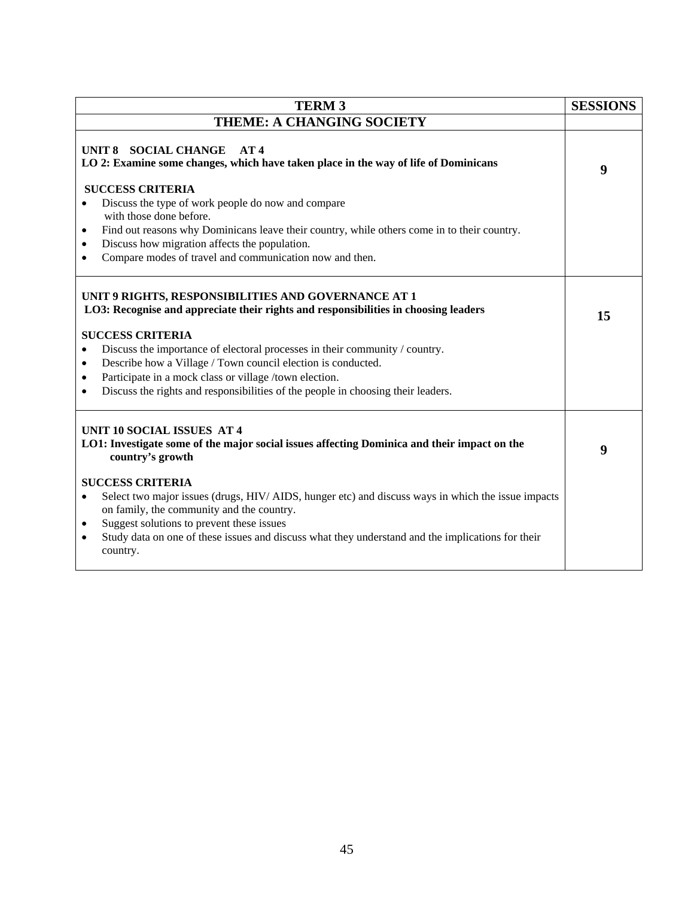| TERM 3 | SESSIONS |
|---|---|
| **THEME: A CHANGING SOCIETY** | |
| **UNIT 8 SOCIAL CHANGE AT 4**<br>**LO 2: Examine some changes, which have taken place in the way of life of Dominicans**<br><br>**SUCCESS CRITERIA**<br>• Discuss the type of work people do now and compare with those done before.<br>• Find out reasons why Dominicans leave their country, while others come in to their country.<br>• Discuss how migration affects the population.<br>• Compare modes of travel and communication now and then. | **9** |
| **UNIT 9 RIGHTS, RESPONSIBILITIES AND GOVERNANCE AT 1**<br>**LO3: Recognise and appreciate their rights and responsibilities in choosing leaders**<br><br>**SUCCESS CRITERIA**<br>• Discuss the importance of electoral processes in their community / country.<br>• Describe how a Village / Town council election is conducted.<br>• Participate in a mock class or village /town election.<br>• Discuss the rights and responsibilities of the people in choosing their leaders. | **15** |
| **UNIT 10 SOCIAL ISSUES AT 4**<br>**LO1: Investigate some of the major social issues affecting Dominica and their impact on the country's growth**<br><br>**SUCCESS CRITERIA**<br>• Select two major issues (drugs, HIV/ AIDS, hunger etc) and discuss ways in which the issue impacts on family, the community and the country.<br>• Suggest solutions to prevent these issues<br>• Study data on one of these issues and discuss what they understand and the implications for their country. | **9** |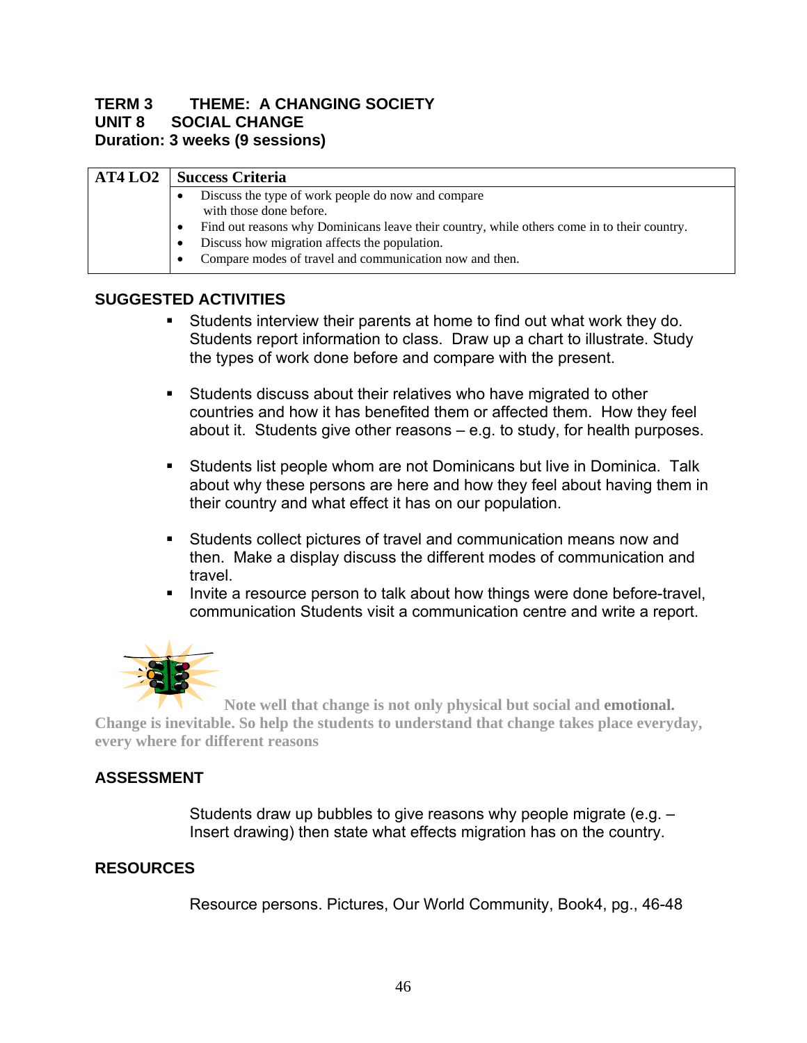**TERM 3 THEME: A CHANGING SOCIETY**
**UNIT 8 SOCIAL CHANGE**
**Duration: 3 weeks (9 sessions)**

| AT4 LO2 | Success Criteria |
|---|---|
| | • Discuss the type of work people do now and compare with those done before.<br>• Find out reasons why Dominicans leave their country, while others come in to their country.<br>• Discuss how migration affects the population.<br>• Compare modes of travel and communication now and then. |

## SUGGESTED ACTIVITIES

- Students interview their parents at home to find out what work they do. Students report information to class. Draw up a chart to illustrate. Study the types of work done before and compare with the present.
- Students discuss about their relatives who have migrated to other countries and how it has benefited them or affected them. How they feel about it. Students give other reasons – e.g. to study, for health purposes.
- Students list people whom are not Dominicans but live in Dominica. Talk about why these persons are here and how they feel about having them in their country and what effect it has on our population.
- Students collect pictures of travel and communication means now and then. Make a display discuss the different modes of communication and travel.
- Invite a resource person to talk about how things were done before-travel, communication Students visit a communication centre and write a report.

**Note well that change is not only physical but social and emotional. Change is inevitable. So help the students to understand that change takes place everyday, every where for different reasons**

## ASSESSMENT

Students draw up bubbles to give reasons why people migrate (e.g. – Insert drawing) then state what effects migration has on the country.

## RESOURCES

Resource persons. Pictures, Our World Community, Book4, pg., 46-48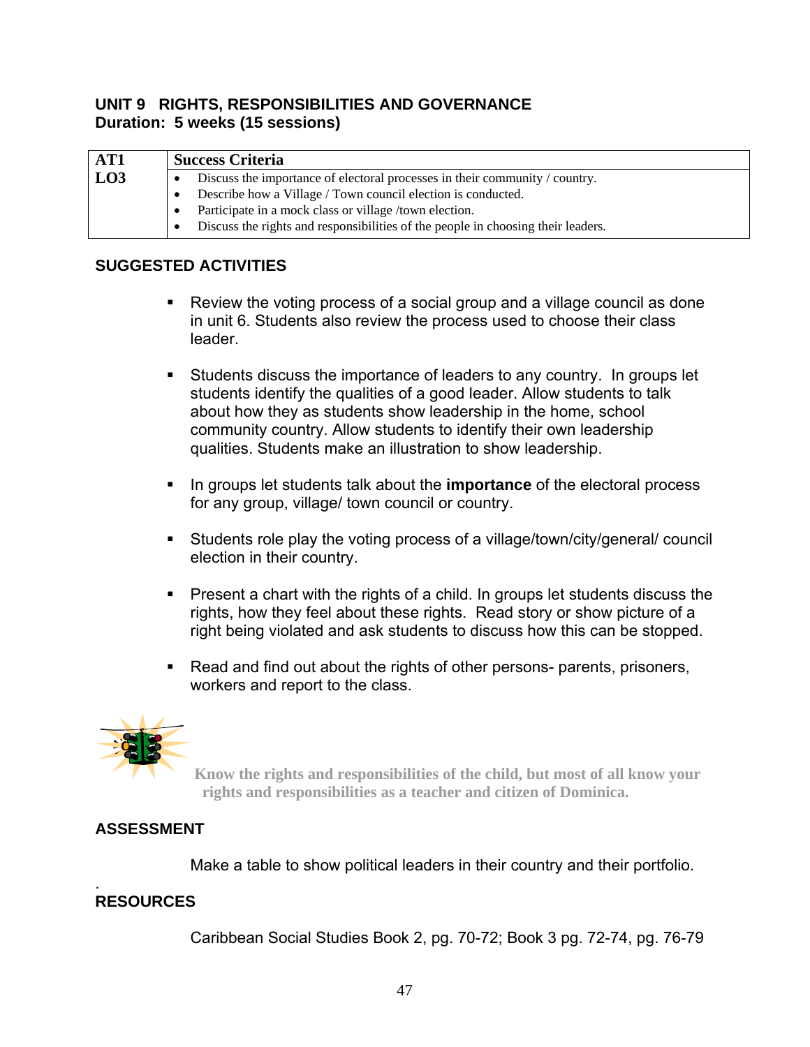## UNIT 9 RIGHTS, RESPONSIBILITIES AND GOVERNANCE

**Duration: 5 weeks (15 sessions)**

| AT1 | Success Criteria |
|---|---|
| LO3 | • Discuss the importance of electoral processes in their community / country.<br>• Describe how a Village / Town council election is conducted.<br>• Participate in a mock class or village /town election.<br>• Discuss the rights and responsibilities of the people in choosing their leaders. |

### SUGGESTED ACTIVITIES

- Review the voting process of a social group and a village council as done in unit 6. Students also review the process used to choose their class leader.
- Students discuss the importance of leaders to any country. In groups let students identify the qualities of a good leader. Allow students to talk about how they as students show leadership in the home, school community country. Allow students to identify their own leadership qualities. Students make an illustration to show leadership.
- In groups let students talk about the **importance** of the electoral process for any group, village/ town council or country.
- Students role play the voting process of a village/town/city/general/ council election in their country.
- Present a chart with the rights of a child. In groups let students discuss the rights, how they feel about these rights. Read story or show picture of a right being violated and ask students to discuss how this can be stopped.
- Read and find out about the rights of other persons- parents, prisoners, workers and report to the class.

**Know the rights and responsibilities of the child, but most of all know your rights and responsibilities as a teacher and citizen of Dominica.**

### ASSESSMENT

Make a table to show political leaders in their country and their portfolio.

### RESOURCES

Caribbean Social Studies Book 2, pg. 70-72; Book 3 pg. 72-74, pg. 76-79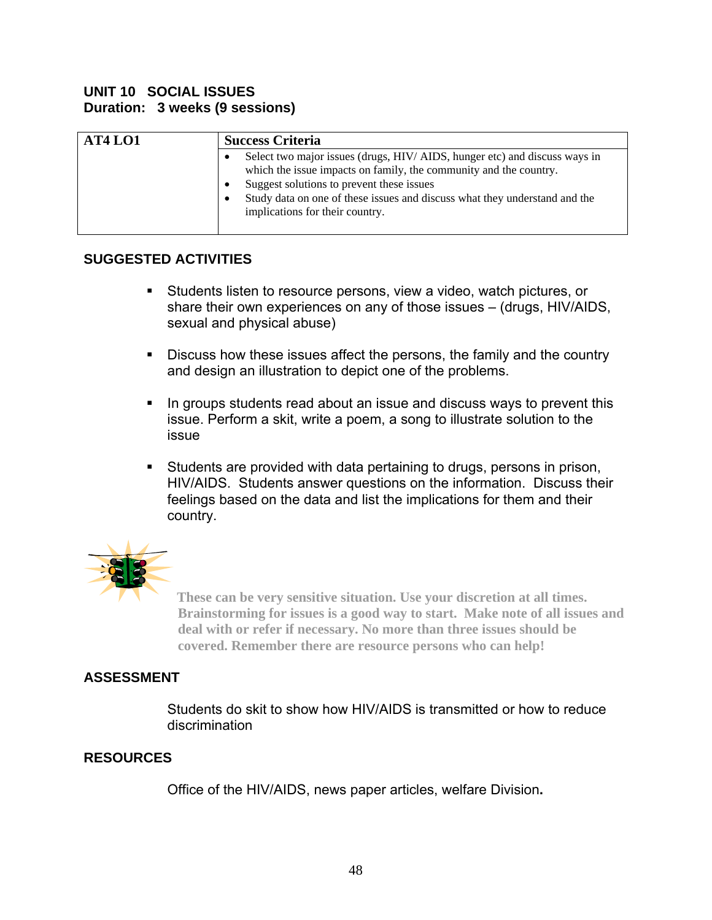## UNIT 10 SOCIAL ISSUES
**Duration: 3 weeks (9 sessions)**

| AT4 LO1 | Success Criteria |
|---|---|
| | • Select two major issues (drugs, HIV/ AIDS, hunger etc) and discuss ways in which the issue impacts on family, the community and the country.<br>• Suggest solutions to prevent these issues<br>• Study data on one of these issues and discuss what they understand and the implications for their country. |

### SUGGESTED ACTIVITIES

- Students listen to resource persons, view a video, watch pictures, or share their own experiences on any of those issues – (drugs, HIV/AIDS, sexual and physical abuse)

- Discuss how these issues affect the persons, the family and the country and design an illustration to depict one of the problems.

- In groups students read about an issue and discuss ways to prevent this issue. Perform a skit, write a poem, a song to illustrate solution to the issue

- Students are provided with data pertaining to drugs, persons in prison, HIV/AIDS. Students answer questions on the information. Discuss their feelings based on the data and list the implications for them and their country.

**These can be very sensitive situation. Use your discretion at all times. Brainstorming for issues is a good way to start. Make note of all issues and deal with or refer if necessary. No more than three issues should be covered. Remember there are resource persons who can help!**

### ASSESSMENT

Students do skit to show how HIV/AIDS is transmitted or how to reduce discrimination

### RESOURCES

Office of the HIV/AIDS, news paper articles, welfare Division**.**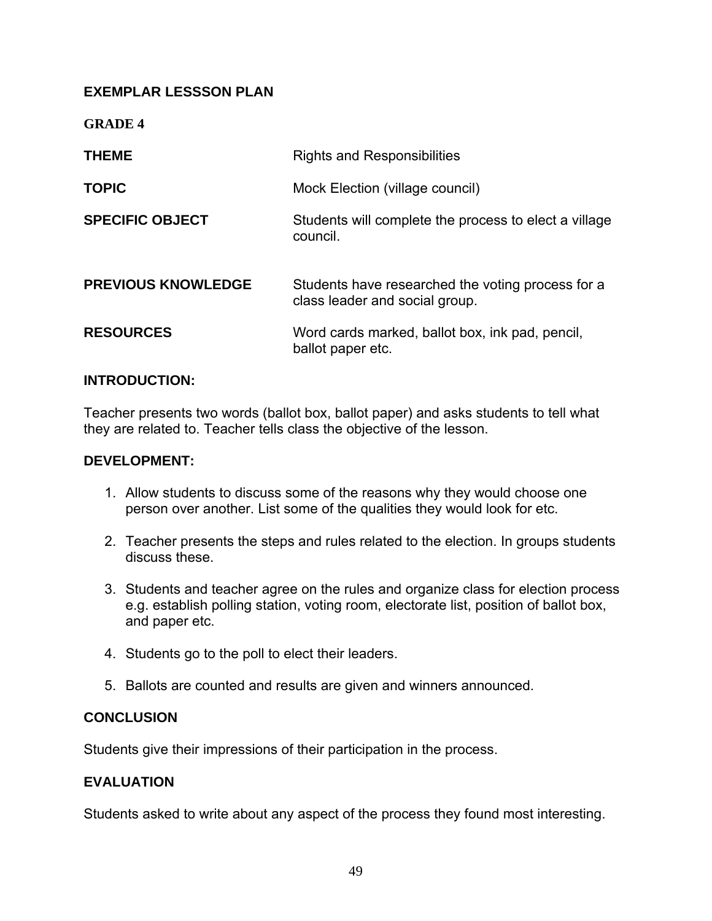**EXEMPLAR LESSSON PLAN**

**GRADE 4**

| | |
|---|---|
| **THEME** | Rights and Responsibilities |
| **TOPIC** | Mock Election (village council) |
| **SPECIFIC OBJECT** | Students will complete the process to elect a village council. |
| **PREVIOUS KNOWLEDGE** | Students have researched the voting process for a class leader and social group. |
| **RESOURCES** | Word cards marked, ballot box, ink pad, pencil, ballot paper etc. |

**INTRODUCTION:**

Teacher presents two words (ballot box, ballot paper) and asks students to tell what they are related to. Teacher tells class the objective of the lesson.

**DEVELOPMENT:**

1. Allow students to discuss some of the reasons why they would choose one person over another. List some of the qualities they would look for etc.

2. Teacher presents the steps and rules related to the election. In groups students discuss these.

3. Students and teacher agree on the rules and organize class for election process e.g. establish polling station, voting room, electorate list, position of ballot box, and paper etc.

4. Students go to the poll to elect their leaders.

5. Ballots are counted and results are given and winners announced.

**CONCLUSION**

Students give their impressions of their participation in the process.

**EVALUATION**

Students asked to write about any aspect of the process they found most interesting.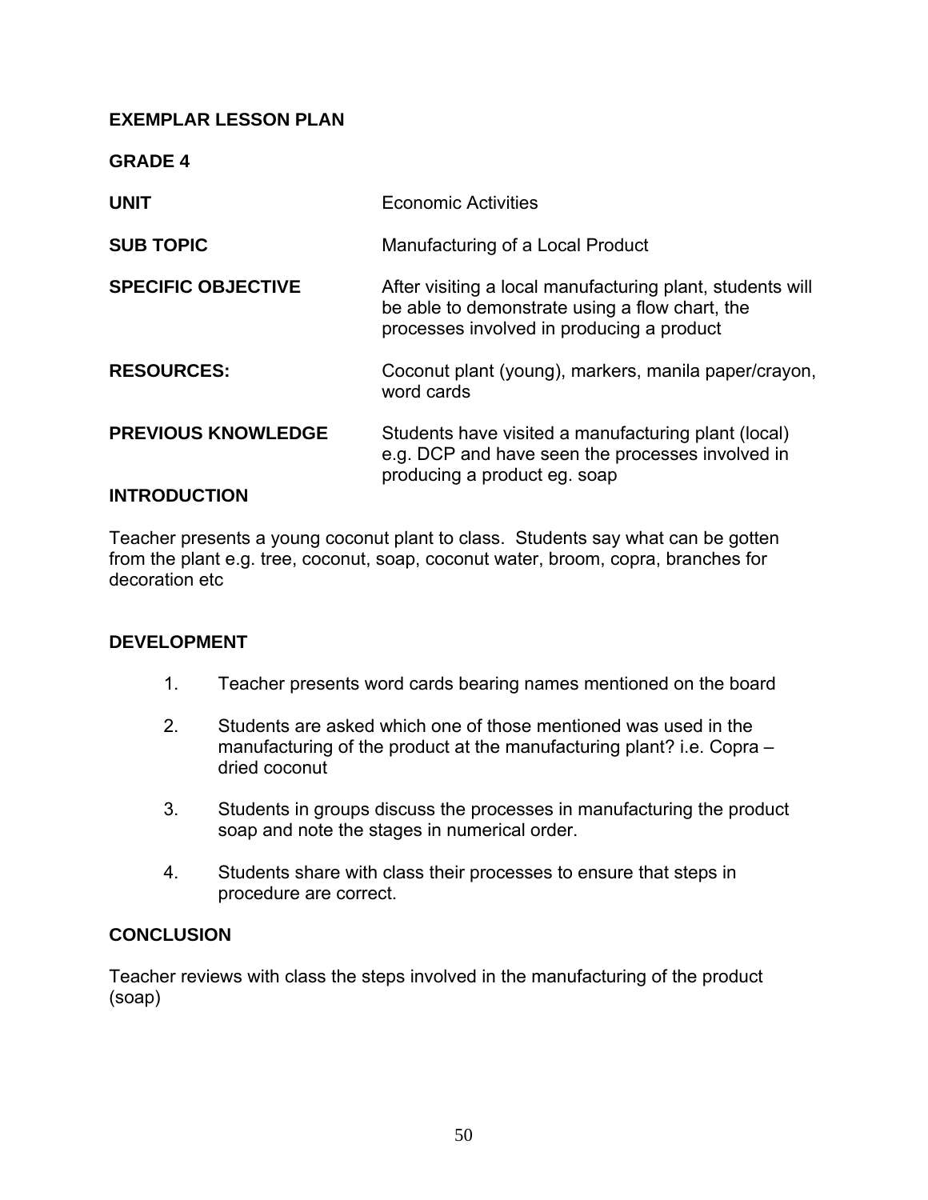**EXEMPLAR LESSON PLAN**

**GRADE 4**

| | |
|---|---|
| **UNIT** | Economic Activities |
| **SUB TOPIC** | Manufacturing of a Local Product |
| **SPECIFIC OBJECTIVE** | After visiting a local manufacturing plant, students will be able to demonstrate using a flow chart, the processes involved in producing a product |
| **RESOURCES:** | Coconut plant (young), markers, manila paper/crayon, word cards |
| **PREVIOUS KNOWLEDGE** | Students have visited a manufacturing plant (local) e.g. DCP and have seen the processes involved in producing a product eg. soap |

**INTRODUCTION**

Teacher presents a young coconut plant to class. Students say what can be gotten from the plant e.g. tree, coconut, soap, coconut water, broom, copra, branches for decoration etc

**DEVELOPMENT**

1. Teacher presents word cards bearing names mentioned on the board
2. Students are asked which one of those mentioned was used in the manufacturing of the product at the manufacturing plant? i.e. Copra – dried coconut
3. Students in groups discuss the processes in manufacturing the product soap and note the stages in numerical order.
4. Students share with class their processes to ensure that steps in procedure are correct.

**CONCLUSION**

Teacher reviews with class the steps involved in the manufacturing of the product (soap)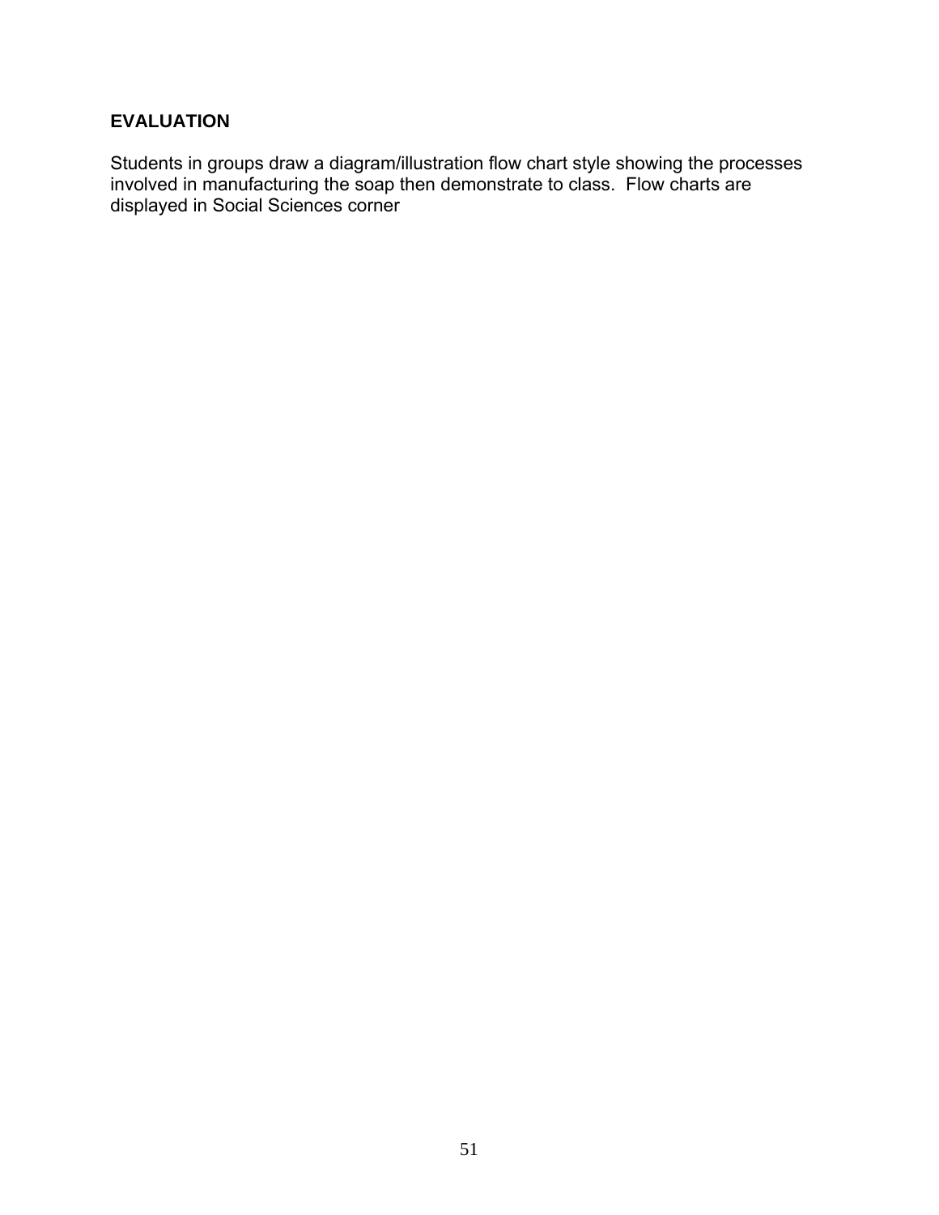**EVALUATION**

Students in groups draw a diagram/illustration flow chart style showing the processes involved in manufacturing the soap then demonstrate to class. Flow charts are displayed in Social Sciences corner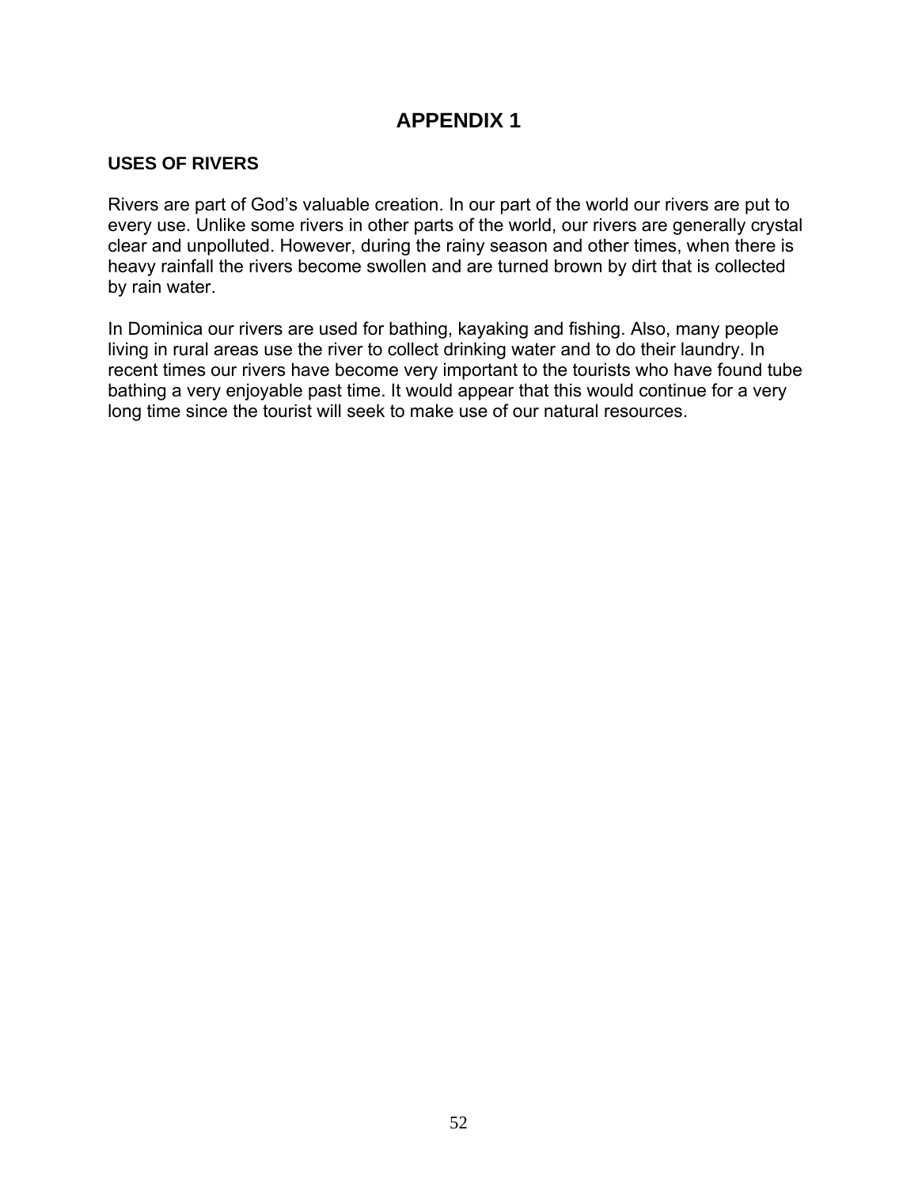# APPENDIX 1

## USES OF RIVERS

Rivers are part of God's valuable creation. In our part of the world our rivers are put to every use. Unlike some rivers in other parts of the world, our rivers are generally crystal clear and unpolluted. However, during the rainy season and other times, when there is heavy rainfall the rivers become swollen and are turned brown by dirt that is collected by rain water.

In Dominica our rivers are used for bathing, kayaking and fishing. Also, many people living in rural areas use the river to collect drinking water and to do their laundry. In recent times our rivers have become very important to the tourists who have found tube bathing a very enjoyable past time. It would appear that this would continue for a very long time since the tourist will seek to make use of our natural resources.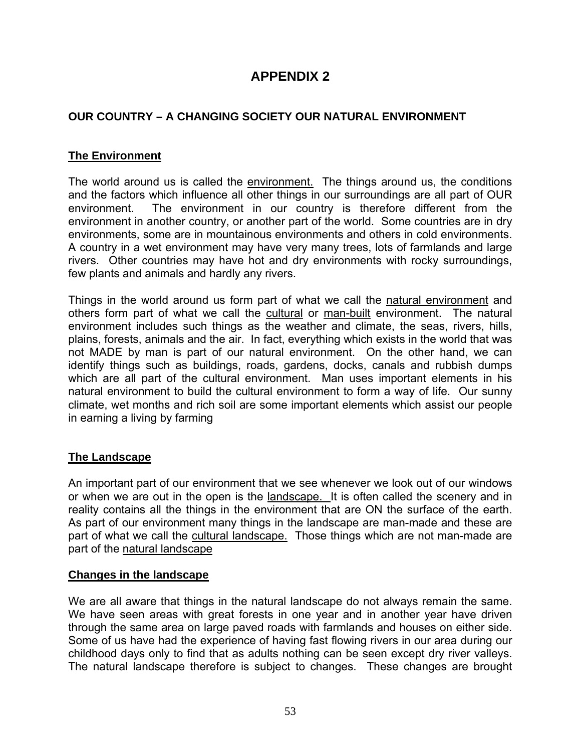# APPENDIX 2

## OUR COUNTRY – A CHANGING SOCIETY OUR NATURAL ENVIRONMENT

### The Environment

The world around us is called the environment. The things around us, the conditions and the factors which influence all other things in our surroundings are all part of OUR environment. The environment in our country is therefore different from the environment in another country, or another part of the world. Some countries are in dry environments, some are in mountainous environments and others in cold environments. A country in a wet environment may have very many trees, lots of farmlands and large rivers. Other countries may have hot and dry environments with rocky surroundings, few plants and animals and hardly any rivers.

Things in the world around us form part of what we call the natural environment and others form part of what we call the cultural or man-built environment. The natural environment includes such things as the weather and climate, the seas, rivers, hills, plains, forests, animals and the air. In fact, everything which exists in the world that was not MADE by man is part of our natural environment. On the other hand, we can identify things such as buildings, roads, gardens, docks, canals and rubbish dumps which are all part of the cultural environment. Man uses important elements in his natural environment to build the cultural environment to form a way of life. Our sunny climate, wet months and rich soil are some important elements which assist our people in earning a living by farming

### The Landscape

An important part of our environment that we see whenever we look out of our windows or when we are out in the open is the landscape. It is often called the scenery and in reality contains all the things in the environment that are ON the surface of the earth. As part of our environment many things in the landscape are man-made and these are part of what we call the cultural landscape. Those things which are not man-made are part of the natural landscape

### Changes in the landscape

We are all aware that things in the natural landscape do not always remain the same. We have seen areas with great forests in one year and in another year have driven through the same area on large paved roads with farmlands and houses on either side. Some of us have had the experience of having fast flowing rivers in our area during our childhood days only to find that as adults nothing can be seen except dry river valleys. The natural landscape therefore is subject to changes. These changes are brought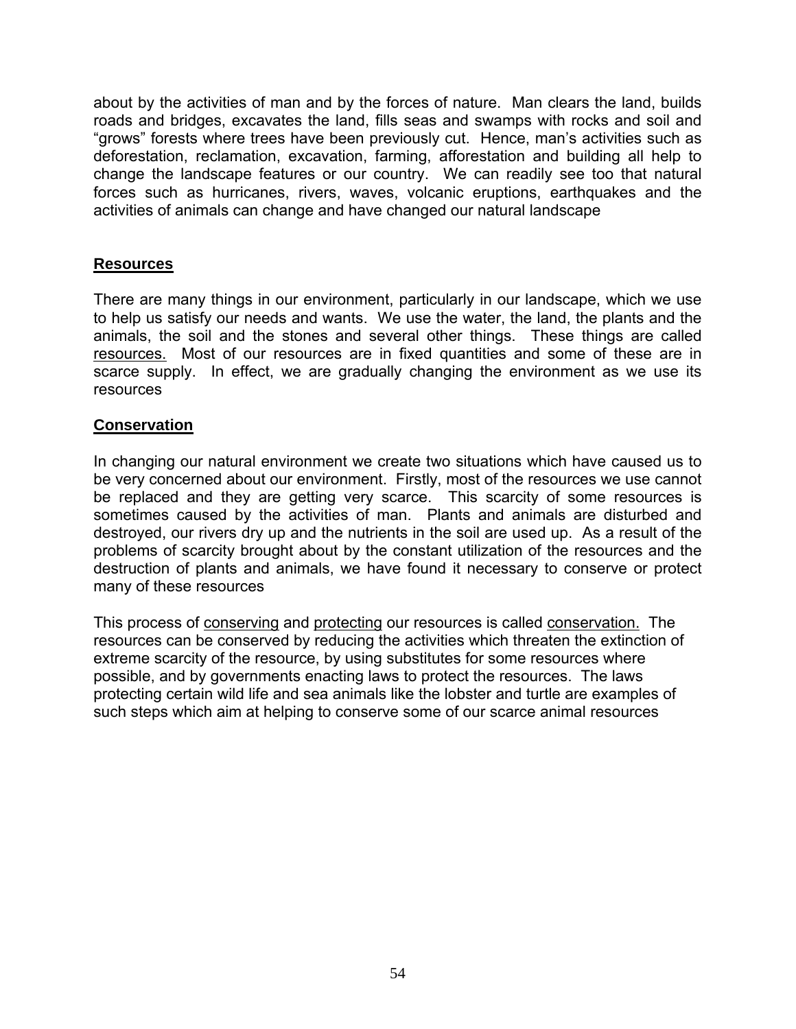about by the activities of man and by the forces of nature. Man clears the land, builds roads and bridges, excavates the land, fills seas and swamps with rocks and soil and "grows" forests where trees have been previously cut. Hence, man's activities such as deforestation, reclamation, excavation, farming, afforestation and building all help to change the landscape features or our country. We can readily see too that natural forces such as hurricanes, rivers, waves, volcanic eruptions, earthquakes and the activities of animals can change and have changed our natural landscape

## Resources

There are many things in our environment, particularly in our landscape, which we use to help us satisfy our needs and wants. We use the water, the land, the plants and the animals, the soil and the stones and several other things. These things are called resources. Most of our resources are in fixed quantities and some of these are in scarce supply. In effect, we are gradually changing the environment as we use its resources

## Conservation

In changing our natural environment we create two situations which have caused us to be very concerned about our environment. Firstly, most of the resources we use cannot be replaced and they are getting very scarce. This scarcity of some resources is sometimes caused by the activities of man. Plants and animals are disturbed and destroyed, our rivers dry up and the nutrients in the soil are used up. As a result of the problems of scarcity brought about by the constant utilization of the resources and the destruction of plants and animals, we have found it necessary to conserve or protect many of these resources

This process of conserving and protecting our resources is called conservation. The resources can be conserved by reducing the activities which threaten the extinction of extreme scarcity of the resource, by using substitutes for some resources where possible, and by governments enacting laws to protect the resources. The laws protecting certain wild life and sea animals like the lobster and turtle are examples of such steps which aim at helping to conserve some of our scarce animal resources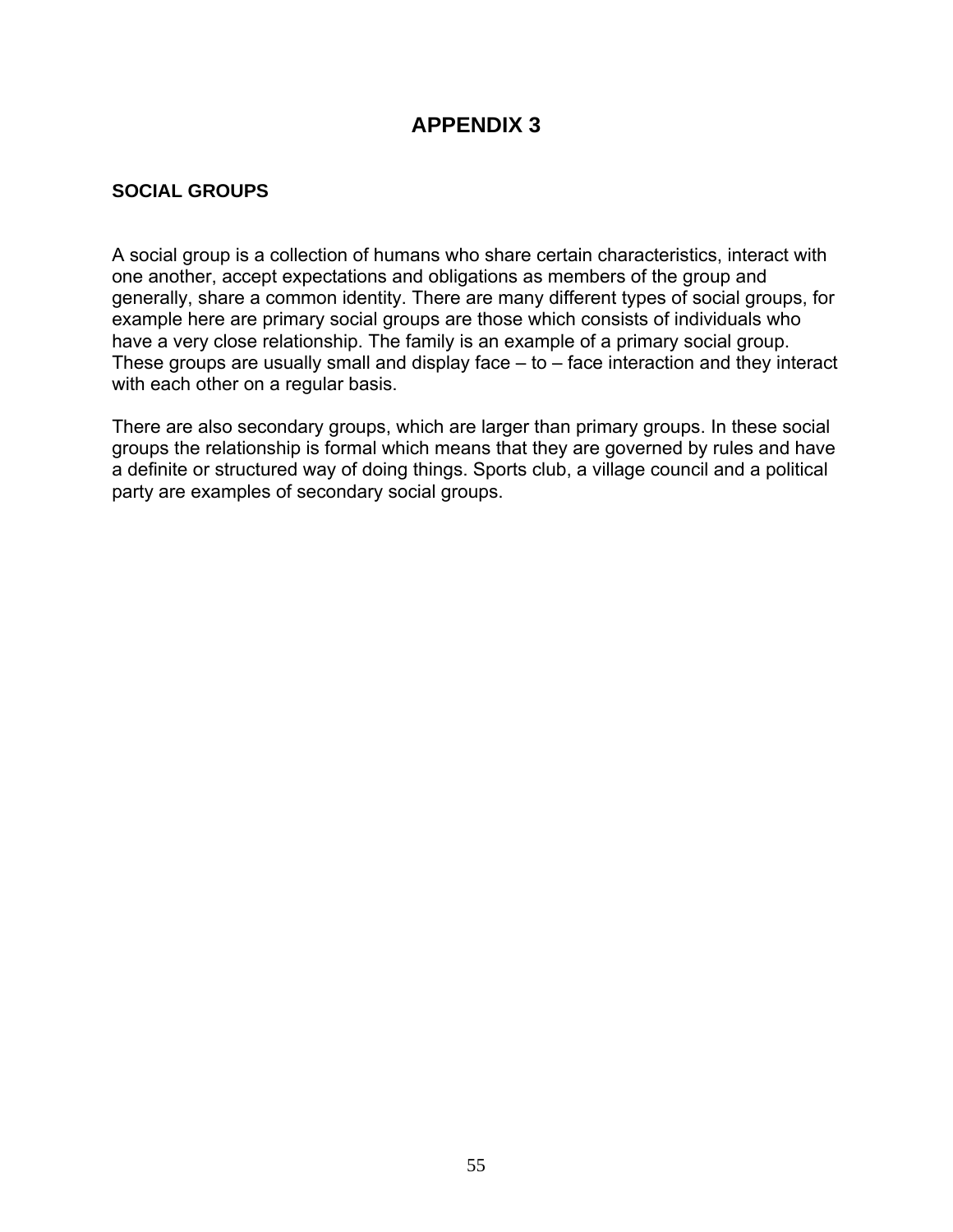# APPENDIX 3

## SOCIAL GROUPS

A social group is a collection of humans who share certain characteristics, interact with one another, accept expectations and obligations as members of the group and generally, share a common identity. There are many different types of social groups, for example here are primary social groups are those which consists of individuals who have a very close relationship. The family is an example of a primary social group. These groups are usually small and display face – to – face interaction and they interact with each other on a regular basis.

There are also secondary groups, which are larger than primary groups. In these social groups the relationship is formal which means that they are governed by rules and have a definite or structured way of doing things. Sports club, a village council and a political party are examples of secondary social groups.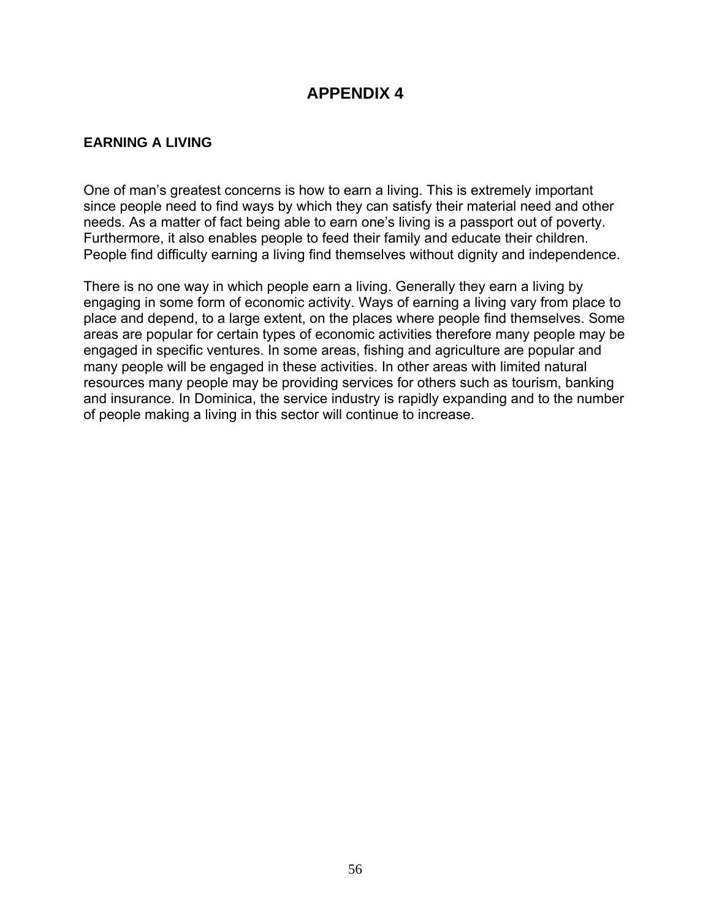# APPENDIX 4

## EARNING A LIVING

One of man's greatest concerns is how to earn a living. This is extremely important since people need to find ways by which they can satisfy their material need and other needs. As a matter of fact being able to earn one's living is a passport out of poverty. Furthermore, it also enables people to feed their family and educate their children. People find difficulty earning a living find themselves without dignity and independence.

There is no one way in which people earn a living. Generally they earn a living by engaging in some form of economic activity. Ways of earning a living vary from place to place and depend, to a large extent, on the places where people find themselves. Some areas are popular for certain types of economic activities therefore many people may be engaged in specific ventures. In some areas, fishing and agriculture are popular and many people will be engaged in these activities. In other areas with limited natural resources many people may be providing services for others such as tourism, banking and insurance. In Dominica, the service industry is rapidly expanding and to the number of people making a living in this sector will continue to increase.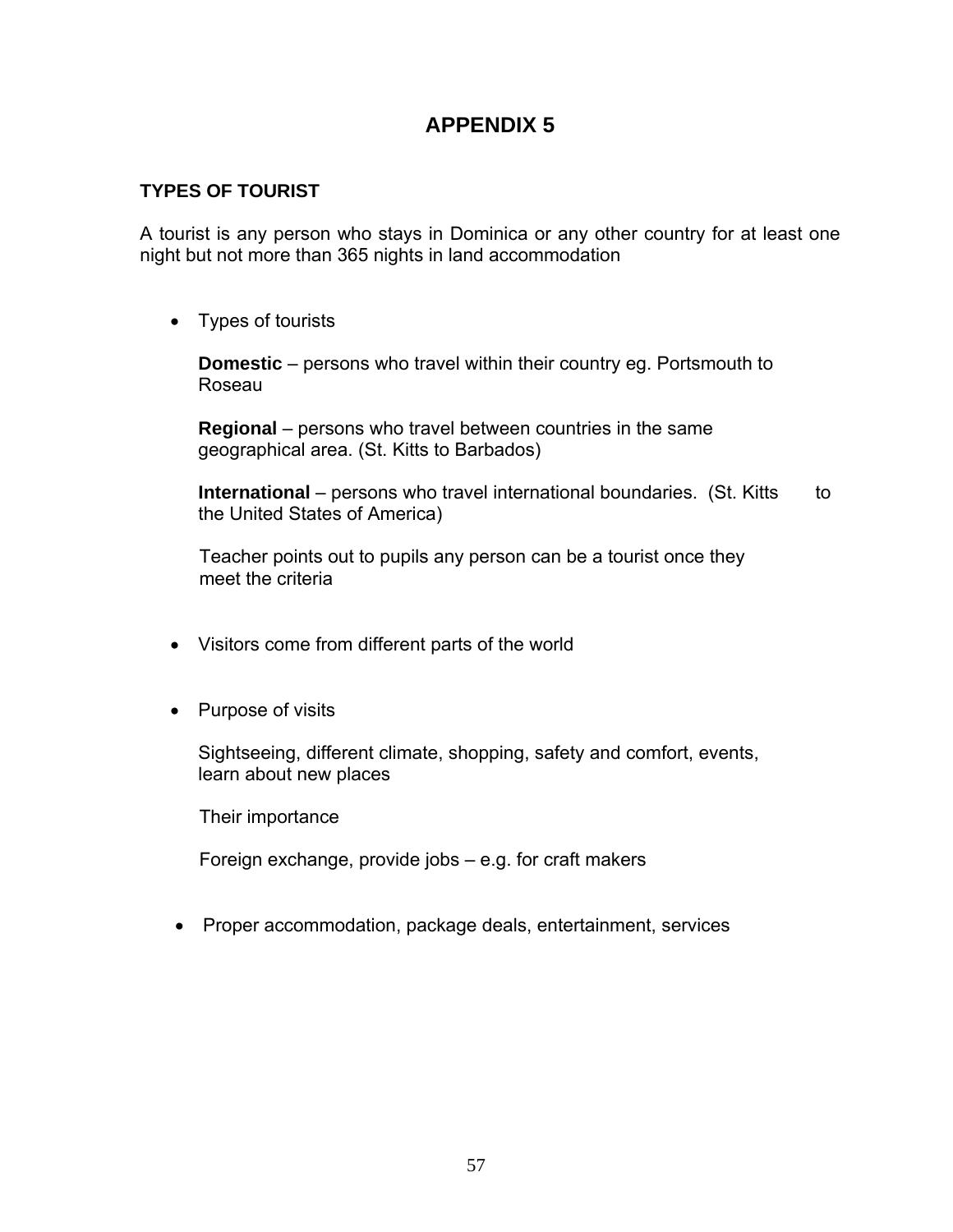# APPENDIX 5

## TYPES OF TOURIST

A tourist is any person who stays in Dominica or any other country for at least one night but not more than 365 nights in land accommodation

- Types of tourists

  **Domestic** – persons who travel within their country eg. Portsmouth to Roseau

  **Regional** – persons who travel between countries in the same geographical area. (St. Kitts to Barbados)

  **International** – persons who travel international boundaries. (St. Kitts to the United States of America)

  Teacher points out to pupils any person can be a tourist once they meet the criteria

- Visitors come from different parts of the world

- Purpose of visits

  Sightseeing, different climate, shopping, safety and comfort, events, learn about new places

  Their importance

  Foreign exchange, provide jobs – e.g. for craft makers

- Proper accommodation, package deals, entertainment, services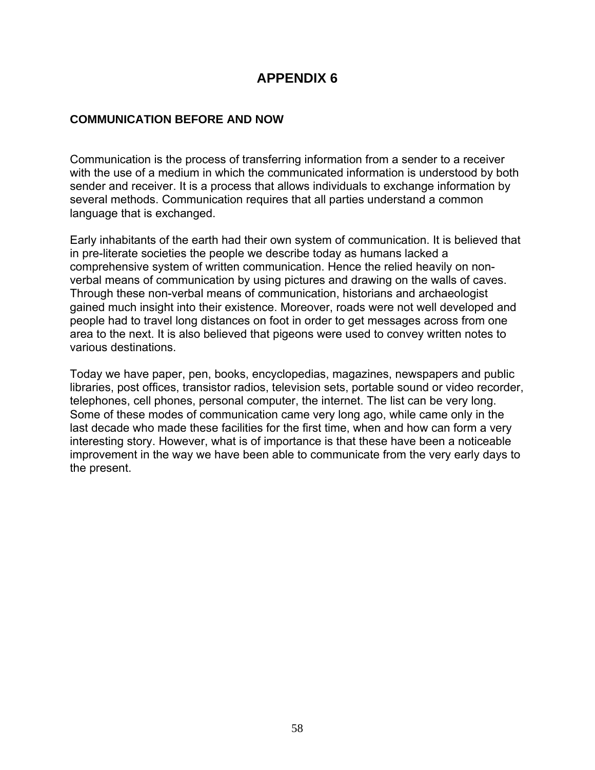# APPENDIX 6

## COMMUNICATION BEFORE AND NOW

Communication is the process of transferring information from a sender to a receiver with the use of a medium in which the communicated information is understood by both sender and receiver. It is a process that allows individuals to exchange information by several methods. Communication requires that all parties understand a common language that is exchanged.

Early inhabitants of the earth had their own system of communication. It is believed that in pre-literate societies the people we describe today as humans lacked a comprehensive system of written communication. Hence the relied heavily on non-verbal means of communication by using pictures and drawing on the walls of caves. Through these non-verbal means of communication, historians and archaeologist gained much insight into their existence. Moreover, roads were not well developed and people had to travel long distances on foot in order to get messages across from one area to the next. It is also believed that pigeons were used to convey written notes to various destinations.

Today we have paper, pen, books, encyclopedias, magazines, newspapers and public libraries, post offices, transistor radios, television sets, portable sound or video recorder, telephones, cell phones, personal computer, the internet. The list can be very long. Some of these modes of communication came very long ago, while came only in the last decade who made these facilities for the first time, when and how can form a very interesting story. However, what is of importance is that these have been a noticeable improvement in the way we have been able to communicate from the very early days to the present.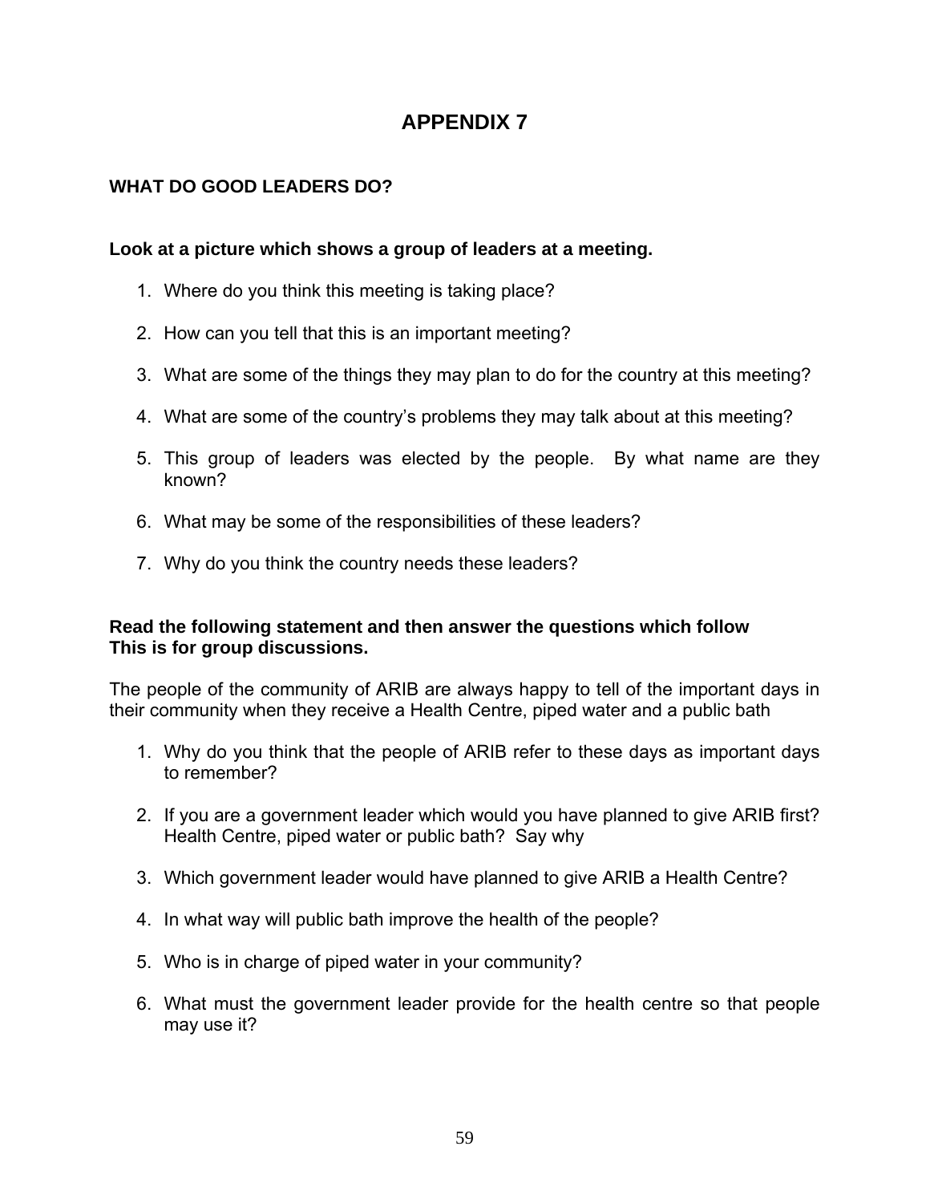# APPENDIX 7

## WHAT DO GOOD LEADERS DO?

**Look at a picture which shows a group of leaders at a meeting.**

1. Where do you think this meeting is taking place?
2. How can you tell that this is an important meeting?
3. What are some of the things they may plan to do for the country at this meeting?
4. What are some of the country's problems they may talk about at this meeting?
5. This group of leaders was elected by the people. By what name are they known?
6. What may be some of the responsibilities of these leaders?
7. Why do you think the country needs these leaders?

**Read the following statement and then answer the questions which follow**
**This is for group discussions.**

The people of the community of ARIB are always happy to tell of the important days in their community when they receive a Health Centre, piped water and a public bath

1. Why do you think that the people of ARIB refer to these days as important days to remember?
2. If you are a government leader which would you have planned to give ARIB first? Health Centre, piped water or public bath? Say why
3. Which government leader would have planned to give ARIB a Health Centre?
4. In what way will public bath improve the health of the people?
5. Who is in charge of piped water in your community?
6. What must the government leader provide for the health centre so that people may use it?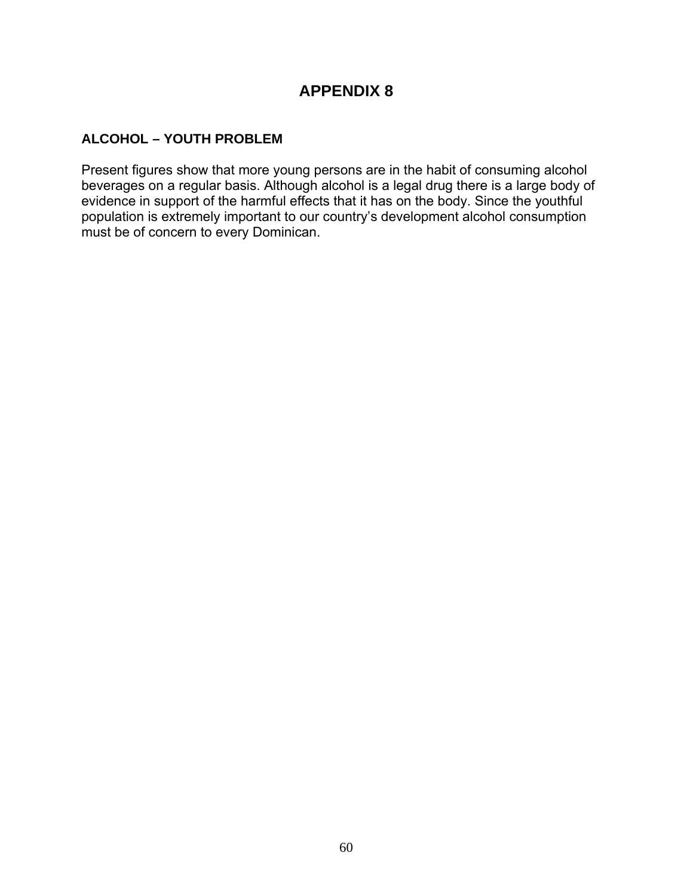# APPENDIX 8

## ALCOHOL – YOUTH PROBLEM

Present figures show that more young persons are in the habit of consuming alcohol beverages on a regular basis. Although alcohol is a legal drug there is a large body of evidence in support of the harmful effects that it has on the body. Since the youthful population is extremely important to our country's development alcohol consumption must be of concern to every Dominican.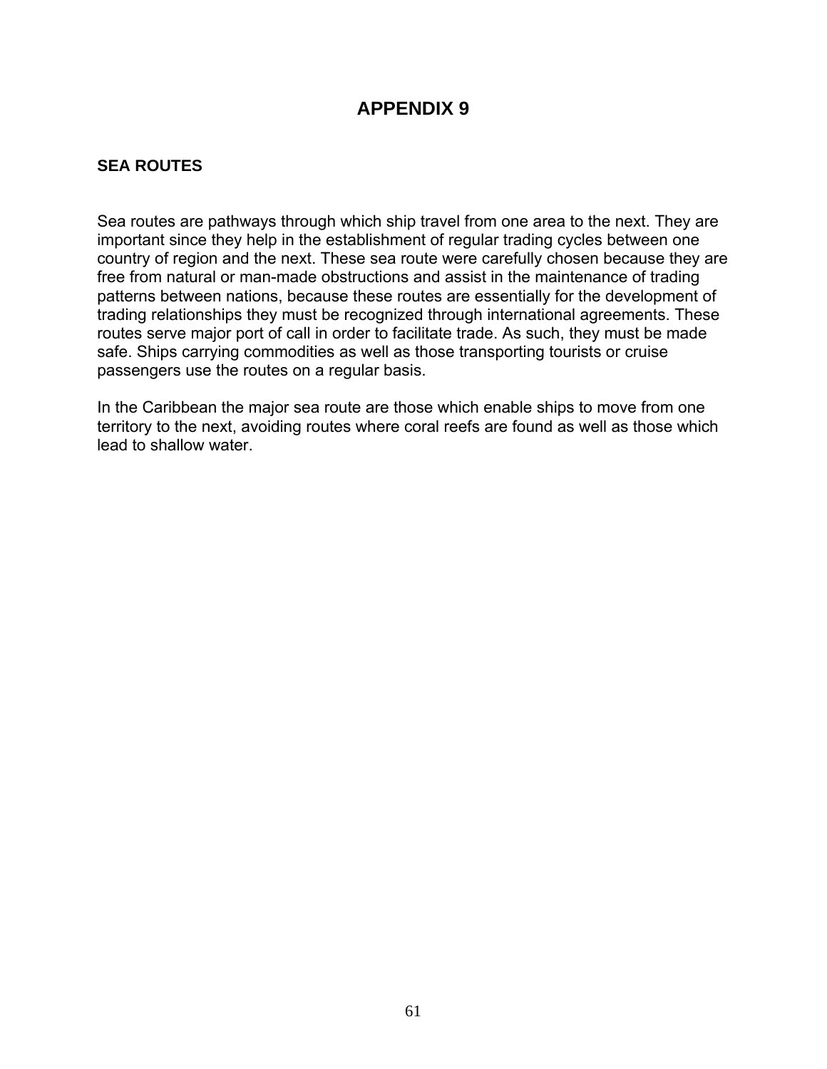# APPENDIX 9

## SEA ROUTES

Sea routes are pathways through which ship travel from one area to the next. They are important since they help in the establishment of regular trading cycles between one country of region and the next. These sea route were carefully chosen because they are free from natural or man-made obstructions and assist in the maintenance of trading patterns between nations, because these routes are essentially for the development of trading relationships they must be recognized through international agreements. These routes serve major port of call in order to facilitate trade. As such, they must be made safe. Ships carrying commodities as well as those transporting tourists or cruise passengers use the routes on a regular basis.

In the Caribbean the major sea route are those which enable ships to move from one territory to the next, avoiding routes where coral reefs are found as well as those which lead to shallow water.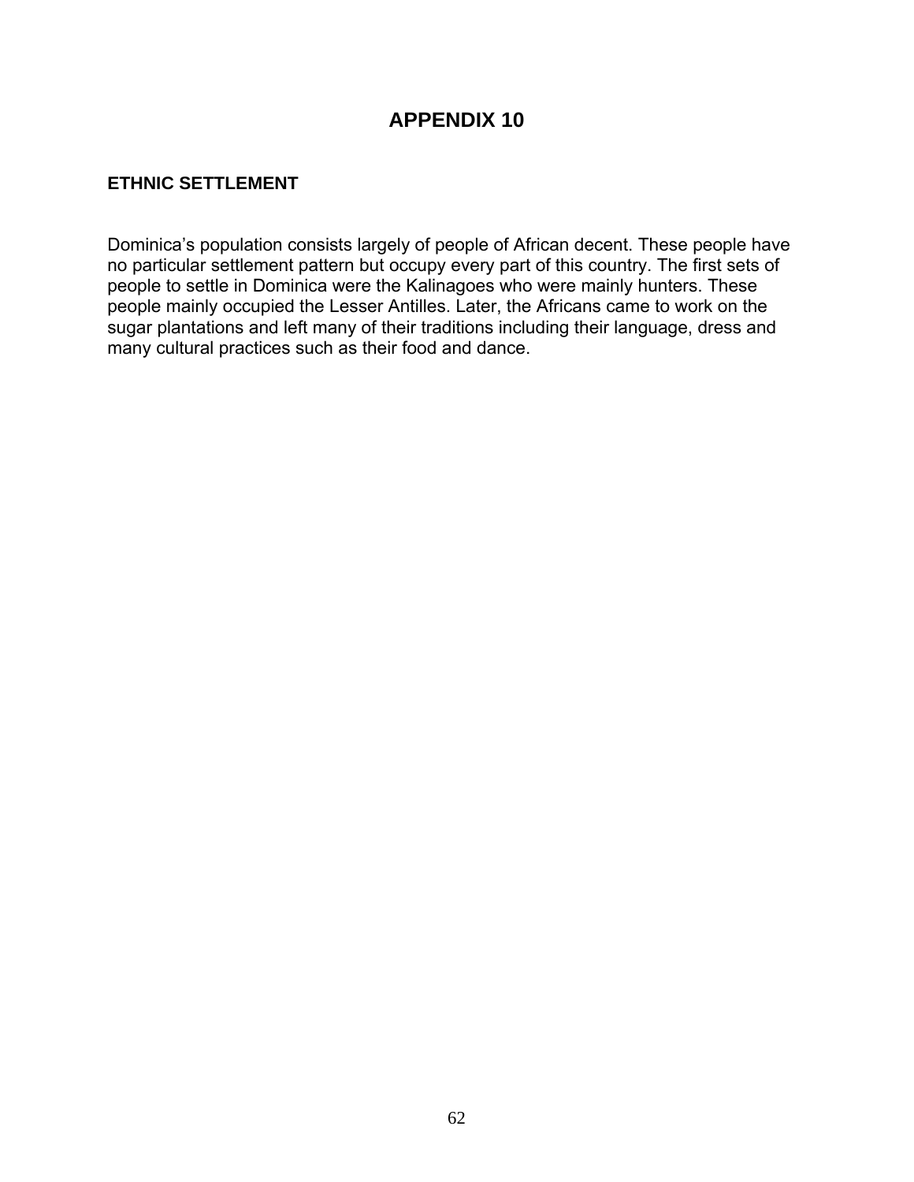# APPENDIX 10

## ETHNIC SETTLEMENT

Dominica's population consists largely of people of African decent. These people have no particular settlement pattern but occupy every part of this country. The first sets of people to settle in Dominica were the Kalinagoes who were mainly hunters. These people mainly occupied the Lesser Antilles. Later, the Africans came to work on the sugar plantations and left many of their traditions including their language, dress and many cultural practices such as their food and dance.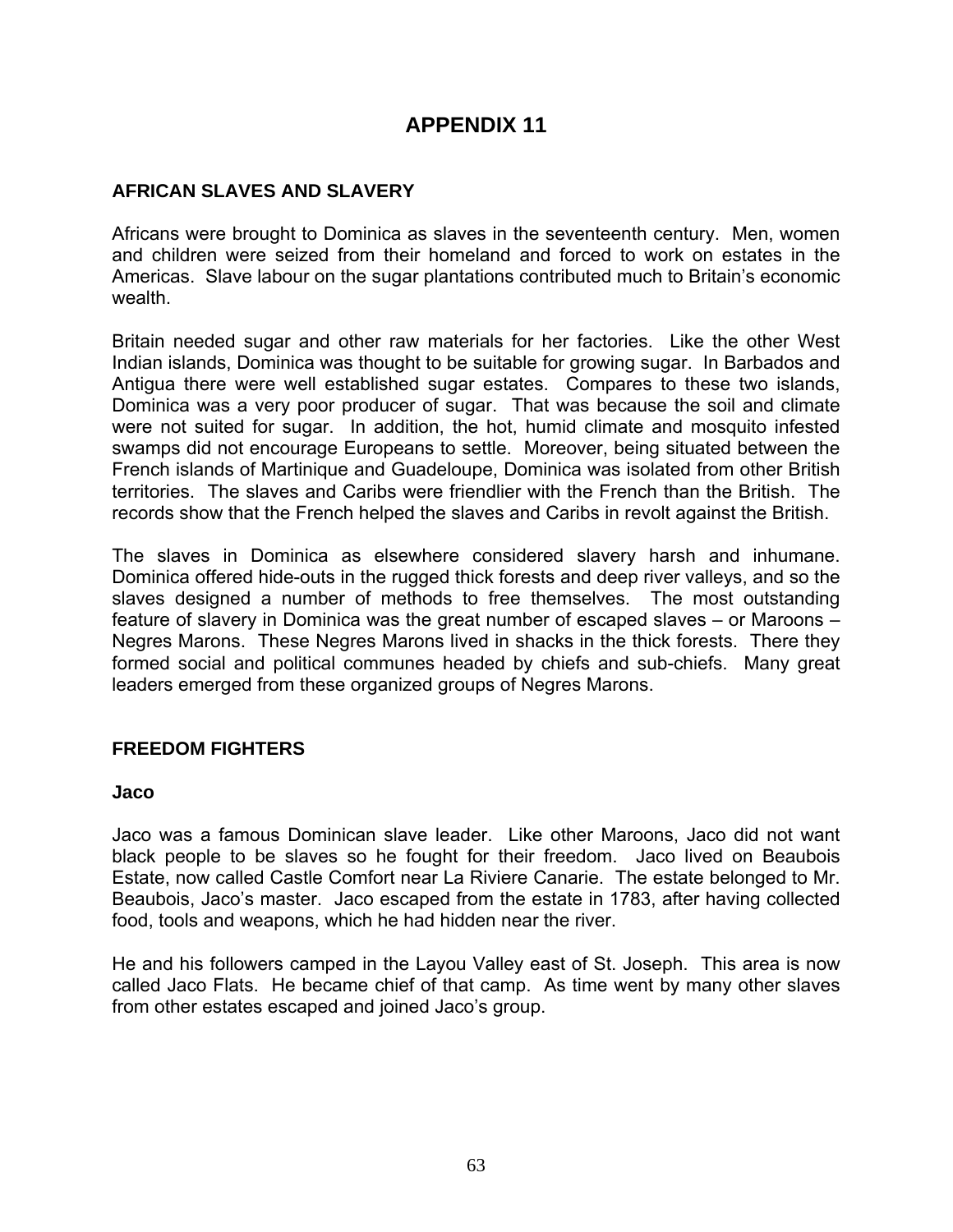# APPENDIX 11

## AFRICAN SLAVES AND SLAVERY

Africans were brought to Dominica as slaves in the seventeenth century. Men, women and children were seized from their homeland and forced to work on estates in the Americas. Slave labour on the sugar plantations contributed much to Britain's economic wealth.

Britain needed sugar and other raw materials for her factories. Like the other West Indian islands, Dominica was thought to be suitable for growing sugar. In Barbados and Antigua there were well established sugar estates. Compares to these two islands, Dominica was a very poor producer of sugar. That was because the soil and climate were not suited for sugar. In addition, the hot, humid climate and mosquito infested swamps did not encourage Europeans to settle. Moreover, being situated between the French islands of Martinique and Guadeloupe, Dominica was isolated from other British territories. The slaves and Caribs were friendlier with the French than the British. The records show that the French helped the slaves and Caribs in revolt against the British.

The slaves in Dominica as elsewhere considered slavery harsh and inhumane. Dominica offered hide-outs in the rugged thick forests and deep river valleys, and so the slaves designed a number of methods to free themselves. The most outstanding feature of slavery in Dominica was the great number of escaped slaves – or Maroons – Negres Marons. These Negres Marons lived in shacks in the thick forests. There they formed social and political communes headed by chiefs and sub-chiefs. Many great leaders emerged from these organized groups of Negres Marons.

## FREEDOM FIGHTERS

### Jaco

Jaco was a famous Dominican slave leader. Like other Maroons, Jaco did not want black people to be slaves so he fought for their freedom. Jaco lived on Beaubois Estate, now called Castle Comfort near La Riviere Canarie. The estate belonged to Mr. Beaubois, Jaco's master. Jaco escaped from the estate in 1783, after having collected food, tools and weapons, which he had hidden near the river.

He and his followers camped in the Layou Valley east of St. Joseph. This area is now called Jaco Flats. He became chief of that camp. As time went by many other slaves from other estates escaped and joined Jaco's group.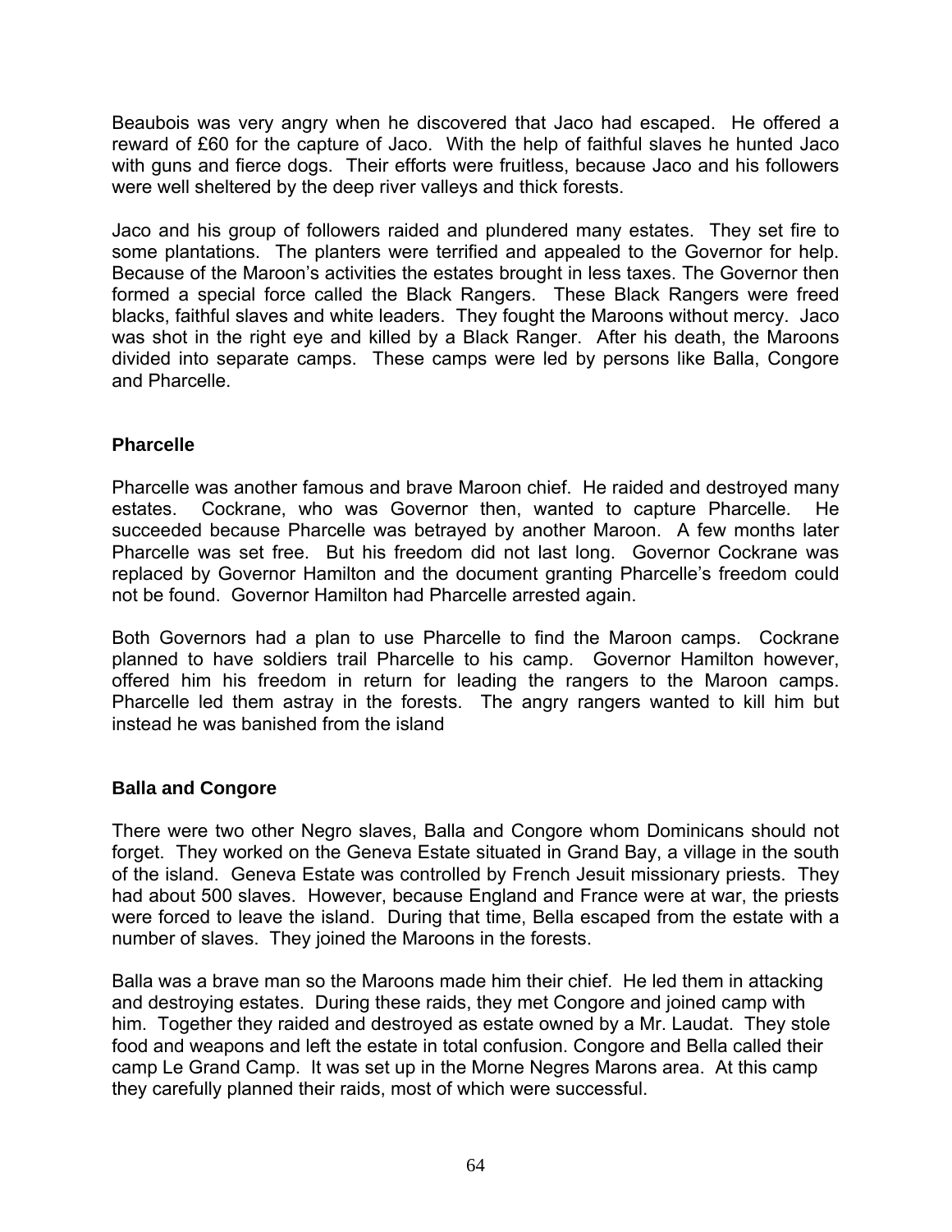Beaubois was very angry when he discovered that Jaco had escaped. He offered a reward of £60 for the capture of Jaco. With the help of faithful slaves he hunted Jaco with guns and fierce dogs. Their efforts were fruitless, because Jaco and his followers were well sheltered by the deep river valleys and thick forests.

Jaco and his group of followers raided and plundered many estates. They set fire to some plantations. The planters were terrified and appealed to the Governor for help. Because of the Maroon's activities the estates brought in less taxes. The Governor then formed a special force called the Black Rangers. These Black Rangers were freed blacks, faithful slaves and white leaders. They fought the Maroons without mercy. Jaco was shot in the right eye and killed by a Black Ranger. After his death, the Maroons divided into separate camps. These camps were led by persons like Balla, Congore and Pharcelle.

### Pharcelle

Pharcelle was another famous and brave Maroon chief. He raided and destroyed many estates. Cockrane, who was Governor then, wanted to capture Pharcelle. He succeeded because Pharcelle was betrayed by another Maroon. A few months later Pharcelle was set free. But his freedom did not last long. Governor Cockrane was replaced by Governor Hamilton and the document granting Pharcelle's freedom could not be found. Governor Hamilton had Pharcelle arrested again.

Both Governors had a plan to use Pharcelle to find the Maroon camps. Cockrane planned to have soldiers trail Pharcelle to his camp. Governor Hamilton however, offered him his freedom in return for leading the rangers to the Maroon camps. Pharcelle led them astray in the forests. The angry rangers wanted to kill him but instead he was banished from the island

### Balla and Congore

There were two other Negro slaves, Balla and Congore whom Dominicans should not forget. They worked on the Geneva Estate situated in Grand Bay, a village in the south of the island. Geneva Estate was controlled by French Jesuit missionary priests. They had about 500 slaves. However, because England and France were at war, the priests were forced to leave the island. During that time, Bella escaped from the estate with a number of slaves. They joined the Maroons in the forests.

Balla was a brave man so the Maroons made him their chief. He led them in attacking and destroying estates. During these raids, they met Congore and joined camp with him. Together they raided and destroyed as estate owned by a Mr. Laudat. They stole food and weapons and left the estate in total confusion. Congore and Bella called their camp Le Grand Camp. It was set up in the Morne Negres Marons area. At this camp they carefully planned their raids, most of which were successful.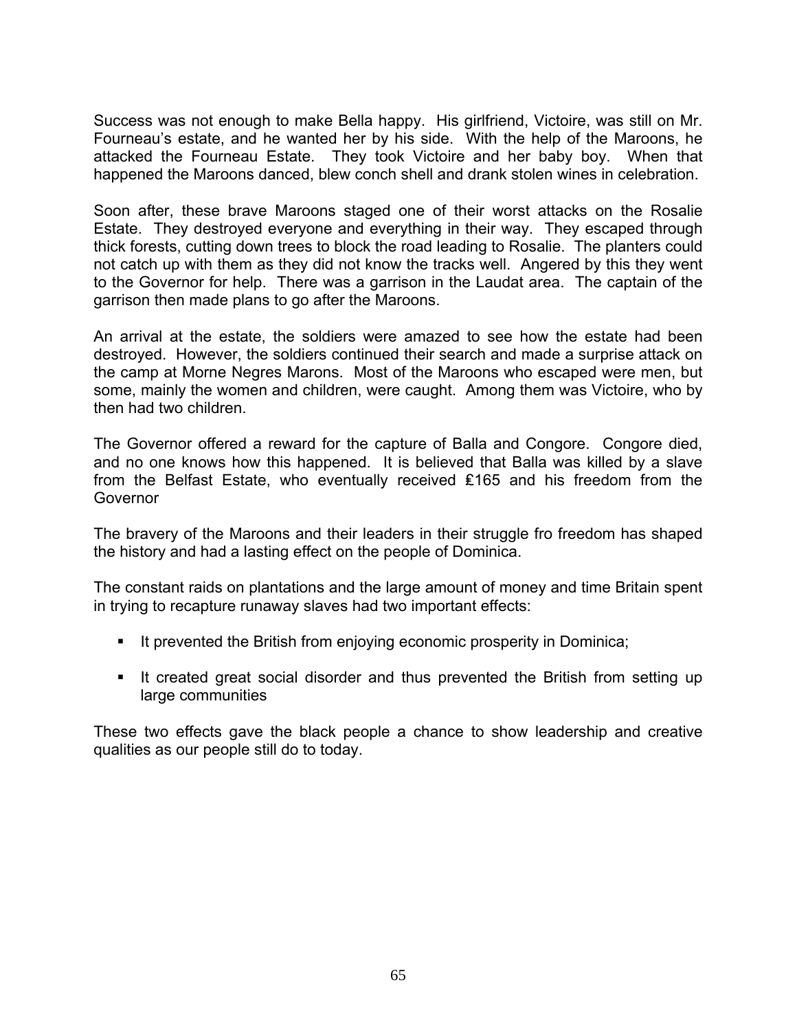Success was not enough to make Bella happy. His girlfriend, Victoire, was still on Mr. Fourneau's estate, and he wanted her by his side. With the help of the Maroons, he attacked the Fourneau Estate. They took Victoire and her baby boy. When that happened the Maroons danced, blew conch shell and drank stolen wines in celebration.

Soon after, these brave Maroons staged one of their worst attacks on the Rosalie Estate. They destroyed everyone and everything in their way. They escaped through thick forests, cutting down trees to block the road leading to Rosalie. The planters could not catch up with them as they did not know the tracks well. Angered by this they went to the Governor for help. There was a garrison in the Laudat area. The captain of the garrison then made plans to go after the Maroons.

An arrival at the estate, the soldiers were amazed to see how the estate had been destroyed. However, the soldiers continued their search and made a surprise attack on the camp at Morne Negres Marons. Most of the Maroons who escaped were men, but some, mainly the women and children, were caught. Among them was Victoire, who by then had two children.

The Governor offered a reward for the capture of Balla and Congore. Congore died, and no one knows how this happened. It is believed that Balla was killed by a slave from the Belfast Estate, who eventually received ₤165 and his freedom from the Governor

The bravery of the Maroons and their leaders in their struggle fro freedom has shaped the history and had a lasting effect on the people of Dominica.

The constant raids on plantations and the large amount of money and time Britain spent in trying to recapture runaway slaves had two important effects:

- It prevented the British from enjoying economic prosperity in Dominica;
- It created great social disorder and thus prevented the British from setting up large communities

These two effects gave the black people a chance to show leadership and creative qualities as our people still do to today.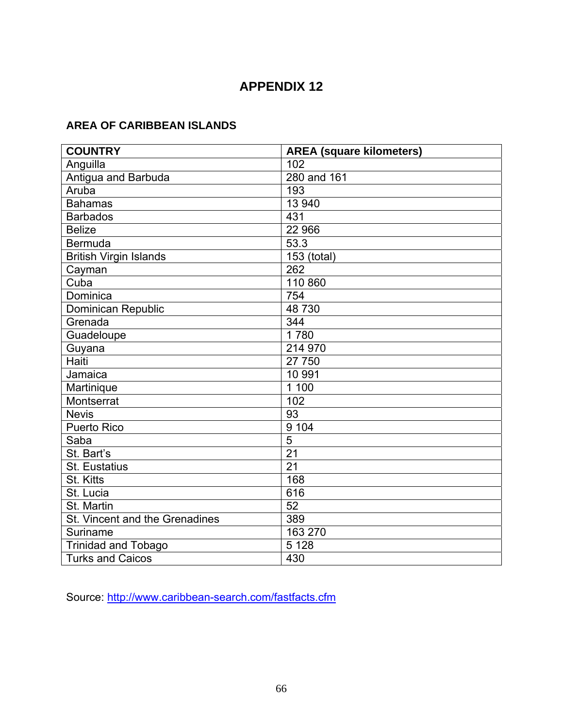# APPENDIX 12

## AREA OF CARIBBEAN ISLANDS

| COUNTRY | AREA (square kilometers) |
|---|---|
| Anguilla | 102 |
| Antigua and Barbuda | 280 and 161 |
| Aruba | 193 |
| Bahamas | 13 940 |
| Barbados | 431 |
| Belize | 22 966 |
| Bermuda | 53.3 |
| British Virgin Islands | 153 (total) |
| Cayman | 262 |
| Cuba | 110 860 |
| Dominica | 754 |
| Dominican Republic | 48 730 |
| Grenada | 344 |
| Guadeloupe | 1 780 |
| Guyana | 214 970 |
| Haiti | 27 750 |
| Jamaica | 10 991 |
| Martinique | 1 100 |
| Montserrat | 102 |
| Nevis | 93 |
| Puerto Rico | 9 104 |
| Saba | 5 |
| St. Bart's | 21 |
| St. Eustatius | 21 |
| St. Kitts | 168 |
| St. Lucia | 616 |
| St. Martin | 52 |
| St. Vincent and the Grenadines | 389 |
| Suriname | 163 270 |
| Trinidad and Tobago | 5 128 |
| Turks and Caicos | 430 |

Source: http://www.caribbean-search.com/fastfacts.cfm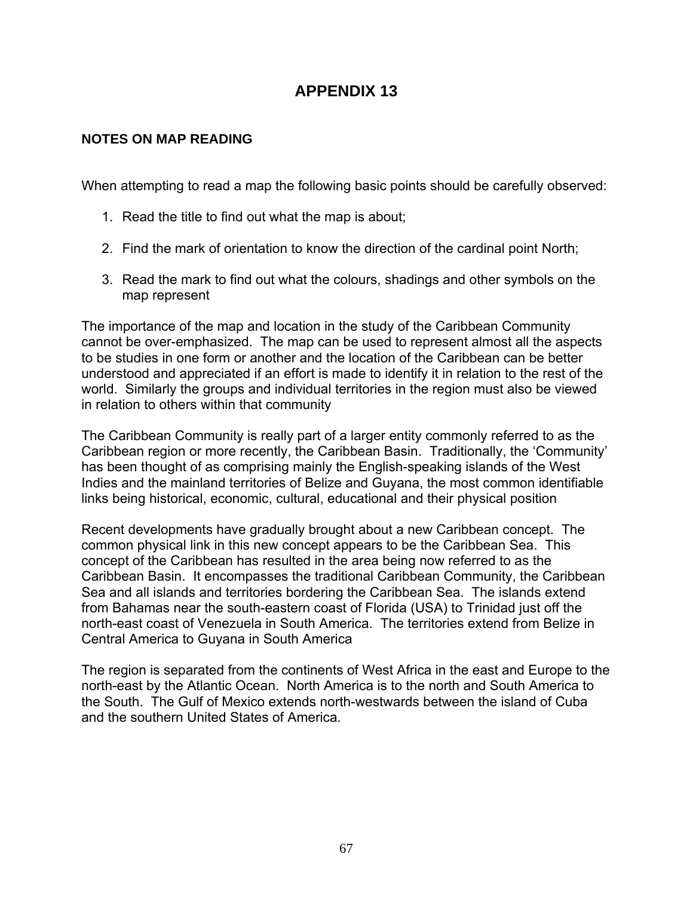# APPENDIX 13

## NOTES ON MAP READING

When attempting to read a map the following basic points should be carefully observed:

1. Read the title to find out what the map is about;
2. Find the mark of orientation to know the direction of the cardinal point North;
3. Read the mark to find out what the colours, shadings and other symbols on the map represent

The importance of the map and location in the study of the Caribbean Community cannot be over-emphasized. The map can be used to represent almost all the aspects to be studies in one form or another and the location of the Caribbean can be better understood and appreciated if an effort is made to identify it in relation to the rest of the world. Similarly the groups and individual territories in the region must also be viewed in relation to others within that community

The Caribbean Community is really part of a larger entity commonly referred to as the Caribbean region or more recently, the Caribbean Basin. Traditionally, the 'Community' has been thought of as comprising mainly the English-speaking islands of the West Indies and the mainland territories of Belize and Guyana, the most common identifiable links being historical, economic, cultural, educational and their physical position

Recent developments have gradually brought about a new Caribbean concept. The common physical link in this new concept appears to be the Caribbean Sea. This concept of the Caribbean has resulted in the area being now referred to as the Caribbean Basin. It encompasses the traditional Caribbean Community, the Caribbean Sea and all islands and territories bordering the Caribbean Sea. The islands extend from Bahamas near the south-eastern coast of Florida (USA) to Trinidad just off the north-east coast of Venezuela in South America. The territories extend from Belize in Central America to Guyana in South America

The region is separated from the continents of West Africa in the east and Europe to the north-east by the Atlantic Ocean. North America is to the north and South America to the South. The Gulf of Mexico extends north-westwards between the island of Cuba and the southern United States of America.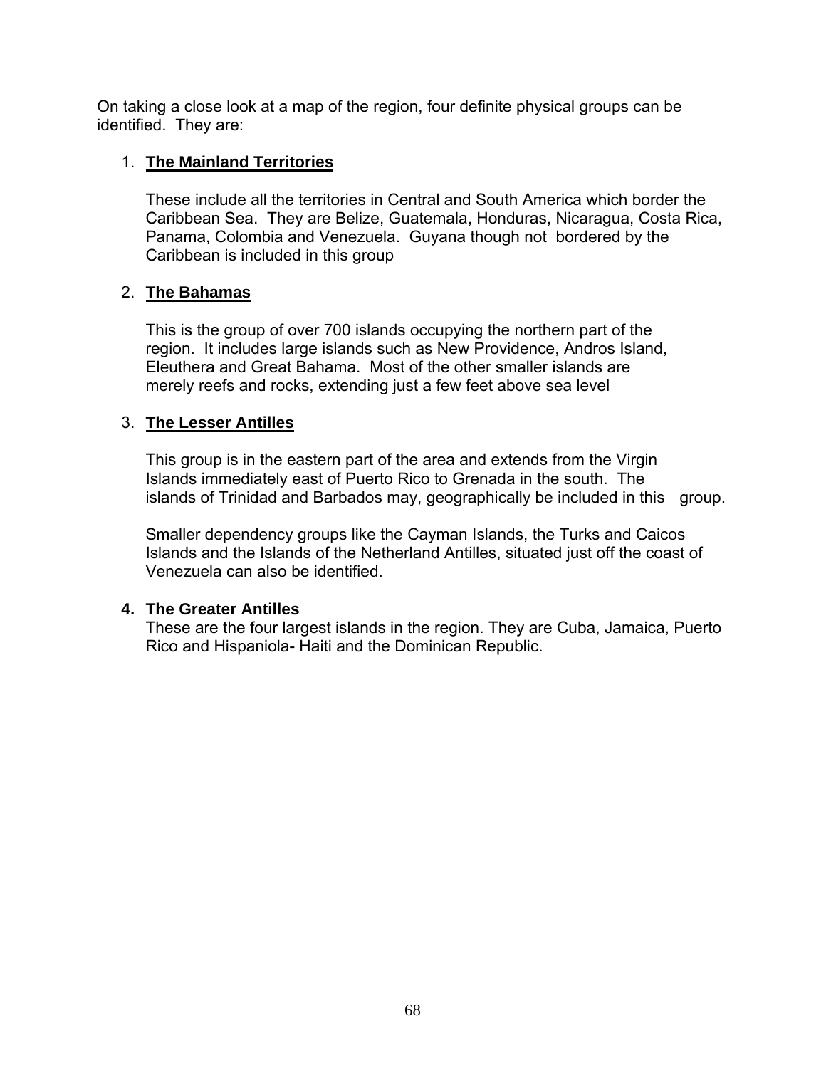On taking a close look at a map of the region, four definite physical groups can be identified. They are:

1. **The Mainland Territories**

   These include all the territories in Central and South America which border the Caribbean Sea. They are Belize, Guatemala, Honduras, Nicaragua, Costa Rica, Panama, Colombia and Venezuela. Guyana though not bordered by the Caribbean is included in this group

2. **The Bahamas**

   This is the group of over 700 islands occupying the northern part of the region. It includes large islands such as New Providence, Andros Island, Eleuthera and Great Bahama. Most of the other smaller islands are merely reefs and rocks, extending just a few feet above sea level

3. **The Lesser Antilles**

   This group is in the eastern part of the area and extends from the Virgin Islands immediately east of Puerto Rico to Grenada in the south. The islands of Trinidad and Barbados may, geographically be included in this group.

   Smaller dependency groups like the Cayman Islands, the Turks and Caicos Islands and the Islands of the Netherland Antilles, situated just off the coast of Venezuela can also be identified.

4. **The Greater Antilles**

   These are the four largest islands in the region. They are Cuba, Jamaica, Puerto Rico and Hispaniola- Haiti and the Dominican Republic.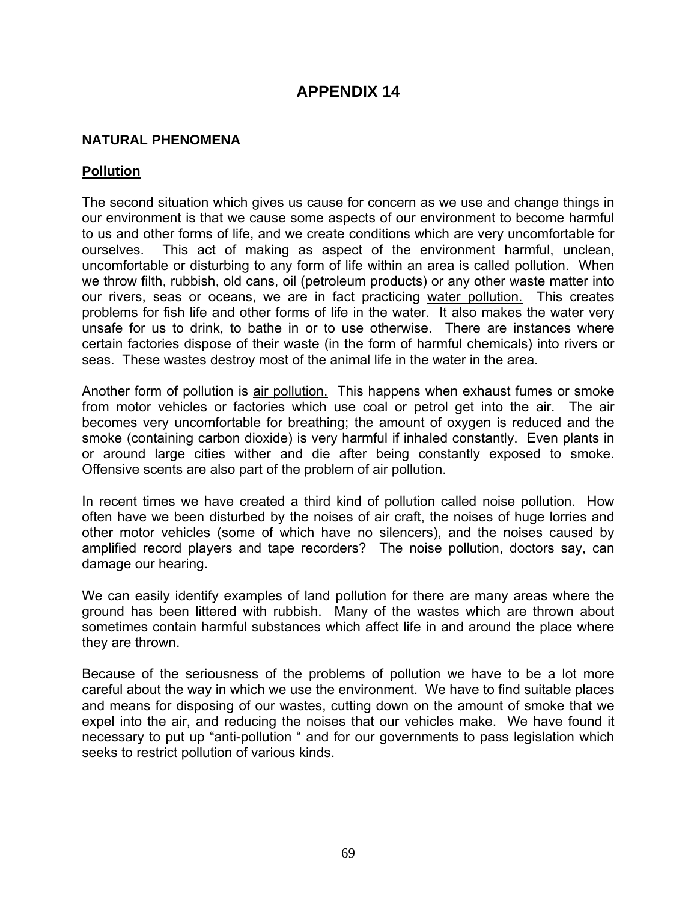# APPENDIX 14

## NATURAL PHENOMENA

### Pollution

The second situation which gives us cause for concern as we use and change things in our environment is that we cause some aspects of our environment to become harmful to us and other forms of life, and we create conditions which are very uncomfortable for ourselves. This act of making as aspect of the environment harmful, unclean, uncomfortable or disturbing to any form of life within an area is called pollution. When we throw filth, rubbish, old cans, oil (petroleum products) or any other waste matter into our rivers, seas or oceans, we are in fact practicing water pollution. This creates problems for fish life and other forms of life in the water. It also makes the water very unsafe for us to drink, to bathe in or to use otherwise. There are instances where certain factories dispose of their waste (in the form of harmful chemicals) into rivers or seas. These wastes destroy most of the animal life in the water in the area.

Another form of pollution is air pollution. This happens when exhaust fumes or smoke from motor vehicles or factories which use coal or petrol get into the air. The air becomes very uncomfortable for breathing; the amount of oxygen is reduced and the smoke (containing carbon dioxide) is very harmful if inhaled constantly. Even plants in or around large cities wither and die after being constantly exposed to smoke. Offensive scents are also part of the problem of air pollution.

In recent times we have created a third kind of pollution called noise pollution. How often have we been disturbed by the noises of air craft, the noises of huge lorries and other motor vehicles (some of which have no silencers), and the noises caused by amplified record players and tape recorders? The noise pollution, doctors say, can damage our hearing.

We can easily identify examples of land pollution for there are many areas where the ground has been littered with rubbish. Many of the wastes which are thrown about sometimes contain harmful substances which affect life in and around the place where they are thrown.

Because of the seriousness of the problems of pollution we have to be a lot more careful about the way in which we use the environment. We have to find suitable places and means for disposing of our wastes, cutting down on the amount of smoke that we expel into the air, and reducing the noises that our vehicles make. We have found it necessary to put up "anti-pollution " and for our governments to pass legislation which seeks to restrict pollution of various kinds.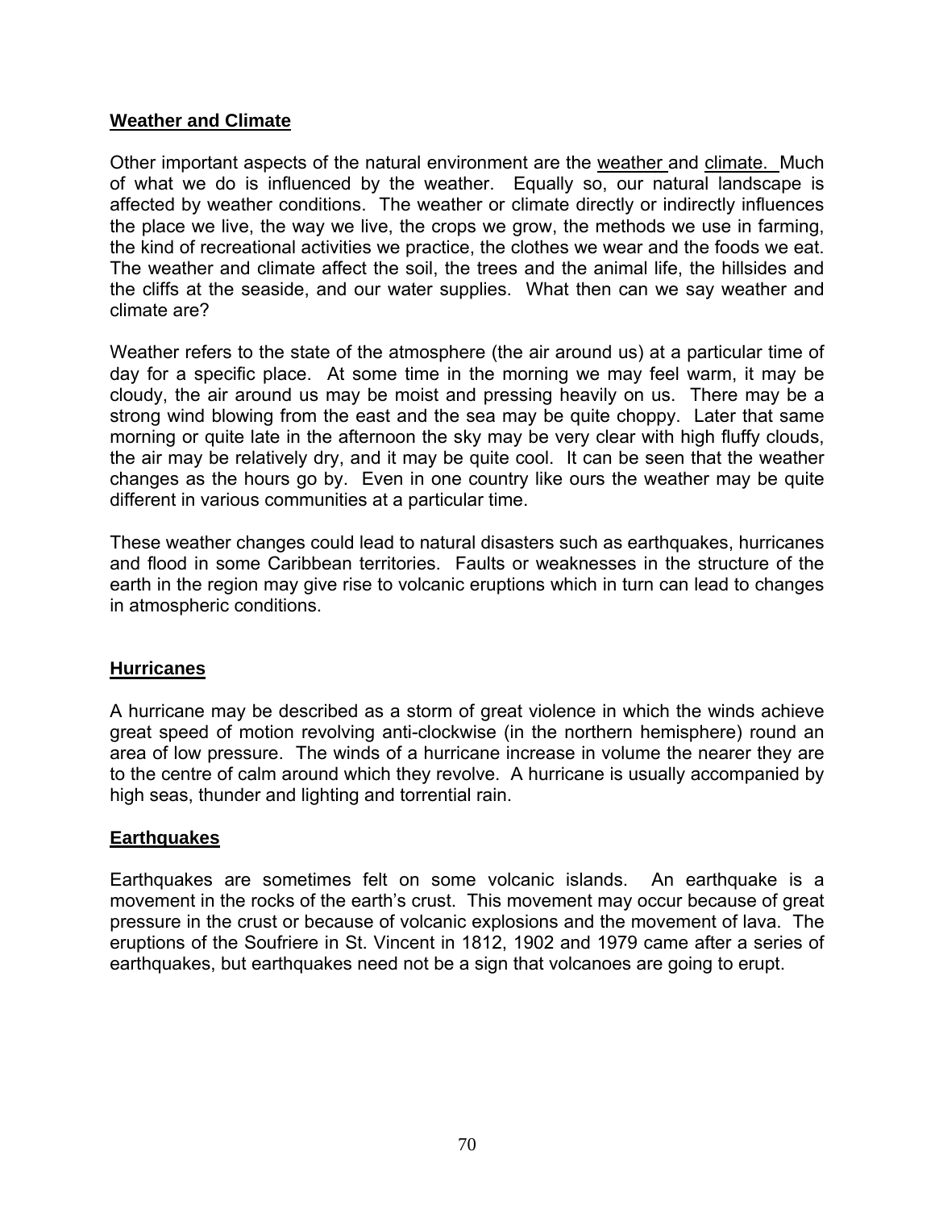## **Weather and Climate**

Other important aspects of the natural environment are the weather and climate. Much of what we do is influenced by the weather. Equally so, our natural landscape is affected by weather conditions. The weather or climate directly or indirectly influences the place we live, the way we live, the crops we grow, the methods we use in farming, the kind of recreational activities we practice, the clothes we wear and the foods we eat. The weather and climate affect the soil, the trees and the animal life, the hillsides and the cliffs at the seaside, and our water supplies. What then can we say weather and climate are?

Weather refers to the state of the atmosphere (the air around us) at a particular time of day for a specific place. At some time in the morning we may feel warm, it may be cloudy, the air around us may be moist and pressing heavily on us. There may be a strong wind blowing from the east and the sea may be quite choppy. Later that same morning or quite late in the afternoon the sky may be very clear with high fluffy clouds, the air may be relatively dry, and it may be quite cool. It can be seen that the weather changes as the hours go by. Even in one country like ours the weather may be quite different in various communities at a particular time.

These weather changes could lead to natural disasters such as earthquakes, hurricanes and flood in some Caribbean territories. Faults or weaknesses in the structure of the earth in the region may give rise to volcanic eruptions which in turn can lead to changes in atmospheric conditions.

## **Hurricanes**

A hurricane may be described as a storm of great violence in which the winds achieve great speed of motion revolving anti-clockwise (in the northern hemisphere) round an area of low pressure. The winds of a hurricane increase in volume the nearer they are to the centre of calm around which they revolve. A hurricane is usually accompanied by high seas, thunder and lighting and torrential rain.

## **Earthquakes**

Earthquakes are sometimes felt on some volcanic islands. An earthquake is a movement in the rocks of the earth's crust. This movement may occur because of great pressure in the crust or because of volcanic explosions and the movement of lava. The eruptions of the Soufriere in St. Vincent in 1812, 1902 and 1979 came after a series of earthquakes, but earthquakes need not be a sign that volcanoes are going to erupt.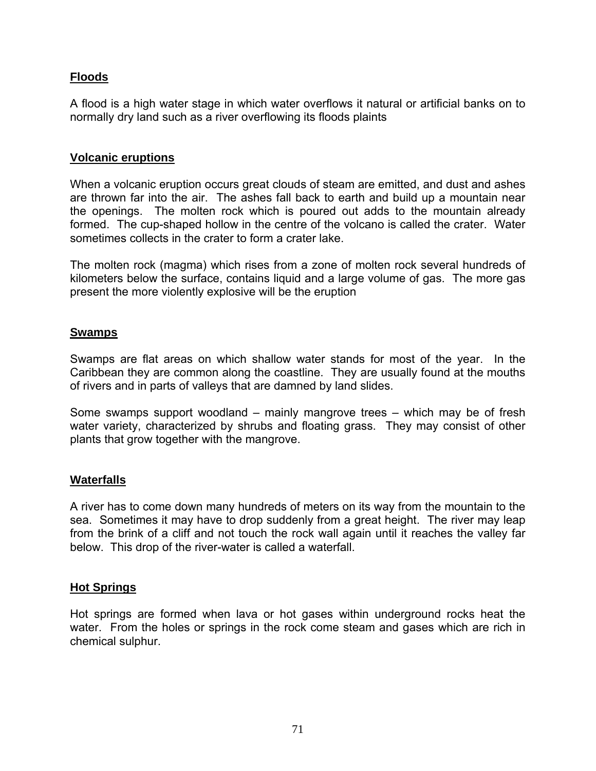## Floods

A flood is a high water stage in which water overflows it natural or artificial banks on to normally dry land such as a river overflowing its floods plaints

## Volcanic eruptions

When a volcanic eruption occurs great clouds of steam are emitted, and dust and ashes are thrown far into the air. The ashes fall back to earth and build up a mountain near the openings. The molten rock which is poured out adds to the mountain already formed. The cup-shaped hollow in the centre of the volcano is called the crater. Water sometimes collects in the crater to form a crater lake.

The molten rock (magma) which rises from a zone of molten rock several hundreds of kilometers below the surface, contains liquid and a large volume of gas. The more gas present the more violently explosive will be the eruption

## Swamps

Swamps are flat areas on which shallow water stands for most of the year. In the Caribbean they are common along the coastline. They are usually found at the mouths of rivers and in parts of valleys that are damned by land slides.

Some swamps support woodland – mainly mangrove trees – which may be of fresh water variety, characterized by shrubs and floating grass. They may consist of other plants that grow together with the mangrove.

## Waterfalls

A river has to come down many hundreds of meters on its way from the mountain to the sea. Sometimes it may have to drop suddenly from a great height. The river may leap from the brink of a cliff and not touch the rock wall again until it reaches the valley far below. This drop of the river-water is called a waterfall.

## Hot Springs

Hot springs are formed when lava or hot gases within underground rocks heat the water. From the holes or springs in the rock come steam and gases which are rich in chemical sulphur.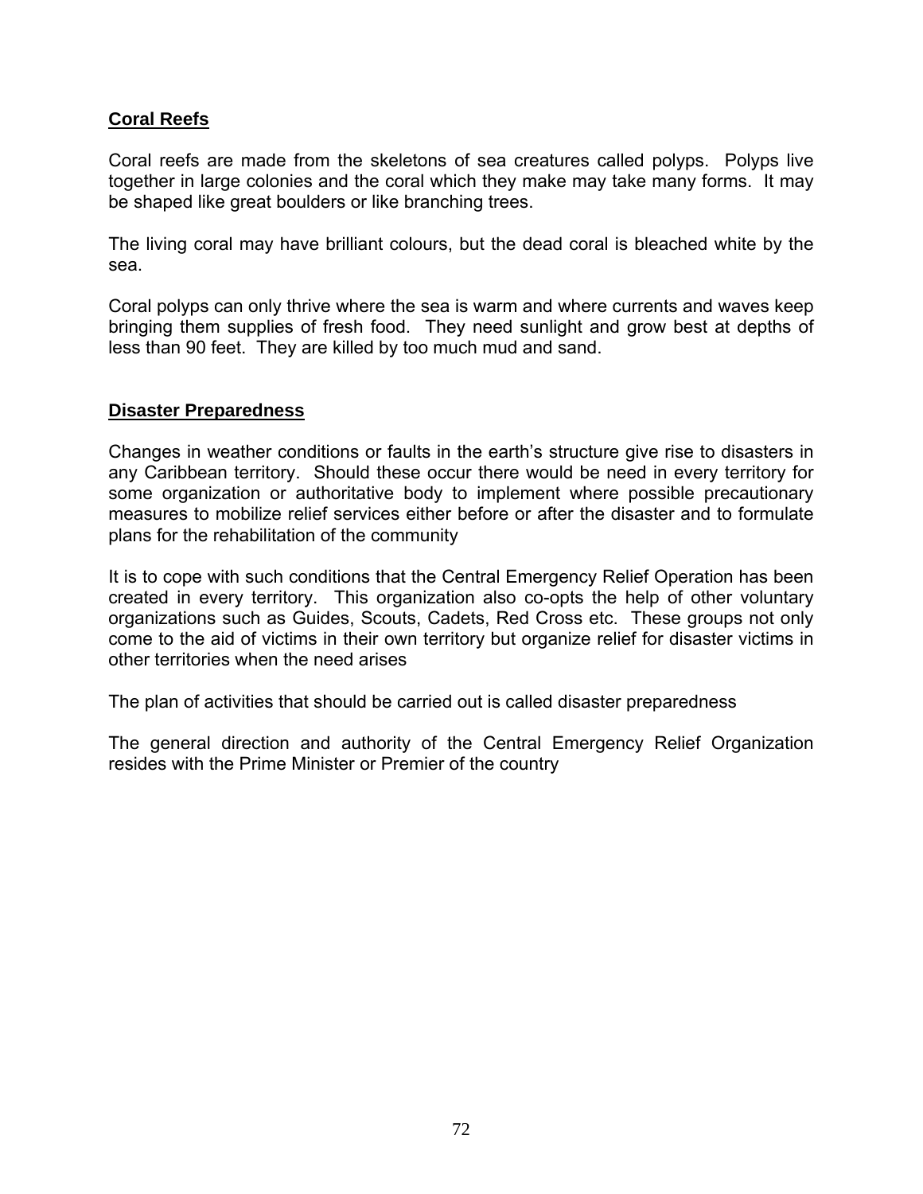## Coral Reefs

Coral reefs are made from the skeletons of sea creatures called polyps. Polyps live together in large colonies and the coral which they make may take many forms. It may be shaped like great boulders or like branching trees.

The living coral may have brilliant colours, but the dead coral is bleached white by the sea.

Coral polyps can only thrive where the sea is warm and where currents and waves keep bringing them supplies of fresh food. They need sunlight and grow best at depths of less than 90 feet. They are killed by too much mud and sand.

## Disaster Preparedness

Changes in weather conditions or faults in the earth's structure give rise to disasters in any Caribbean territory. Should these occur there would be need in every territory for some organization or authoritative body to implement where possible precautionary measures to mobilize relief services either before or after the disaster and to formulate plans for the rehabilitation of the community

It is to cope with such conditions that the Central Emergency Relief Operation has been created in every territory. This organization also co-opts the help of other voluntary organizations such as Guides, Scouts, Cadets, Red Cross etc. These groups not only come to the aid of victims in their own territory but organize relief for disaster victims in other territories when the need arises

The plan of activities that should be carried out is called disaster preparedness

The general direction and authority of the Central Emergency Relief Organization resides with the Prime Minister or Premier of the country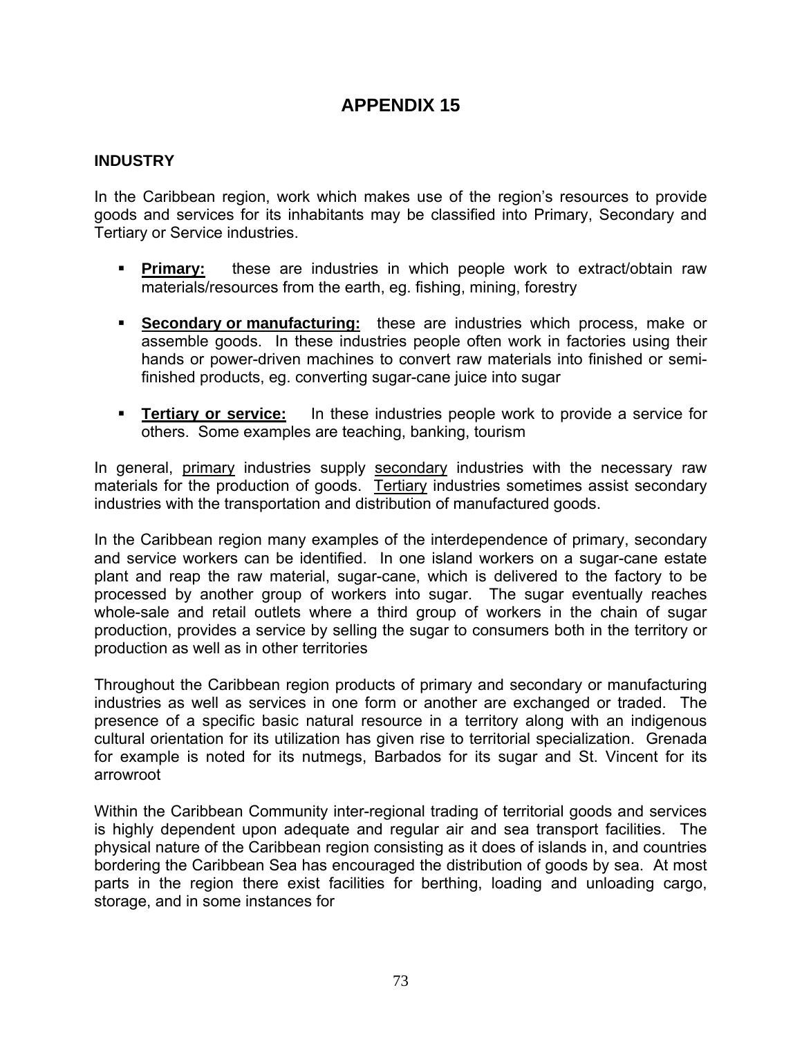# APPENDIX 15

## INDUSTRY

In the Caribbean region, work which makes use of the region's resources to provide goods and services for its inhabitants may be classified into Primary, Secondary and Tertiary or Service industries.

- **Primary:** these are industries in which people work to extract/obtain raw materials/resources from the earth, eg. fishing, mining, forestry

- **Secondary or manufacturing:** these are industries which process, make or assemble goods. In these industries people often work in factories using their hands or power-driven machines to convert raw materials into finished or semi-finished products, eg. converting sugar-cane juice into sugar

- **Tertiary or service:** In these industries people work to provide a service for others. Some examples are teaching, banking, tourism

In general, primary industries supply secondary industries with the necessary raw materials for the production of goods. Tertiary industries sometimes assist secondary industries with the transportation and distribution of manufactured goods.

In the Caribbean region many examples of the interdependence of primary, secondary and service workers can be identified. In one island workers on a sugar-cane estate plant and reap the raw material, sugar-cane, which is delivered to the factory to be processed by another group of workers into sugar. The sugar eventually reaches whole-sale and retail outlets where a third group of workers in the chain of sugar production, provides a service by selling the sugar to consumers both in the territory or production as well as in other territories

Throughout the Caribbean region products of primary and secondary or manufacturing industries as well as services in one form or another are exchanged or traded. The presence of a specific basic natural resource in a territory along with an indigenous cultural orientation for its utilization has given rise to territorial specialization. Grenada for example is noted for its nutmegs, Barbados for its sugar and St. Vincent for its arrowroot

Within the Caribbean Community inter-regional trading of territorial goods and services is highly dependent upon adequate and regular air and sea transport facilities. The physical nature of the Caribbean region consisting as it does of islands in, and countries bordering the Caribbean Sea has encouraged the distribution of goods by sea. At most parts in the region there exist facilities for berthing, loading and unloading cargo, storage, and in some instances for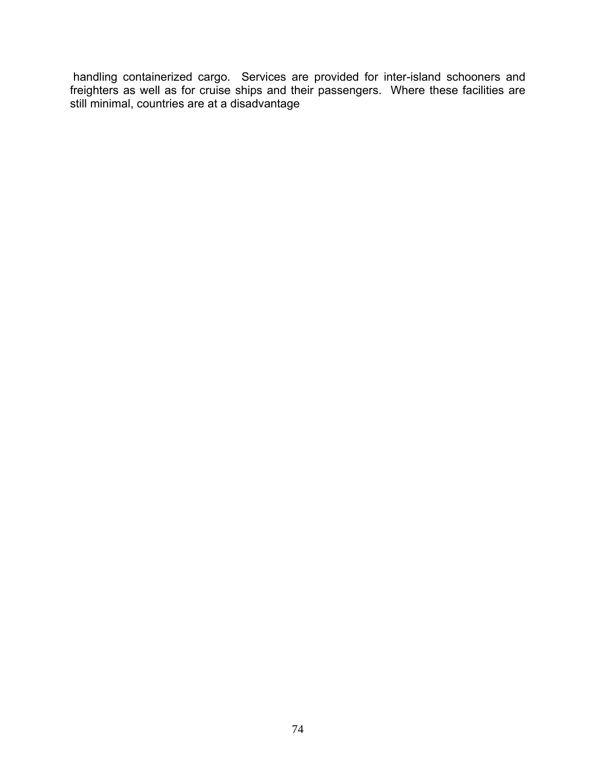handling containerized cargo. Services are provided for inter-island schooners and freighters as well as for cruise ships and their passengers. Where these facilities are still minimal, countries are at a disadvantage